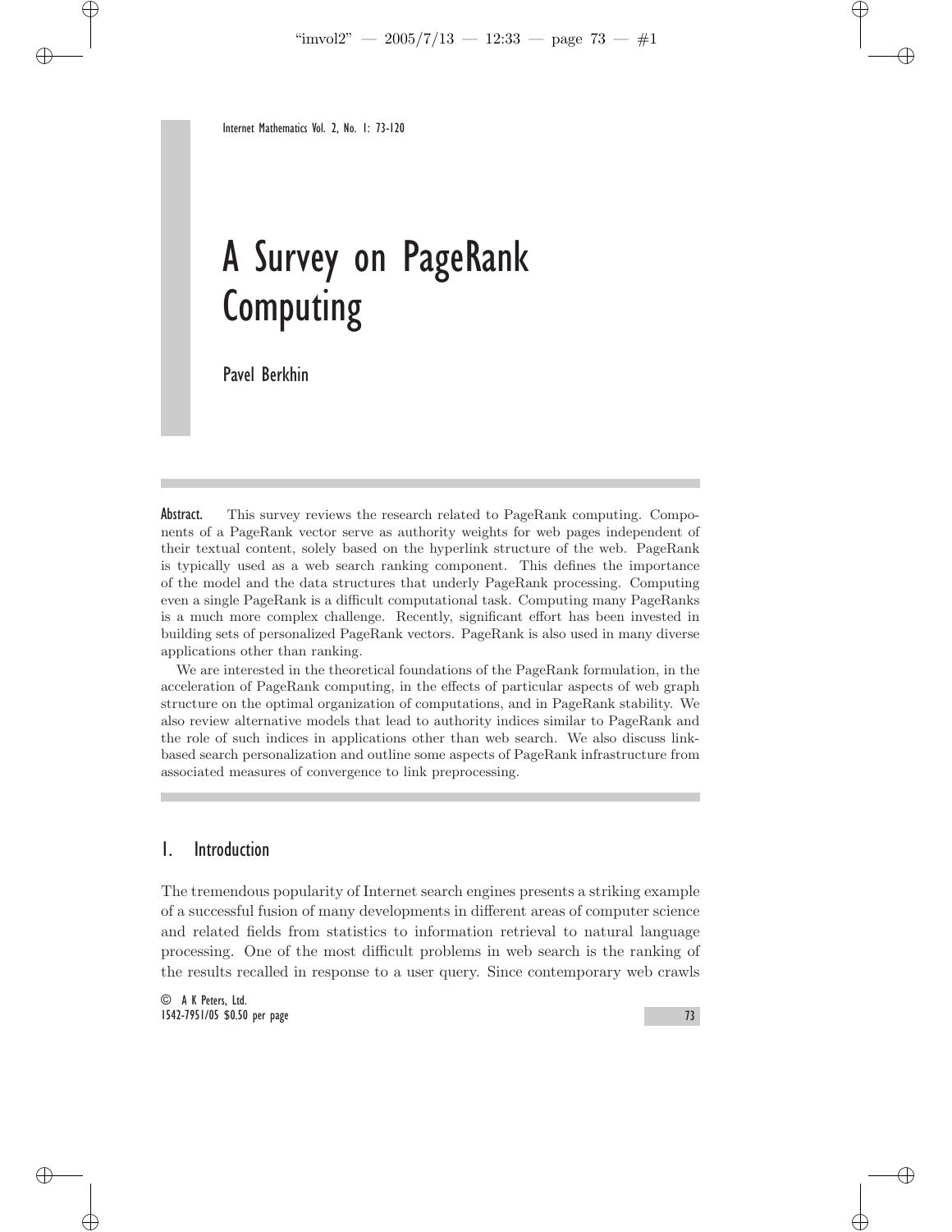# A Survey on PageRank Computing

Pavel Berkhin

**Abstract.** This survey reviews the research related to PageRank computing. Components of a PageRank vector serve as authority weights for web pages independent of their textual content, solely based on the hyperlink structure of the web. PageRank is typically used as a web search ranking component. This defines the importance of the model and the data structures that underly PageRank processing. Computing even a single PageRank is a difficult computational task. Computing many PageRanks is a much more complex challenge. Recently, significant effort has been invested in building sets of personalized PageRank vectors. PageRank is also used in many diverse applications other than ranking.

We are interested in the theoretical foundations of the PageRank formulation, in the acceleration of PageRank computing, in the effects of particular aspects of web graph structure on the optimal organization of computations, and in PageRank stability. We also review alternative models that lead to authority indices similar to PageRank and the role of such indices in applications other than web search. We also discuss link-based search personalization and outline some aspects of PageRank infrastructure from associated measures of convergence to link preprocessing.

## 1. Introduction

The tremendous popularity of Internet search engines presents a striking example of a successful fusion of many developments in different areas of computer science and related fields from statistics to information retrieval to natural language processing. One of the most difficult problems in web search is the ranking of the results recalled in response to a user query. Since contemporary web crawls

© A K Peters, Ltd.
1542-7951/05 $0.50 per page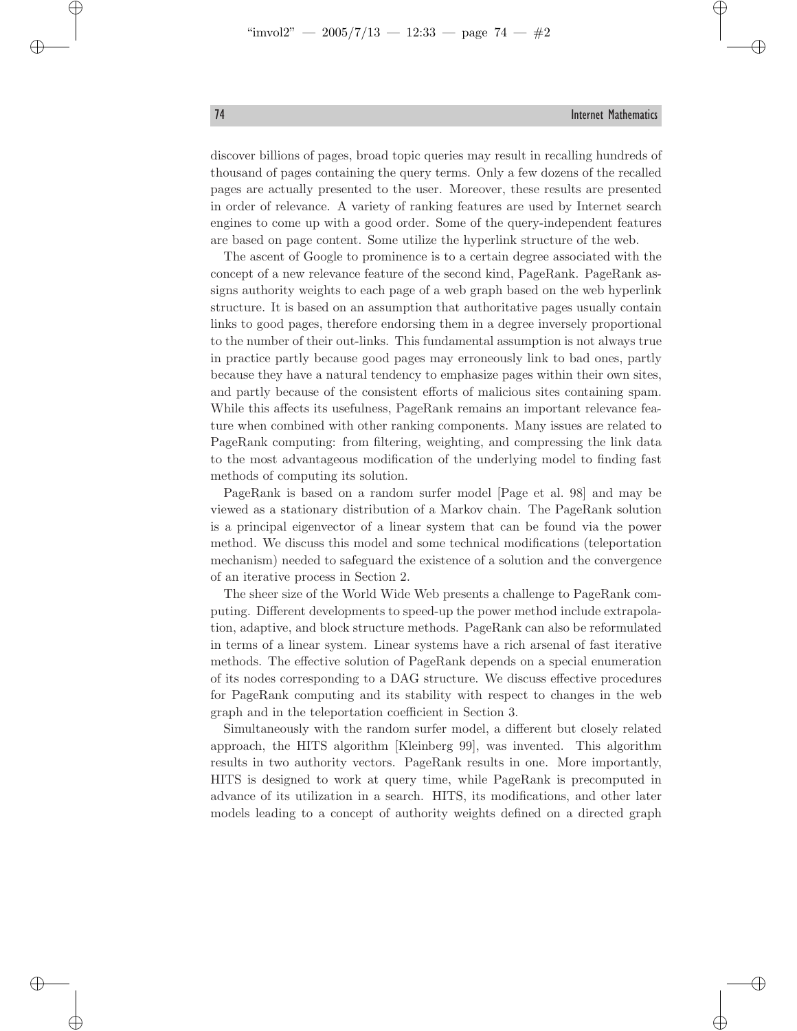discover billions of pages, broad topic queries may result in recalling hundreds of thousand of pages containing the query terms. Only a few dozens of the recalled pages are actually presented to the user. Moreover, these results are presented in order of relevance. A variety of ranking features are used by Internet search engines to come up with a good order. Some of the query-independent features are based on page content. Some utilize the hyperlink structure of the web.

The ascent of Google to prominence is to a certain degree associated with the concept of a new relevance feature of the second kind, PageRank. PageRank assigns authority weights to each page of a web graph based on the web hyperlink structure. It is based on an assumption that authoritative pages usually contain links to good pages, therefore endorsing them in a degree inversely proportional to the number of their out-links. This fundamental assumption is not always true in practice partly because good pages may erroneously link to bad ones, partly because they have a natural tendency to emphasize pages within their own sites, and partly because of the consistent efforts of malicious sites containing spam. While this affects its usefulness, PageRank remains an important relevance feature when combined with other ranking components. Many issues are related to PageRank computing: from filtering, weighting, and compressing the link data to the most advantageous modification of the underlying model to finding fast methods of computing its solution.

PageRank is based on a random surfer model [Page et al. 98] and may be viewed as a stationary distribution of a Markov chain. The PageRank solution is a principal eigenvector of a linear system that can be found via the power method. We discuss this model and some technical modifications (teleportation mechanism) needed to safeguard the existence of a solution and the convergence of an iterative process in Section 2.

The sheer size of the World Wide Web presents a challenge to PageRank computing. Different developments to speed-up the power method include extrapolation, adaptive, and block structure methods. PageRank can also be reformulated in terms of a linear system. Linear systems have a rich arsenal of fast iterative methods. The effective solution of PageRank depends on a special enumeration of its nodes corresponding to a DAG structure. We discuss effective procedures for PageRank computing and its stability with respect to changes in the web graph and in the teleportation coefficient in Section 3.

Simultaneously with the random surfer model, a different but closely related approach, the HITS algorithm [Kleinberg 99], was invented. This algorithm results in two authority vectors. PageRank results in one. More importantly, HITS is designed to work at query time, while PageRank is precomputed in advance of its utilization in a search. HITS, its modifications, and other later models leading to a concept of authority weights defined on a directed graph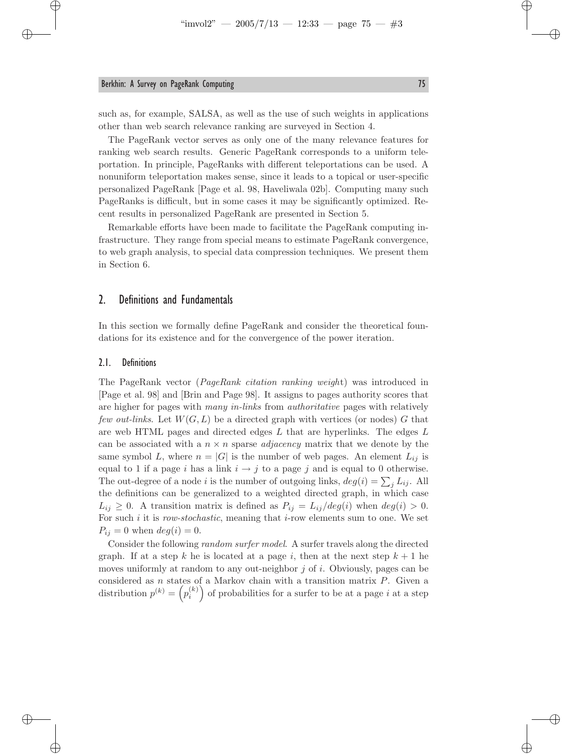such as, for example, SALSA, as well as the use of such weights in applications other than web search relevance ranking are surveyed in Section 4.

The PageRank vector serves as only one of the many relevance features for ranking web search results. Generic PageRank corresponds to a uniform teleportation. In principle, PageRanks with different teleportations can be used. A nonuniform teleportation makes sense, since it leads to a topical or user-specific personalized PageRank [Page et al. 98, Haveliwala 02b]. Computing many such PageRanks is difficult, but in some cases it may be significantly optimized. Recent results in personalized PageRank are presented in Section 5.

Remarkable efforts have been made to facilitate the PageRank computing infrastructure. They range from special means to estimate PageRank convergence, to web graph analysis, to special data compression techniques. We present them in Section 6.

## 2. Definitions and Fundamentals

In this section we formally define PageRank and consider the theoretical foundations for its existence and for the convergence of the power iteration.

### 2.1. Definitions

The PageRank vector (*PageRank citation ranking weight*) was introduced in [Page et al. 98] and [Brin and Page 98]. It assigns to pages authority scores that are higher for pages with *many in-links* from *authoritative* pages with relatively *few out-links*. Let $W(G, L)$ be a directed graph with vertices (or nodes) $G$ that are web HTML pages and directed edges $L$ that are hyperlinks. The edges $L$ can be associated with a $n \times n$ sparse *adjacency* matrix that we denote by the same symbol $L$, where $n = |G|$ is the number of web pages. An element $L_{ij}$ is equal to 1 if a page $i$ has a link $i \to j$ to a page $j$ and is equal to 0 otherwise. The out-degree of a node $i$ is the number of outgoing links, $deg(i) = \sum_j L_{ij}$. All the definitions can be generalized to a weighted directed graph, in which case $L_{ij} \geq 0$. A transition matrix is defined as $P_{ij} = L_{ij}/deg(i)$ when $deg(i) > 0$. For such $i$ it is *row-stochastic*, meaning that $i$-row elements sum to one. We set $P_{ij} = 0$ when $deg(i) = 0$.

Consider the following *random surfer model*. A surfer travels along the directed graph. If at a step $k$ he is located at a page $i$, then at the next step $k + 1$ he moves uniformly at random to any out-neighbor $j$ of $i$. Obviously, pages can be considered as $n$ states of a Markov chain with a transition matrix $P$. Given a distribution $p^{(k)} = \left(p_i^{(k)}\right)$ of probabilities for a surfer to be at a page $i$ at a step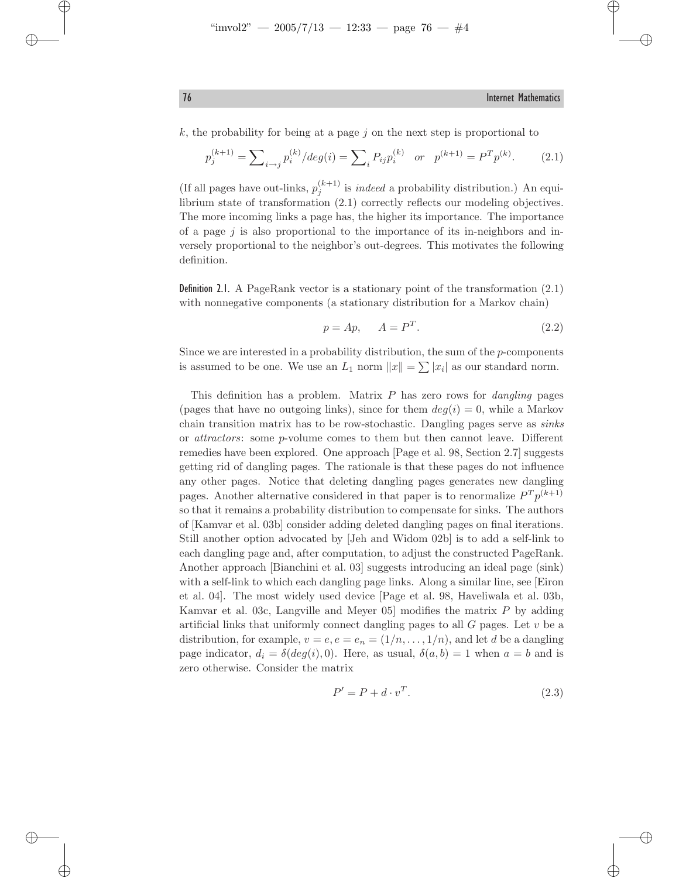$k$, the probability for being at a page $j$ on the next step is proportional to

$$p_j^{(k+1)} = \sum\nolimits_{i \to j} p_i^{(k)} / deg(i) = \sum\nolimits_i P_{ij} p_i^{(k)} \quad or \quad p^{(k+1)} = P^T p^{(k)}. \tag{2.1}$$

(If all pages have out-links, $p_j^{(k+1)}$ is *indeed* a probability distribution.) An equilibrium state of transformation (2.1) correctly reflects our modeling objectives. The more incoming links a page has, the higher its importance. The importance of a page $j$ is also proportional to the importance of its in-neighbors and inversely proportional to the neighbor's out-degrees. This motivates the following definition.

**Definition 2.1.** A PageRank vector is a stationary point of the transformation (2.1) with nonnegative components (a stationary distribution for a Markov chain)

$$p = Ap, \quad A = P^T. \tag{2.2}$$

Since we are interested in a probability distribution, the sum of the $p$-components is assumed to be one. We use an $L_1$ norm $\|x\| = \sum |x_i|$ as our standard norm.

This definition has a problem. Matrix $P$ has zero rows for *dangling* pages (pages that have no outgoing links), since for them $deg(i) = 0$, while a Markov chain transition matrix has to be row-stochastic. Dangling pages serve as *sinks* or *attractors*: some $p$-volume comes to them but then cannot leave. Different remedies have been explored. One approach [Page et al. 98, Section 2.7] suggests getting rid of dangling pages. The rationale is that these pages do not influence any other pages. Notice that deleting dangling pages generates new dangling pages. Another alternative considered in that paper is to renormalize $P^T p^{(k+1)}$ so that it remains a probability distribution to compensate for sinks. The authors of [Kamvar et al. 03b] consider adding deleted dangling pages on final iterations. Still another option advocated by [Jeh and Widom 02b] is to add a self-link to each dangling page and, after computation, to adjust the constructed PageRank. Another approach [Bianchini et al. 03] suggests introducing an ideal page (sink) with a self-link to which each dangling page links. Along a similar line, see [Eiron et al. 04]. The most widely used device [Page et al. 98, Haveliwala et al. 03b, Kamvar et al. 03c, Langville and Meyer 05] modifies the matrix $P$ by adding artificial links that uniformly connect dangling pages to all $G$ pages. Let $v$ be a distribution, for example, $v = e, e = e_n = (1/n, \ldots, 1/n)$, and let $d$ be a dangling page indicator, $d_i = \delta(deg(i), 0)$. Here, as usual, $\delta(a, b) = 1$ when $a = b$ and is zero otherwise. Consider the matrix

$$P' = P + d \cdot v^T. \tag{2.3}$$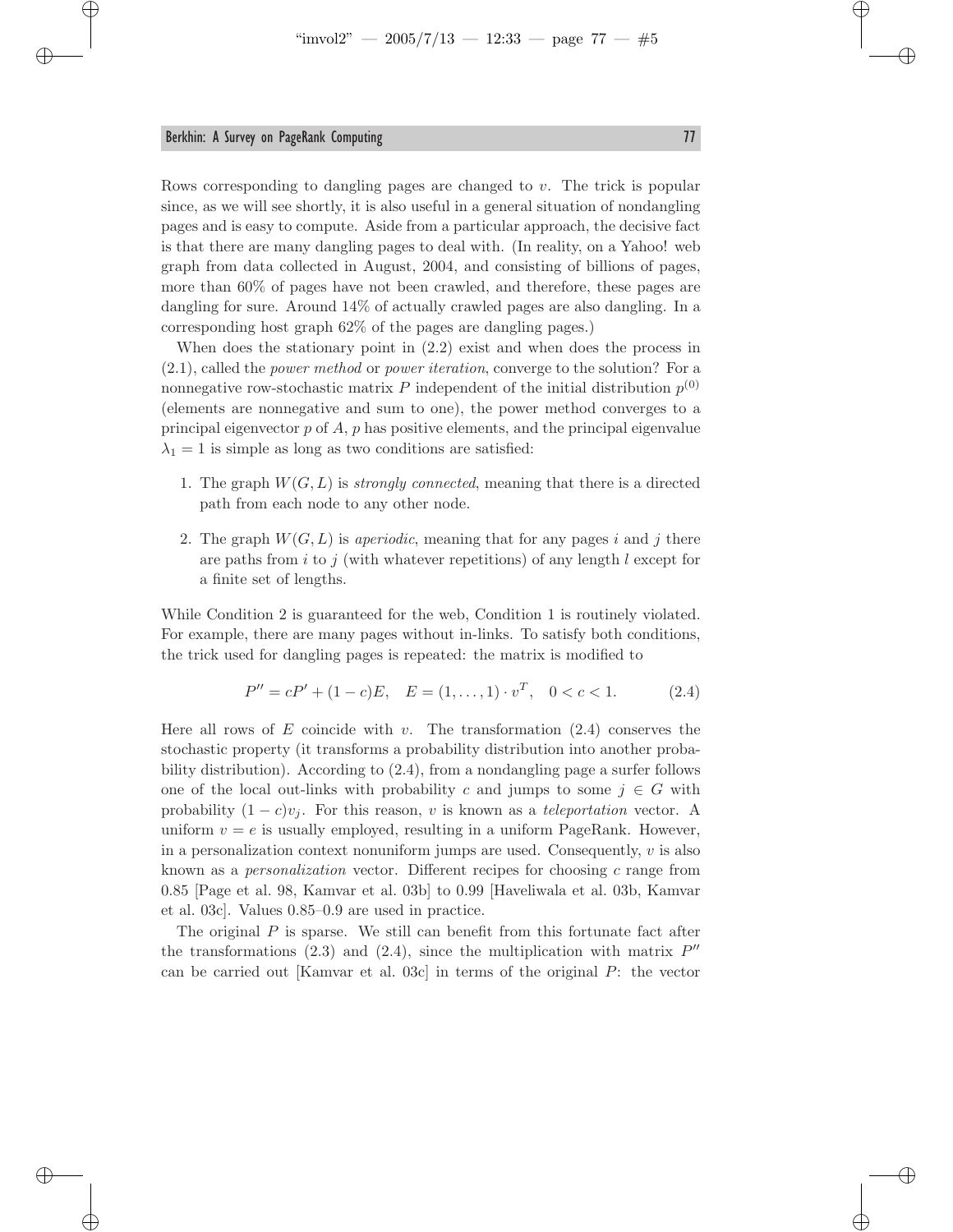Rows corresponding to dangling pages are changed to $v$. The trick is popular since, as we will see shortly, it is also useful in a general situation of nondangling pages and is easy to compute. Aside from a particular approach, the decisive fact is that there are many dangling pages to deal with. (In reality, on a Yahoo! web graph from data collected in August, 2004, and consisting of billions of pages, more than 60% of pages have not been crawled, and therefore, these pages are dangling for sure. Around 14% of actually crawled pages are also dangling. In a corresponding host graph 62% of the pages are dangling pages.)

When does the stationary point in (2.2) exist and when does the process in (2.1), called the *power method* or *power iteration*, converge to the solution? For a nonnegative row-stochastic matrix $P$ independent of the initial distribution $p^{(0)}$ (elements are nonnegative and sum to one), the power method converges to a principal eigenvector $p$ of $A$, $p$ has positive elements, and the principal eigenvalue $\lambda_1 = 1$ is simple as long as two conditions are satisfied:

1. The graph $W(G, L)$ is *strongly connected*, meaning that there is a directed path from each node to any other node.

2. The graph $W(G, L)$ is *aperiodic*, meaning that for any pages $i$ and $j$ there are paths from $i$ to $j$ (with whatever repetitions) of any length $l$ except for a finite set of lengths.

While Condition 2 is guaranteed for the web, Condition 1 is routinely violated. For example, there are many pages without in-links. To satisfy both conditions, the trick used for dangling pages is repeated: the matrix is modified to

$$P'' = cP' + (1 - c)E, \quad E = (1, \dots, 1) \cdot v^T, \quad 0 < c < 1. \tag{2.4}$$

Here all rows of $E$ coincide with $v$. The transformation (2.4) conserves the stochastic property (it transforms a probability distribution into another probability distribution). According to (2.4), from a nondangling page a surfer follows one of the local out-links with probability $c$ and jumps to some $j \in G$ with probability $(1 - c)v_j$. For this reason, $v$ is known as a *teleportation* vector. A uniform $v = e$ is usually employed, resulting in a uniform PageRank. However, in a personalization context nonuniform jumps are used. Consequently, $v$ is also known as a *personalization* vector. Different recipes for choosing $c$ range from 0.85 [Page et al. 98, Kamvar et al. 03b] to 0.99 [Haveliwala et al. 03b, Kamvar et al. 03c]. Values 0.85–0.9 are used in practice.

The original $P$ is sparse. We still can benefit from this fortunate fact after the transformations (2.3) and (2.4), since the multiplication with matrix $P''$ can be carried out [Kamvar et al. 03c] in terms of the original $P$: the vector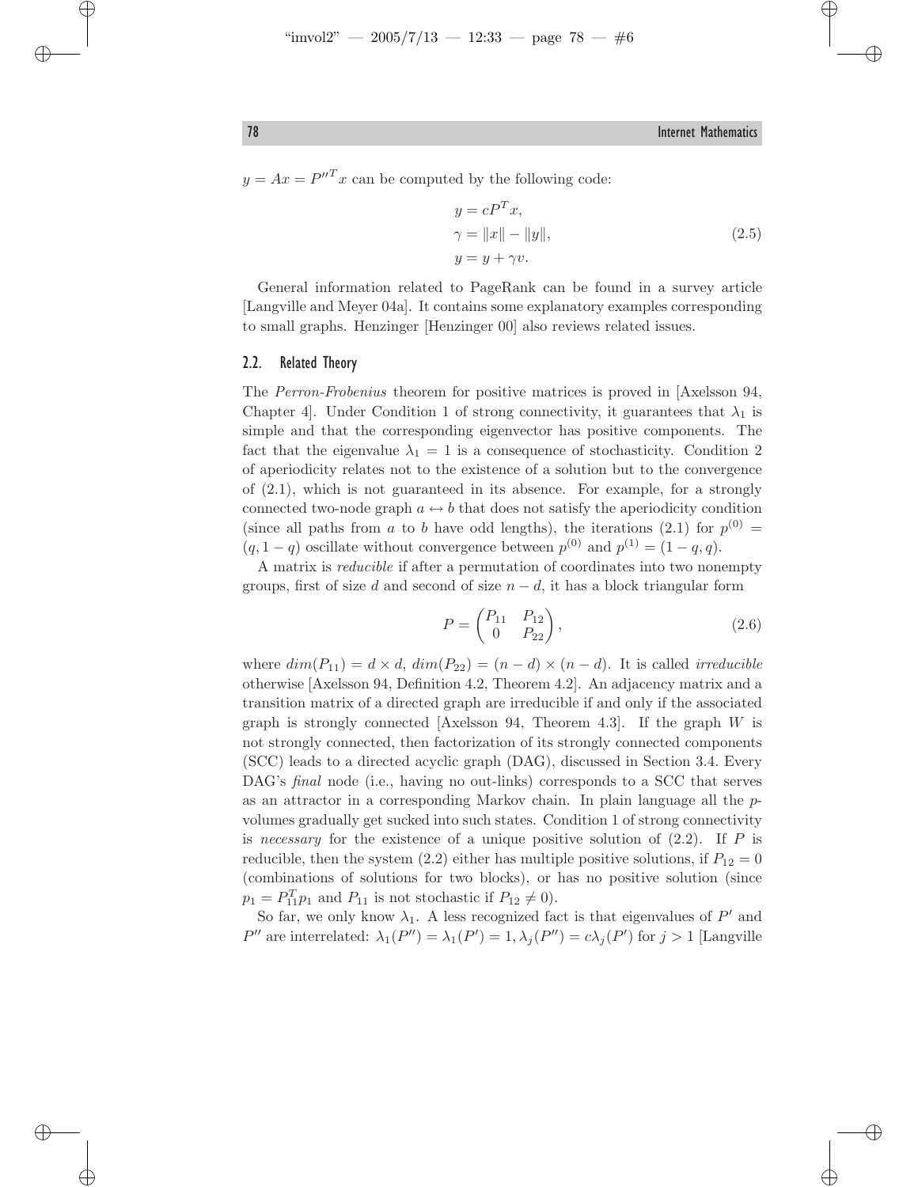$y = Ax = P''^T x$ can be computed by the following code:

$$
\begin{aligned}
y &= cP^T x, \\
\gamma &= \|x\| - \|y\|, \\
y &= y + \gamma v.
\end{aligned} \tag{2.5}
$$

General information related to PageRank can be found in a survey article [Langville and Meyer 04a]. It contains some explanatory examples corresponding to small graphs. Henzinger [Henzinger 00] also reviews related issues.

## 2.2. Related Theory

The *Perron-Frobenius* theorem for positive matrices is proved in [Axelsson 94, Chapter 4]. Under Condition 1 of strong connectivity, it guarantees that $\lambda_1$ is simple and that the corresponding eigenvector has positive components. The fact that the eigenvalue $\lambda_1 = 1$ is a consequence of stochasticity. Condition 2 of aperiodicity relates not to the existence of a solution but to the convergence of (2.1), which is not guaranteed in its absence. For example, for a strongly connected two-node graph $a \leftrightarrow b$ that does not satisfy the aperiodicity condition (since all paths from $a$ to $b$ have odd lengths), the iterations (2.1) for $p^{(0)} = (q, 1-q)$ oscillate without convergence between $p^{(0)}$ and $p^{(1)} = (1-q, q)$.

A matrix is *reducible* if after a permutation of coordinates into two nonempty groups, first of size $d$ and second of size $n-d$, it has a block triangular form

$$
P = \begin{pmatrix} P_{11} & P_{12} \\ 0 & P_{22} \end{pmatrix}, \tag{2.6}
$$

where $dim(P_{11}) = d \times d$, $dim(P_{22}) = (n-d) \times (n-d)$. It is called *irreducible* otherwise [Axelsson 94, Definition 4.2, Theorem 4.2]. An adjacency matrix and a transition matrix of a directed graph are irreducible if and only if the associated graph is strongly connected [Axelsson 94, Theorem 4.3]. If the graph $W$ is not strongly connected, then factorization of its strongly connected components (SCC) leads to a directed acyclic graph (DAG), discussed in Section 3.4. Every DAG's *final* node (i.e., having no out-links) corresponds to a SCC that serves as an attractor in a corresponding Markov chain. In plain language all the $p$-volumes gradually get sucked into such states. Condition 1 of strong connectivity is *necessary* for the existence of a unique positive solution of (2.2). If $P$ is reducible, then the system (2.2) either has multiple positive solutions, if $P_{12} = 0$ (combinations of solutions for two blocks), or has no positive solution (since $p_1 = P_{11}^T p_1$ and $P_{11}$ is not stochastic if $P_{12} \neq 0$).

So far, we only know $\lambda_1$. A less recognized fact is that eigenvalues of $P'$ and $P''$ are interrelated: $\lambda_1(P'') = \lambda_1(P') = 1$, $\lambda_j(P'') = c\lambda_j(P')$ for $j > 1$ [Langville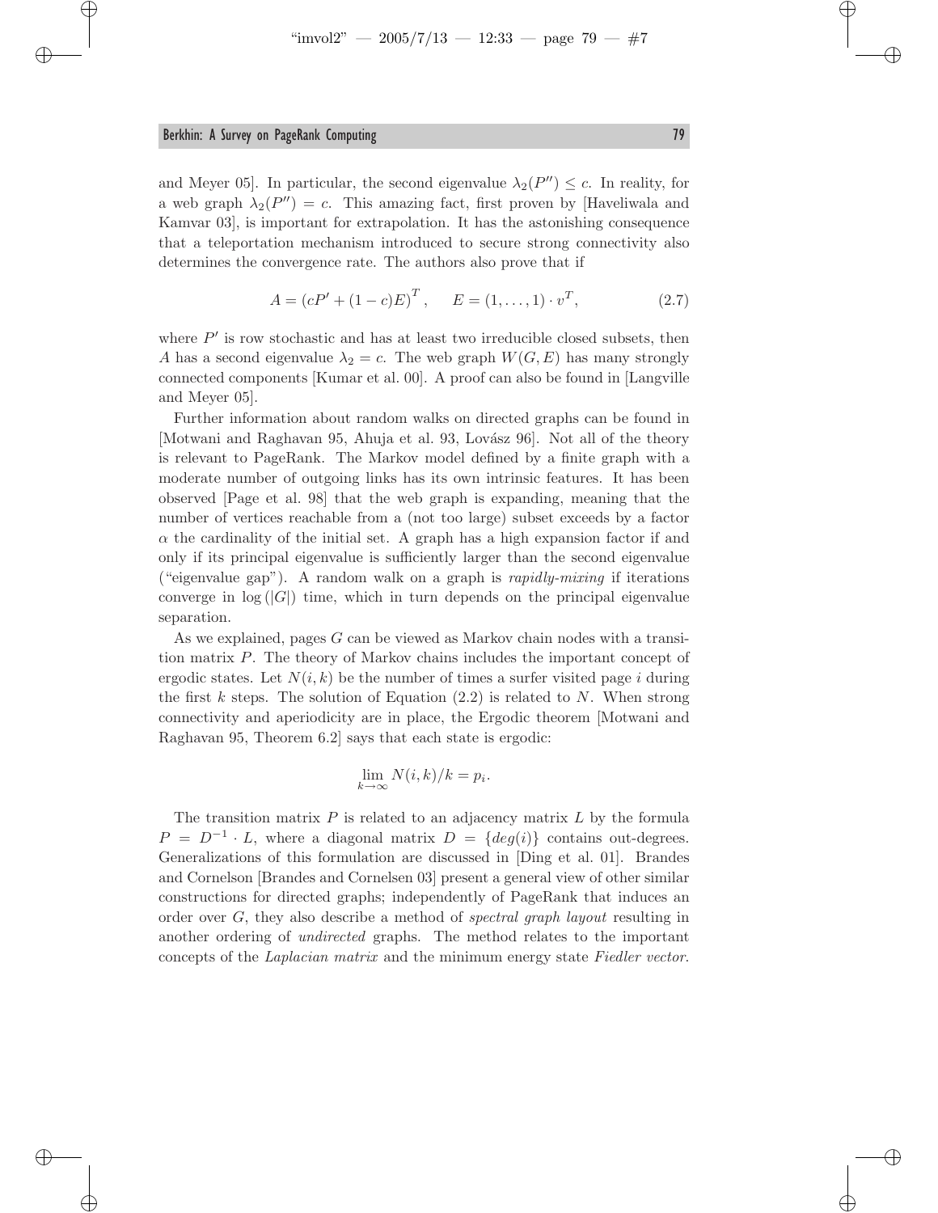and Meyer 05]. In particular, the second eigenvalue $\lambda_2(P'') \leq c$. In reality, for a web graph $\lambda_2(P'') = c$. This amazing fact, first proven by [Haveliwala and Kamvar 03], is important for extrapolation. It has the astonishing consequence that a teleportation mechanism introduced to secure strong connectivity also determines the convergence rate. The authors also prove that if

$$A = \left(cP' + (1-c)E\right)^T, \quad E = (1, \ldots, 1) \cdot v^T, \tag{2.7}$$

where $P'$ is row stochastic and has at least two irreducible closed subsets, then $A$ has a second eigenvalue $\lambda_2 = c$. The web graph $W(G, E)$ has many strongly connected components [Kumar et al. 00]. A proof can also be found in [Langville and Meyer 05].

Further information about random walks on directed graphs can be found in [Motwani and Raghavan 95, Ahuja et al. 93, Lovász 96]. Not all of the theory is relevant to PageRank. The Markov model defined by a finite graph with a moderate number of outgoing links has its own intrinsic features. It has been observed [Page et al. 98] that the web graph is expanding, meaning that the number of vertices reachable from a (not too large) subset exceeds by a factor $\alpha$ the cardinality of the initial set. A graph has a high expansion factor if and only if its principal eigenvalue is sufficiently larger than the second eigenvalue ("eigenvalue gap"). A random walk on a graph is *rapidly-mixing* if iterations converge in $\log(|G|)$ time, which in turn depends on the principal eigenvalue separation.

As we explained, pages $G$ can be viewed as Markov chain nodes with a transition matrix $P$. The theory of Markov chains includes the important concept of ergodic states. Let $N(i, k)$ be the number of times a surfer visited page $i$ during the first $k$ steps. The solution of Equation (2.2) is related to $N$. When strong connectivity and aperiodicity are in place, the Ergodic theorem [Motwani and Raghavan 95, Theorem 6.2] says that each state is ergodic:

$$\lim_{k \to \infty} N(i, k)/k = p_i.$$

The transition matrix $P$ is related to an adjacency matrix $L$ by the formula $P = D^{-1} \cdot L$, where a diagonal matrix $D = \{deg(i)\}$ contains out-degrees. Generalizations of this formulation are discussed in [Ding et al. 01]. Brandes and Cornelson [Brandes and Cornelsen 03] present a general view of other similar constructions for directed graphs; independently of PageRank that induces an order over $G$, they also describe a method of *spectral graph layout* resulting in another ordering of *undirected* graphs. The method relates to the important concepts of the *Laplacian matrix* and the minimum energy state *Fiedler vector*.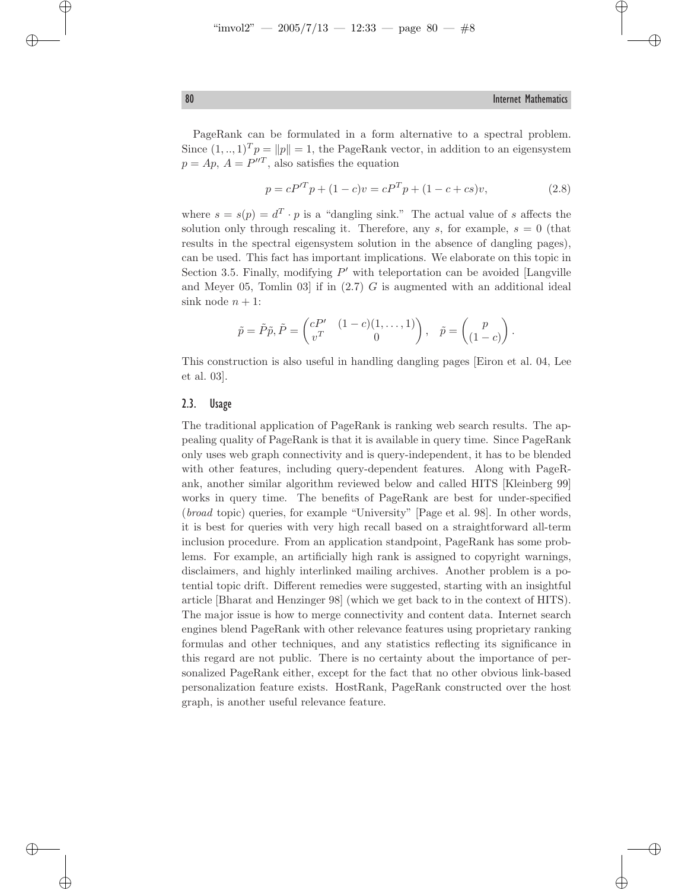PageRank can be formulated in a form alternative to a spectral problem. Since $(1, .., 1)^T p = \|p\| = 1$, the PageRank vector, in addition to an eigensystem $p = Ap$, $A = P''^T$, also satisfies the equation

$$p = cP'^T p + (1-c)v = cP^T p + (1 - c + cs)v, \tag{2.8}$$

where $s = s(p) = d^T \cdot p$ is a "dangling sink." The actual value of $s$ affects the solution only through rescaling it. Therefore, any $s$, for example, $s = 0$ (that results in the spectral eigensystem solution in the absence of dangling pages), can be used. This fact has important implications. We elaborate on this topic in Section 3.5. Finally, modifying $P'$ with teleportation can be avoided [Langville and Meyer 05, Tomlin 03] if in (2.7) $G$ is augmented with an additional ideal sink node $n+1$:

$$\tilde{p} = \tilde{P}\tilde{p}, \tilde{P} = \begin{pmatrix} cP' & (1-c)(1, \ldots, 1) \\ v^T & 0 \end{pmatrix}, \quad \tilde{p} = \begin{pmatrix} p \\ (1-c) \end{pmatrix}.$$

This construction is also useful in handling dangling pages [Eiron et al. 04, Lee et al. 03].

### 2.3. Usage

The traditional application of PageRank is ranking web search results. The appealing quality of PageRank is that it is available in query time. Since PageRank only uses web graph connectivity and is query-independent, it has to be blended with other features, including query-dependent features. Along with PageRank, another similar algorithm reviewed below and called HITS [Kleinberg 99] works in query time. The benefits of PageRank are best for under-specified (*broad* topic) queries, for example "University" [Page et al. 98]. In other words, it is best for queries with very high recall based on a straightforward all-term inclusion procedure. From an application standpoint, PageRank has some problems. For example, an artificially high rank is assigned to copyright warnings, disclaimers, and highly interlinked mailing archives. Another problem is a potential topic drift. Different remedies were suggested, starting with an insightful article [Bharat and Henzinger 98] (which we get back to in the context of HITS). The major issue is how to merge connectivity and content data. Internet search engines blend PageRank with other relevance features using proprietary ranking formulas and other techniques, and any statistics reflecting its significance in this regard are not public. There is no certainty about the importance of personalized PageRank either, except for the fact that no other obvious link-based personalization feature exists. HostRank, PageRank constructed over the host graph, is another useful relevance feature.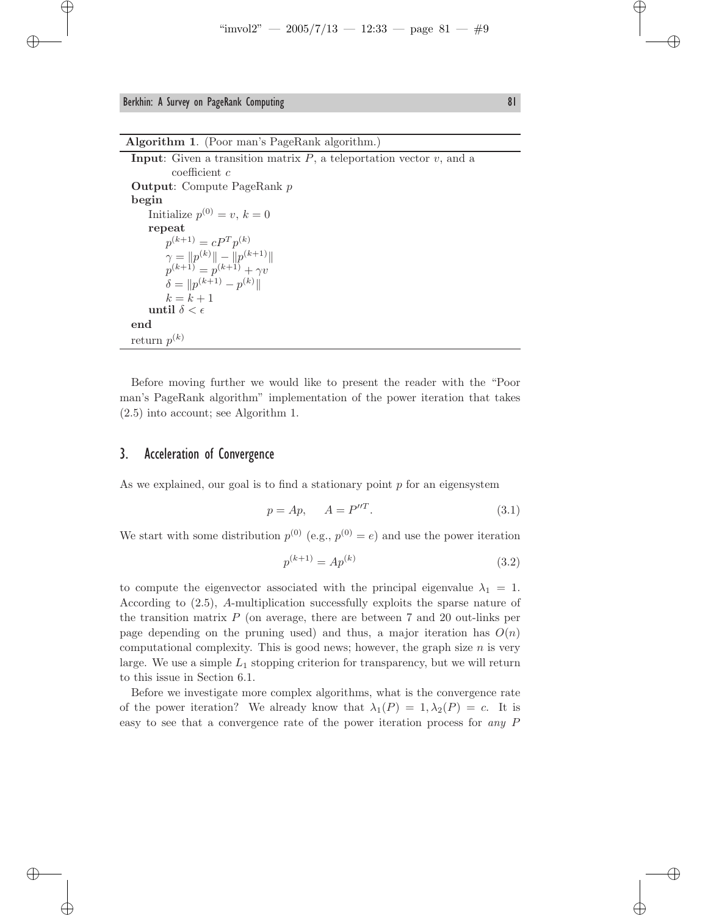**Algorithm 1**. (Poor man's PageRank algorithm.)

```
Input: Given a transition matrix P, a teleportation vector v, and a
       coefficient c
Output: Compute PageRank p
begin
    Initialize p^(0) = v, k = 0
    repeat
        p^(k+1) = c P^T p^(k)
        γ = ||p^(k)|| − ||p^(k+1)||
        p^(k+1) = p^(k+1) + γv
        δ = ||p^(k+1) − p^(k)||
        k = k + 1
    until δ < ε
end
return p^(k)
```

Before moving further we would like to present the reader with the "Poor man's PageRank algorithm" implementation of the power iteration that takes (2.5) into account; see Algorithm 1.

## 3. Acceleration of Convergence

As we explained, our goal is to find a stationary point $p$ for an eigensystem

$$p = Ap, \qquad A = P''^T. \tag{3.1}$$

We start with some distribution $p^{(0)}$ (e.g., $p^{(0)} = e$) and use the power iteration

$$p^{(k+1)} = Ap^{(k)} \tag{3.2}$$

to compute the eigenvector associated with the principal eigenvalue $\lambda_1 = 1$. According to (2.5), $A$-multiplication successfully exploits the sparse nature of the transition matrix $P$ (on average, there are between 7 and 20 out-links per page depending on the pruning used) and thus, a major iteration has $O(n)$ computational complexity. This is good news; however, the graph size $n$ is very large. We use a simple $L_1$ stopping criterion for transparency, but we will return to this issue in Section 6.1.

Before we investigate more complex algorithms, what is the convergence rate of the power iteration? We already know that $\lambda_1(P) = 1, \lambda_2(P) = c$. It is easy to see that a convergence rate of the power iteration process for *any* $P$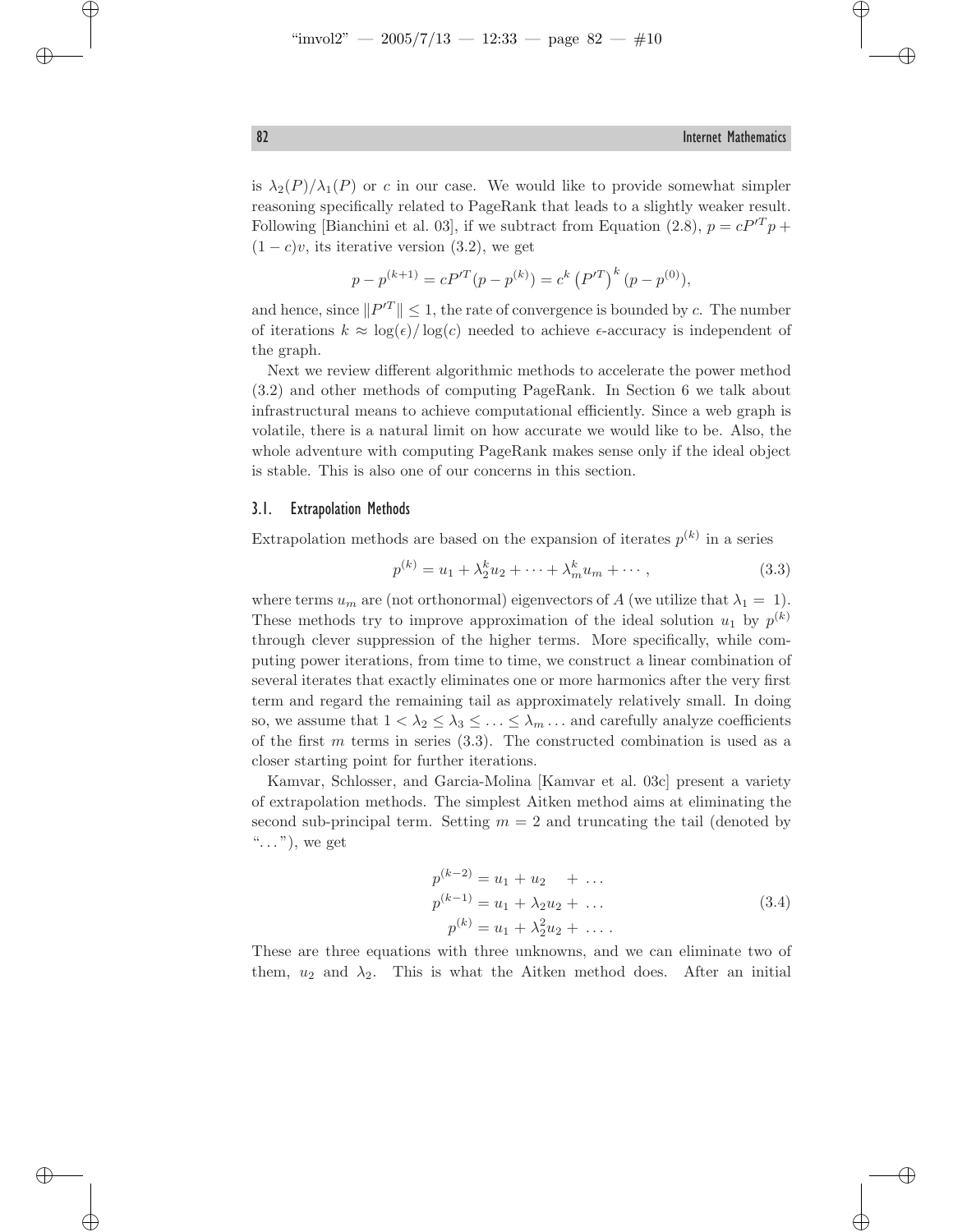is $\lambda_2(P)/\lambda_1(P)$ or $c$ in our case. We would like to provide somewhat simpler reasoning specifically related to PageRank that leads to a slightly weaker result. Following [Bianchini et al. 03], if we subtract from Equation (2.8), $p = cP'^T p + (1-c)v$, its iterative version (3.2), we get

$$p - p^{(k+1)} = cP'^T(p - p^{(k)}) = c^k \left(P'^T\right)^k (p - p^{(0)}),$$

and hence, since $\|P'^T\| \leq 1$, the rate of convergence is bounded by $c$. The number of iterations $k \approx \log(\epsilon)/\log(c)$ needed to achieve $\epsilon$-accuracy is independent of the graph.

Next we review different algorithmic methods to accelerate the power method (3.2) and other methods of computing PageRank. In Section 6 we talk about infrastructural means to achieve computational efficiently. Since a web graph is volatile, there is a natural limit on how accurate we would like to be. Also, the whole adventure with computing PageRank makes sense only if the ideal object is stable. This is also one of our concerns in this section.

### 3.1. Extrapolation Methods

Extrapolation methods are based on the expansion of iterates $p^{(k)}$ in a series

$$p^{(k)} = u_1 + \lambda_2^k u_2 + \cdots + \lambda_m^k u_m + \cdots, \tag{3.3}$$

where terms $u_m$ are (not orthonormal) eigenvectors of $A$ (we utilize that $\lambda_1 = 1$). These methods try to improve approximation of the ideal solution $u_1$ by $p^{(k)}$ through clever suppression of the higher terms. More specifically, while computing power iterations, from time to time, we construct a linear combination of several iterates that exactly eliminates one or more harmonics after the very first term and regard the remaining tail as approximately relatively small. In doing so, we assume that $1 < \lambda_2 \leq \lambda_3 \leq \ldots \leq \lambda_m \ldots$ and carefully analyze coefficients of the first $m$ terms in series (3.3). The constructed combination is used as a closer starting point for further iterations.

Kamvar, Schlosser, and Garcia-Molina [Kamvar et al. 03c] present a variety of extrapolation methods. The simplest Aitken method aims at eliminating the second sub-principal term. Setting $m = 2$ and truncating the tail (denoted by "$\ldots$"), we get

$$\begin{aligned} p^{(k-2)} &= u_1 + u_2 \quad + \ldots \\ p^{(k-1)} &= u_1 + \lambda_2 u_2 + \ldots \\ p^{(k)} &= u_1 + \lambda_2^2 u_2 + \ldots . \end{aligned} \tag{3.4}$$

These are three equations with three unknowns, and we can eliminate two of them, $u_2$ and $\lambda_2$. This is what the Aitken method does. After an initial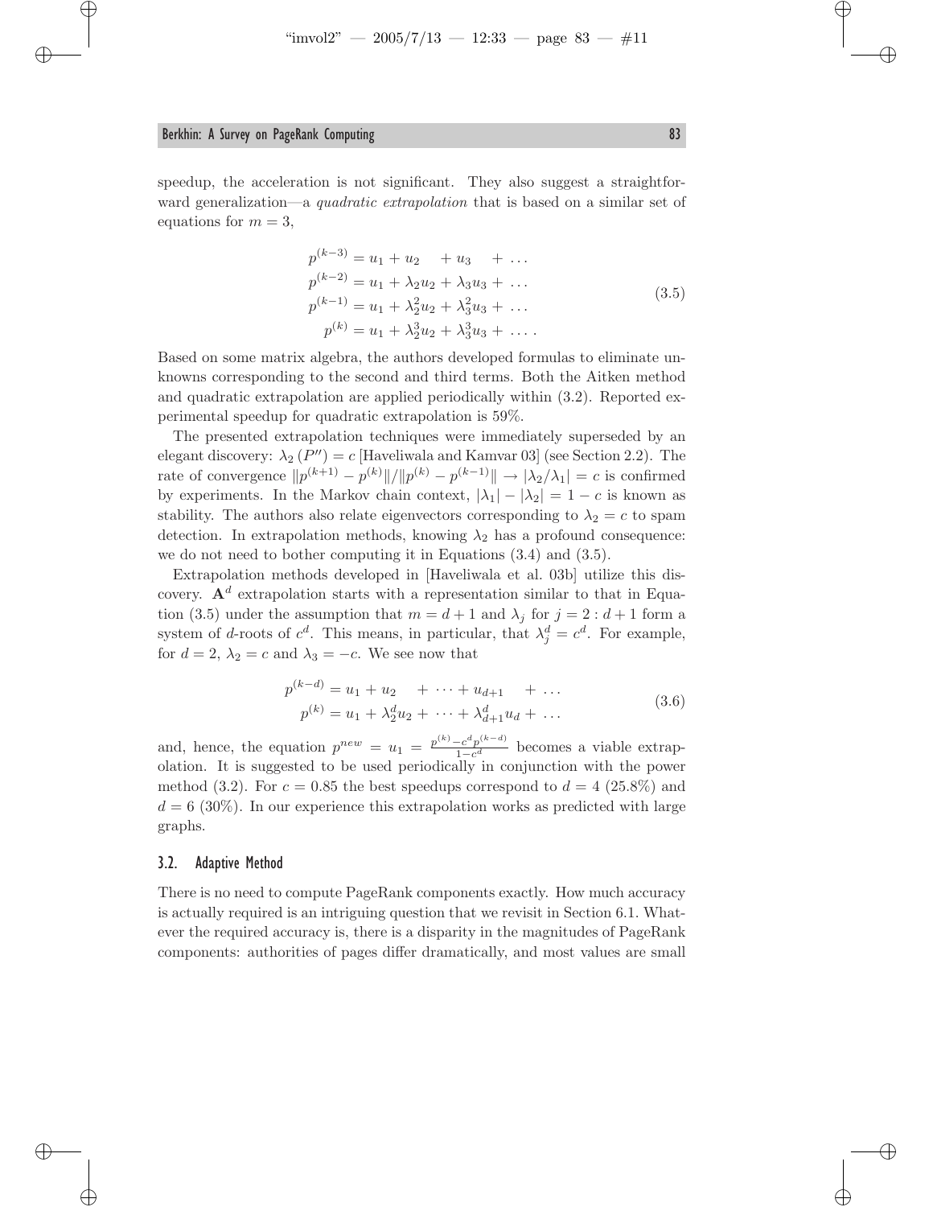speedup, the acceleration is not significant. They also suggest a straightforward generalization—a *quadratic extrapolation* that is based on a similar set of equations for $m = 3$,

$$
\begin{aligned}
p^{(k-3)} &= u_1 + u_2 \quad + u_3 \quad + \dots \\
p^{(k-2)} &= u_1 + \lambda_2 u_2 + \lambda_3 u_3 + \dots \\
p^{(k-1)} &= u_1 + \lambda_2^2 u_2 + \lambda_3^2 u_3 + \dots \\
p^{(k)} &= u_1 + \lambda_2^3 u_2 + \lambda_3^3 u_3 + \dots .
\end{aligned}
\tag{3.5}
$$

Based on some matrix algebra, the authors developed formulas to eliminate unknowns corresponding to the second and third terms. Both the Aitken method and quadratic extrapolation are applied periodically within (3.2). Reported experimental speedup for quadratic extrapolation is 59%.

The presented extrapolation techniques were immediately superseded by an elegant discovery: $\lambda_2(P'') = c$ [Haveliwala and Kamvar 03] (see Section 2.2). The rate of convergence $\|p^{(k+1)} - p^{(k)}\| / \|p^{(k)} - p^{(k-1)}\| \to |\lambda_2/\lambda_1| = c$ is confirmed by experiments. In the Markov chain context, $|\lambda_1| - |\lambda_2| = 1 - c$ is known as stability. The authors also relate eigenvectors corresponding to $\lambda_2 = c$ to spam detection. In extrapolation methods, knowing $\lambda_2$ has a profound consequence: we do not need to bother computing it in Equations (3.4) and (3.5).

Extrapolation methods developed in [Haveliwala et al. 03b] utilize this discovery. $\mathbf{A}^d$ extrapolation starts with a representation similar to that in Equation (3.5) under the assumption that $m = d + 1$ and $\lambda_j$ for $j = 2 : d + 1$ form a system of $d$-roots of $c^d$. This means, in particular, that $\lambda_j^d = c^d$. For example, for $d = 2$, $\lambda_2 = c$ and $\lambda_3 = -c$. We see now that

$$
\begin{aligned}
p^{(k-d)} &= u_1 + u_2 \quad + \dots + u_{d+1} \quad + \dots \\
p^{(k)} &= u_1 + \lambda_2^d u_2 + \dots + \lambda_{d+1}^d u_d + \dots
\end{aligned}
\tag{3.6}
$$

and, hence, the equation $p^{new} = u_1 = \frac{p^{(k)} - c^d p^{(k-d)}}{1 - c^d}$ becomes a viable extrapolation. It is suggested to be used periodically in conjunction with the power method (3.2). For $c = 0.85$ the best speedups correspond to $d = 4$ (25.8%) and $d = 6$ (30%). In our experience this extrapolation works as predicted with large graphs.

### 3.2. Adaptive Method

There is no need to compute PageRank components exactly. How much accuracy is actually required is an intriguing question that we revisit in Section 6.1. Whatever the required accuracy is, there is a disparity in the magnitudes of PageRank components: authorities of pages differ dramatically, and most values are small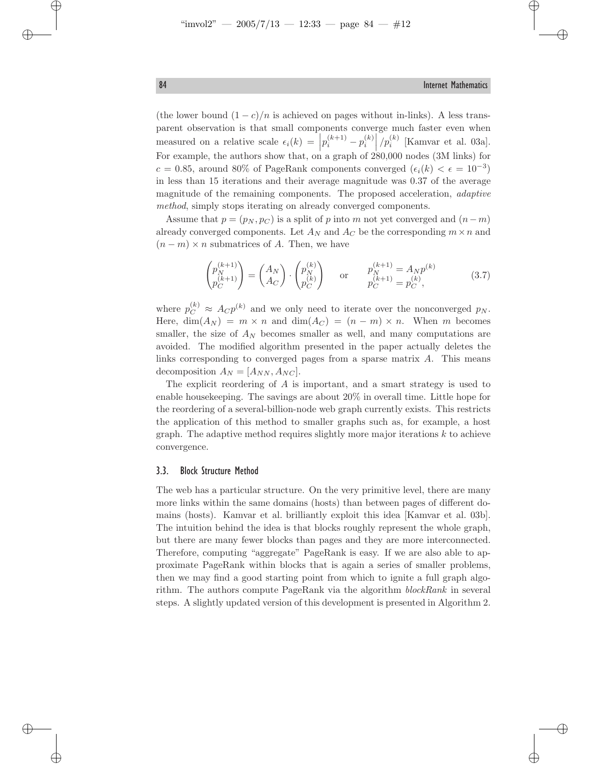(the lower bound $(1-c)/n$ is achieved on pages without in-links). A less transparent observation is that small components converge much faster even when measured on a relative scale $\epsilon_i(k) = \left| p_i^{(k+1)} - p_i^{(k)} \right| / p_i^{(k)}$ [Kamvar et al. 03a]. For example, the authors show that, on a graph of 280,000 nodes (3M links) for $c = 0.85$, around 80% of PageRank components converged ($\epsilon_i(k) < \epsilon = 10^{-3}$) in less than 15 iterations and their average magnitude was 0.37 of the average magnitude of the remaining components. The proposed acceleration, *adaptive method*, simply stops iterating on already converged components.

Assume that $p = (p_N, p_C)$ is a split of $p$ into $m$ not yet converged and $(n-m)$ already converged components. Let $A_N$ and $A_C$ be the corresponding $m \times n$ and $(n-m) \times n$ submatrices of $A$. Then, we have

$$\begin{pmatrix} p_N^{(k+1)} \\ p_C^{(k+1)} \end{pmatrix} = \begin{pmatrix} A_N \\ A_C \end{pmatrix} \cdot \begin{pmatrix} p_N^{(k)} \\ p_C^{(k)} \end{pmatrix} \quad \text{or} \quad \begin{matrix} p_N^{(k+1)} = A_N p^{(k)} \\ p_C^{(k+1)} = p_C^{(k)}, \end{matrix} \tag{3.7}$$

where $p_C^{(k)} \approx A_C p^{(k)}$ and we only need to iterate over the nonconverged $p_N$. Here, $\dim(A_N) = m \times n$ and $\dim(A_C) = (n-m) \times n$. When $m$ becomes smaller, the size of $A_N$ becomes smaller as well, and many computations are avoided. The modified algorithm presented in the paper actually deletes the links corresponding to converged pages from a sparse matrix $A$. This means decomposition $A_N = [A_{NN}, A_{NC}]$.

The explicit reordering of $A$ is important, and a smart strategy is used to enable housekeeping. The savings are about 20% in overall time. Little hope for the reordering of a several-billion-node web graph currently exists. This restricts the application of this method to smaller graphs such as, for example, a host graph. The adaptive method requires slightly more major iterations $k$ to achieve convergence.

### 3.3. Block Structure Method

The web has a particular structure. On the very primitive level, there are many more links within the same domains (hosts) than between pages of different domains (hosts). Kamvar et al. brilliantly exploit this idea [Kamvar et al. 03b]. The intuition behind the idea is that blocks roughly represent the whole graph, but there are many fewer blocks than pages and they are more interconnected. Therefore, computing "aggregate" PageRank is easy. If we are also able to approximate PageRank within blocks that is again a series of smaller problems, then we may find a good starting point from which to ignite a full graph algorithm. The authors compute PageRank via the algorithm *blockRank* in several steps. A slightly updated version of this development is presented in Algorithm 2.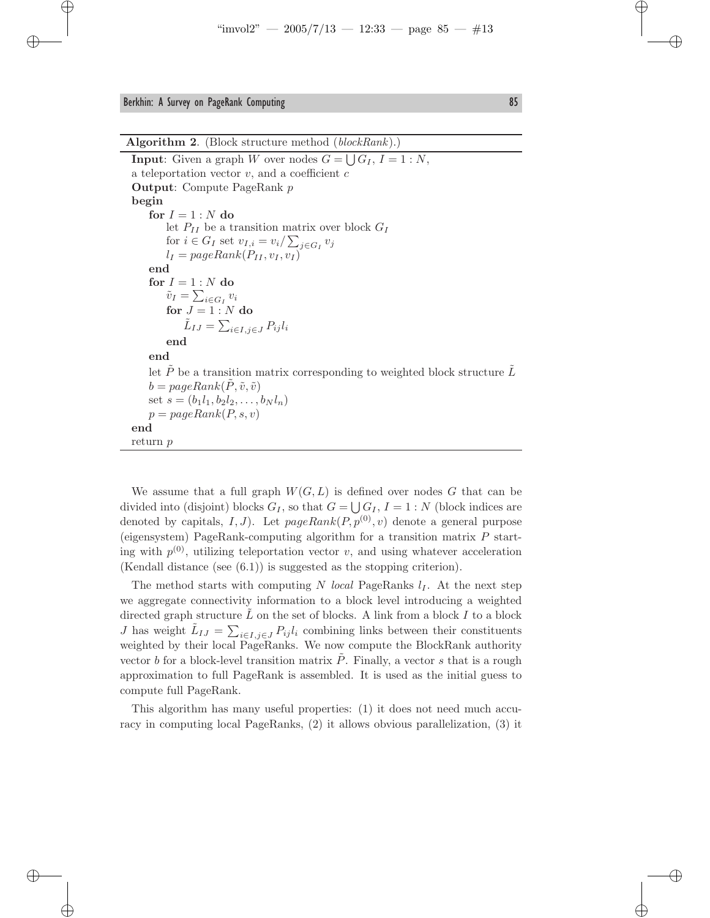**Algorithm 2**. (Block structure method (*blockRank*).)

```
Input: Given a graph W over nodes G = ⋃ G_I, I = 1 : N,
a teleportation vector v, and a coefficient c
Output: Compute PageRank p
begin
    for I = 1 : N do
        let P_II be a transition matrix over block G_I
        for i ∈ G_I set v_{I,i} = v_i / Σ_{j∈G_I} v_j
        l_I = pageRank(P_II, v_I, v_I)
    end
    for I = 1 : N do
        ṽ_I = Σ_{i∈G_I} v_i
        for J = 1 : N do
            L̃_IJ = Σ_{i∈I, j∈J} P_ij l_i
        end
    end
    let P̃ be a transition matrix corresponding to weighted block structure L̃
    b = pageRank(P̃, ṽ, ṽ)
    set s = (b_1 l_1, b_2 l_2, ..., b_N l_n)
    p = pageRank(P, s, v)
end
return p
```

We assume that a full graph $W(G, L)$ is defined over nodes $G$ that can be divided into (disjoint) blocks $G_I$, so that $G = \bigcup G_I$, $I = 1 : N$ (block indices are denoted by capitals, $I, J$). Let $pageRank(P, p^{(0)}, v)$ denote a general purpose (eigensystem) PageRank-computing algorithm for a transition matrix $P$ starting with $p^{(0)}$, utilizing teleportation vector $v$, and using whatever acceleration (Kendall distance (see (6.1)) is suggested as the stopping criterion).

The method starts with computing $N$ *local* PageRanks $l_I$. At the next step we aggregate connectivity information to a block level introducing a weighted directed graph structure $\tilde{L}$ on the set of blocks. A link from a block $I$ to a block $J$ has weight $\tilde{L}_{IJ} = \sum_{i \in I, j \in J} P_{ij} l_i$ combining links between their constituents weighted by their local PageRanks. We now compute the BlockRank authority vector $b$ for a block-level transition matrix $\tilde{P}$. Finally, a vector $s$ that is a rough approximation to full PageRank is assembled. It is used as the initial guess to compute full PageRank.

This algorithm has many useful properties: (1) it does not need much accuracy in computing local PageRanks, (2) it allows obvious parallelization, (3) it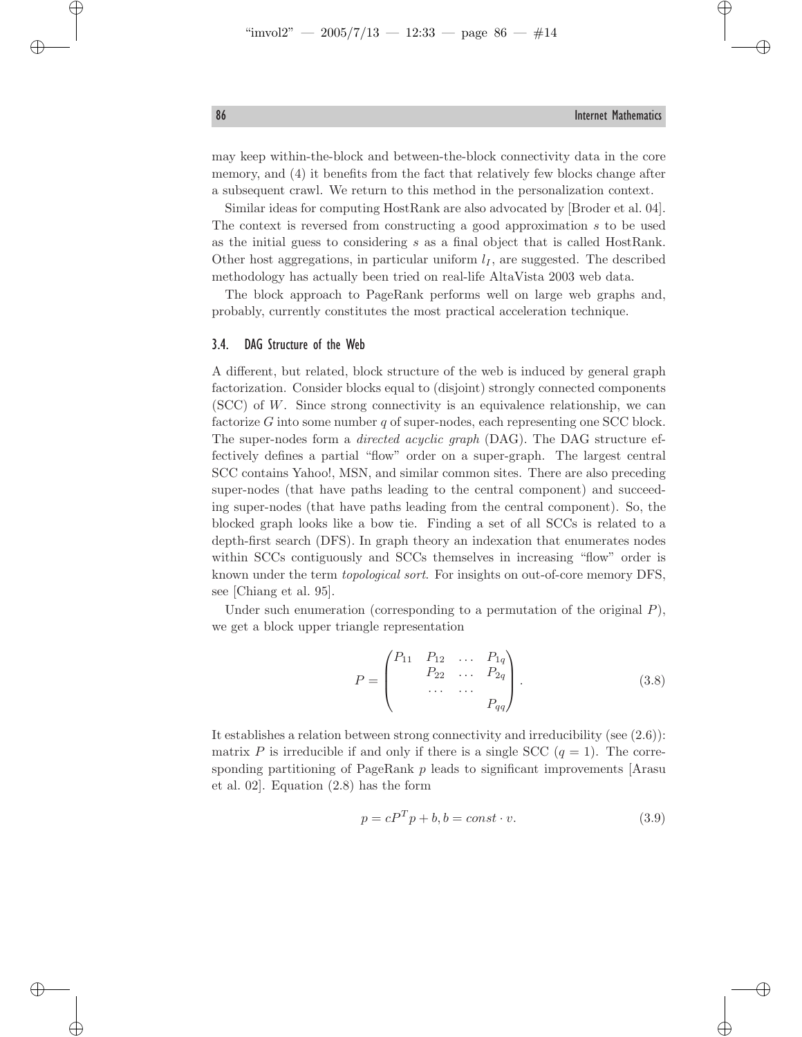may keep within-the-block and between-the-block connectivity data in the core memory, and (4) it benefits from the fact that relatively few blocks change after a subsequent crawl. We return to this method in the personalization context.

Similar ideas for computing HostRank are also advocated by [Broder et al. 04]. The context is reversed from constructing a good approximation $s$ to be used as the initial guess to considering $s$ as a final object that is called HostRank. Other host aggregations, in particular uniform $l_I$, are suggested. The described methodology has actually been tried on real-life AltaVista 2003 web data.

The block approach to PageRank performs well on large web graphs and, probably, currently constitutes the most practical acceleration technique.

### 3.4. DAG Structure of the Web

A different, but related, block structure of the web is induced by general graph factorization. Consider blocks equal to (disjoint) strongly connected components (SCC) of $W$. Since strong connectivity is an equivalence relationship, we can factorize $G$ into some number $q$ of super-nodes, each representing one SCC block. The super-nodes form a *directed acyclic graph* (DAG). The DAG structure effectively defines a partial "flow" order on a super-graph. The largest central SCC contains Yahoo!, MSN, and similar common sites. There are also preceding super-nodes (that have paths leading to the central component) and succeeding super-nodes (that have paths leading from the central component). So, the blocked graph looks like a bow tie. Finding a set of all SCCs is related to a depth-first search (DFS). In graph theory an indexation that enumerates nodes within SCCs contiguously and SCCs themselves in increasing "flow" order is known under the term *topological sort*. For insights on out-of-core memory DFS, see [Chiang et al. 95].

Under such enumeration (corresponding to a permutation of the original $P$), we get a block upper triangle representation

$$P = \begin{pmatrix} P_{11} & P_{12} & \dots & P_{1q} \\ & P_{22} & \dots & P_{2q} \\ & \dots & \dots & \\ & & & P_{qq} \end{pmatrix}. \tag{3.8}$$

It establishes a relation between strong connectivity and irreducibility (see (2.6)): matrix $P$ is irreducible if and only if there is a single SCC ($q = 1$). The corresponding partitioning of PageRank $p$ leads to significant improvements [Arasu et al. 02]. Equation (2.8) has the form

$$p = cP^T p + b, b = const \cdot v. \tag{3.9}$$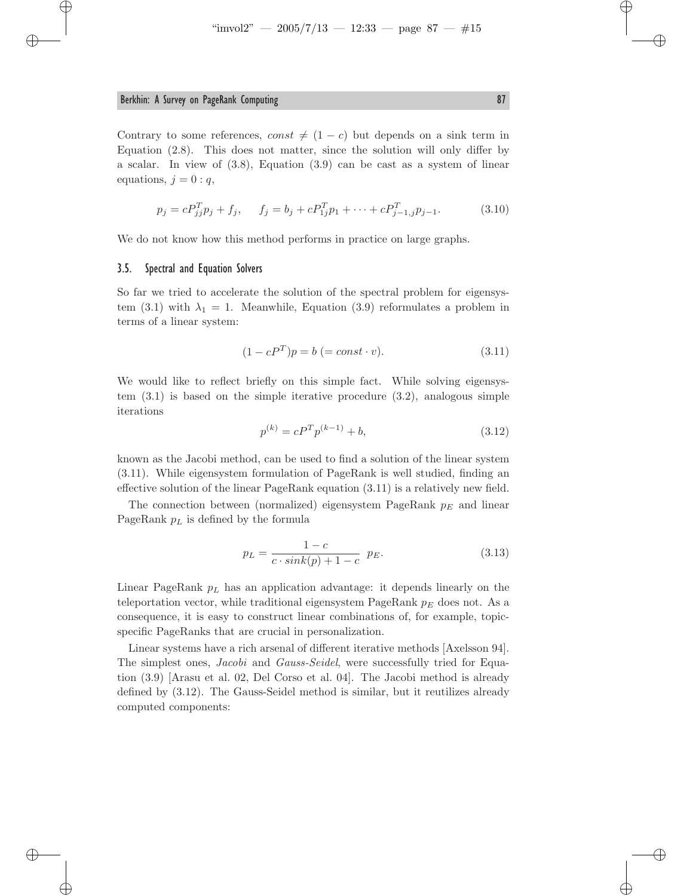Contrary to some references, $const \neq (1 - c)$ but depends on a sink term in Equation (2.8). This does not matter, since the solution will only differ by a scalar. In view of (3.8), Equation (3.9) can be cast as a system of linear equations, $j = 0 : q$,

$$p_j = cP_{jj}^T p_j + f_j, \qquad f_j = b_j + cP_{1j}^T p_1 + \cdots + cP_{j-1,j}^T p_{j-1}. \tag{3.10}$$

We do not know how this method performs in practice on large graphs.

### 3.5. Spectral and Equation Solvers

So far we tried to accelerate the solution of the spectral problem for eigensystem (3.1) with $\lambda_1 = 1$. Meanwhile, Equation (3.9) reformulates a problem in terms of a linear system:

$$(1 - cP^T)p = b \; (= const \cdot v). \tag{3.11}$$

We would like to reflect briefly on this simple fact. While solving eigensystem (3.1) is based on the simple iterative procedure (3.2), analogous simple iterations

$$p^{(k)} = cP^T p^{(k-1)} + b, \tag{3.12}$$

known as the Jacobi method, can be used to find a solution of the linear system (3.11). While eigensystem formulation of PageRank is well studied, finding an effective solution of the linear PageRank equation (3.11) is a relatively new field.

The connection between (normalized) eigensystem PageRank $p_E$ and linear PageRank $p_L$ is defined by the formula

$$p_L = \frac{1-c}{c \cdot sink(p) + 1 - c} \; p_E. \tag{3.13}$$

Linear PageRank $p_L$ has an application advantage: it depends linearly on the teleportation vector, while traditional eigensystem PageRank $p_E$ does not. As a consequence, it is easy to construct linear combinations of, for example, topic-specific PageRanks that are crucial in personalization.

Linear systems have a rich arsenal of different iterative methods [Axelsson 94]. The simplest ones, *Jacobi* and *Gauss-Seidel*, were successfully tried for Equation (3.9) [Arasu et al. 02, Del Corso et al. 04]. The Jacobi method is already defined by (3.12). The Gauss-Seidel method is similar, but it reutilizes already computed components: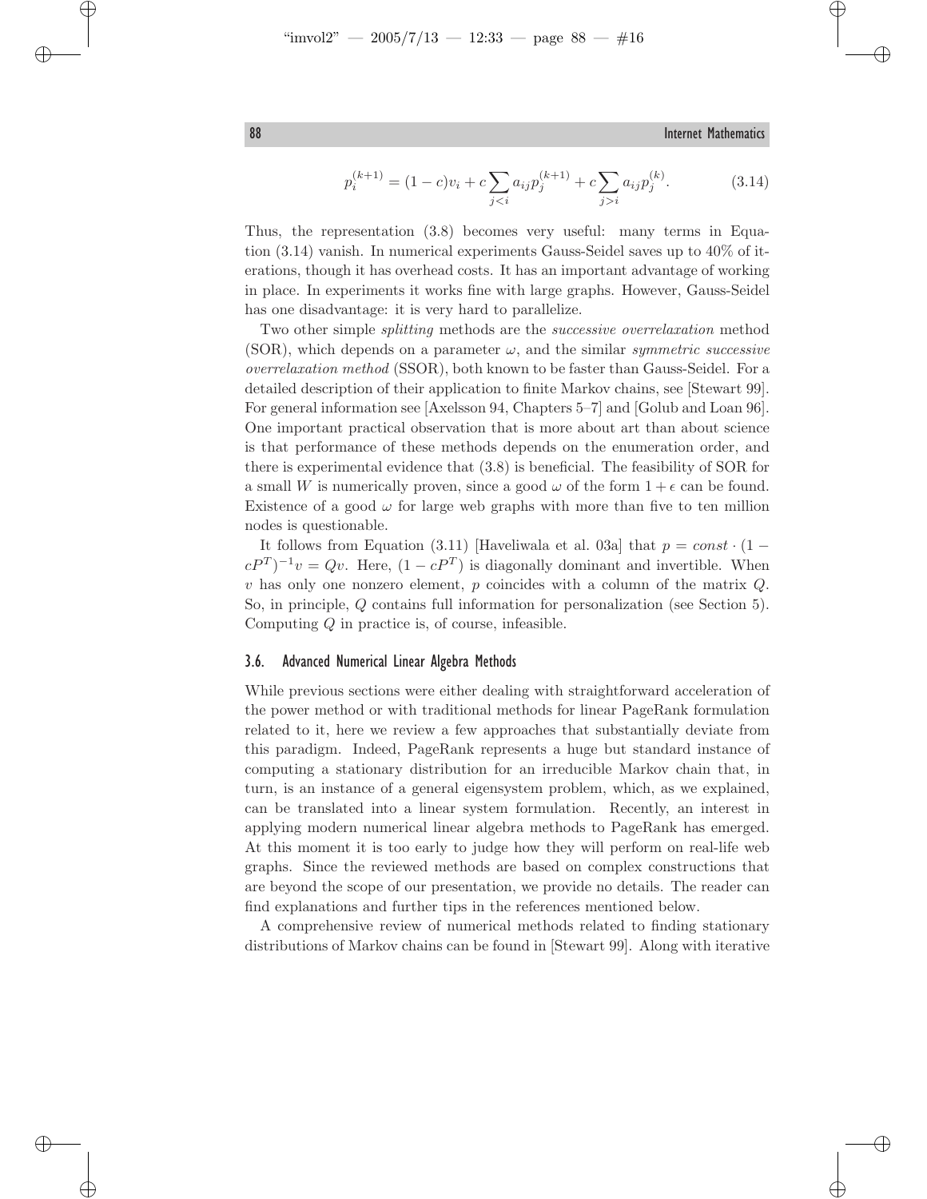$$p_i^{(k+1)} = (1-c)v_i + c\sum_{j<i} a_{ij} p_j^{(k+1)} + c\sum_{j>i} a_{ij} p_j^{(k)}. \tag{3.14}$$

Thus, the representation (3.8) becomes very useful: many terms in Equation (3.14) vanish. In numerical experiments Gauss-Seidel saves up to 40% of iterations, though it has overhead costs. It has an important advantage of working in place. In experiments it works fine with large graphs. However, Gauss-Seidel has one disadvantage: it is very hard to parallelize.

Two other simple *splitting* methods are the *successive overrelaxation* method (SOR), which depends on a parameter $\omega$, and the similar *symmetric successive overrelaxation method* (SSOR), both known to be faster than Gauss-Seidel. For a detailed description of their application to finite Markov chains, see [Stewart 99]. For general information see [Axelsson 94, Chapters 5–7] and [Golub and Loan 96]. One important practical observation that is more about art than about science is that performance of these methods depends on the enumeration order, and there is experimental evidence that (3.8) is beneficial. The feasibility of SOR for a small $W$ is numerically proven, since a good $\omega$ of the form $1+\epsilon$ can be found. Existence of a good $\omega$ for large web graphs with more than five to ten million nodes is questionable.

It follows from Equation (3.11) [Haveliwala et al. 03a] that $p = const \cdot (1 - cP^T)^{-1}v = Qv$. Here, $(1 - cP^T)$ is diagonally dominant and invertible. When $v$ has only one nonzero element, $p$ coincides with a column of the matrix $Q$. So, in principle, $Q$ contains full information for personalization (see Section 5). Computing $Q$ in practice is, of course, infeasible.

### 3.6. Advanced Numerical Linear Algebra Methods

While previous sections were either dealing with straightforward acceleration of the power method or with traditional methods for linear PageRank formulation related to it, here we review a few approaches that substantially deviate from this paradigm. Indeed, PageRank represents a huge but standard instance of computing a stationary distribution for an irreducible Markov chain that, in turn, is an instance of a general eigensystem problem, which, as we explained, can be translated into a linear system formulation. Recently, an interest in applying modern numerical linear algebra methods to PageRank has emerged. At this moment it is too early to judge how they will perform on real-life web graphs. Since the reviewed methods are based on complex constructions that are beyond the scope of our presentation, we provide no details. The reader can find explanations and further tips in the references mentioned below.

A comprehensive review of numerical methods related to finding stationary distributions of Markov chains can be found in [Stewart 99]. Along with iterative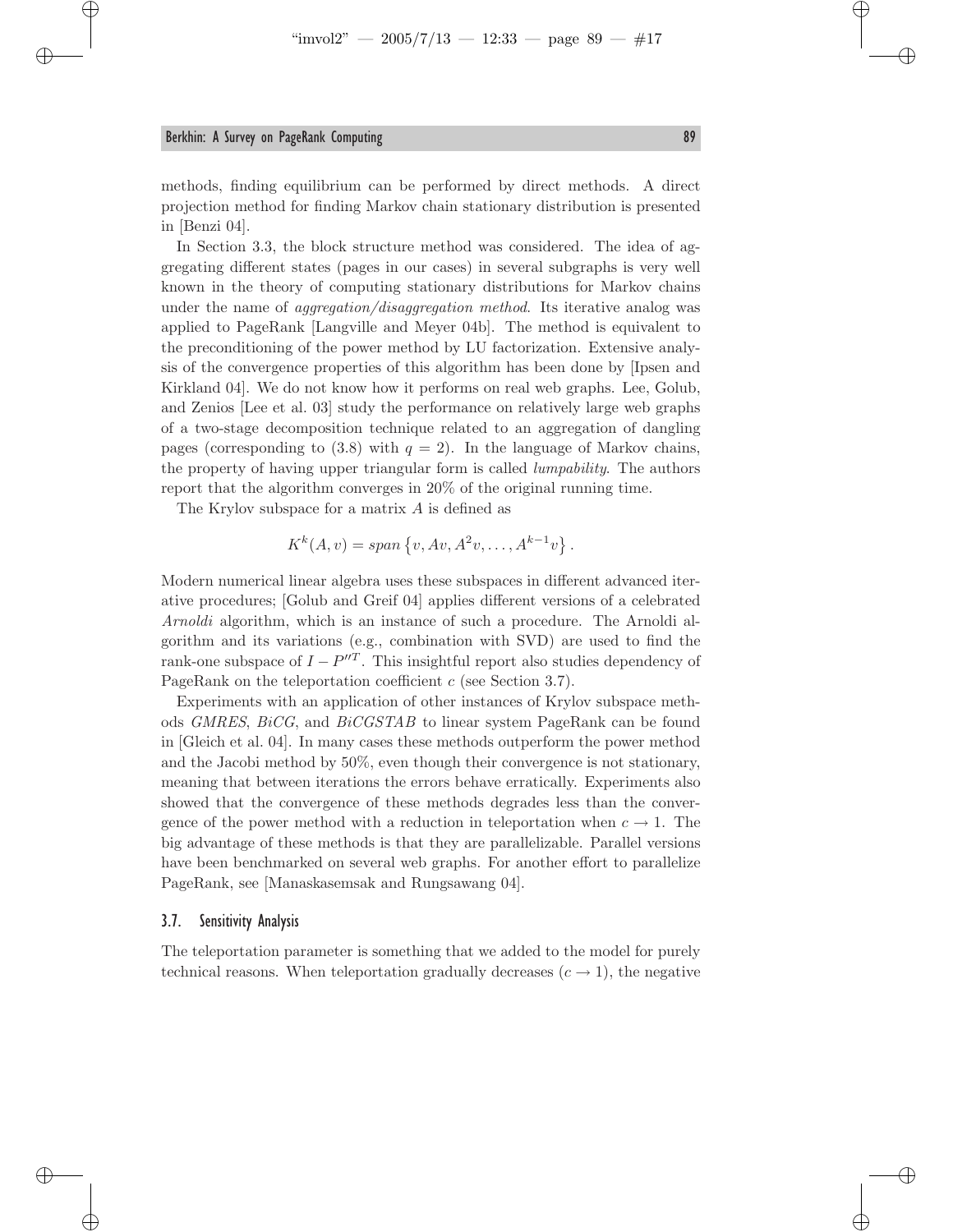methods, finding equilibrium can be performed by direct methods. A direct projection method for finding Markov chain stationary distribution is presented in [Benzi 04].

In Section 3.3, the block structure method was considered. The idea of aggregating different states (pages in our cases) in several subgraphs is very well known in the theory of computing stationary distributions for Markov chains under the name of *aggregation/disaggregation method*. Its iterative analog was applied to PageRank [Langville and Meyer 04b]. The method is equivalent to the preconditioning of the power method by LU factorization. Extensive analysis of the convergence properties of this algorithm has been done by [Ipsen and Kirkland 04]. We do not know how it performs on real web graphs. Lee, Golub, and Zenios [Lee et al. 03] study the performance on relatively large web graphs of a two-stage decomposition technique related to an aggregation of dangling pages (corresponding to (3.8) with $q = 2$). In the language of Markov chains, the property of having upper triangular form is called *lumpability*. The authors report that the algorithm converges in 20% of the original running time.

The Krylov subspace for a matrix $A$ is defined as

$$K^k(A, v) = span\left\{v, Av, A^2v, \ldots, A^{k-1}v\right\}.$$

Modern numerical linear algebra uses these subspaces in different advanced iterative procedures; [Golub and Greif 04] applies different versions of a celebrated *Arnoldi* algorithm, which is an instance of such a procedure. The Arnoldi algorithm and its variations (e.g., combination with SVD) are used to find the rank-one subspace of $I - P''^T$. This insightful report also studies dependency of PageRank on the teleportation coefficient $c$ (see Section 3.7).

Experiments with an application of other instances of Krylov subspace methods *GMRES*, *BiCG*, and *BiCGSTAB* to linear system PageRank can be found in [Gleich et al. 04]. In many cases these methods outperform the power method and the Jacobi method by 50%, even though their convergence is not stationary, meaning that between iterations the errors behave erratically. Experiments also showed that the convergence of these methods degrades less than the convergence of the power method with a reduction in teleportation when $c \to 1$. The big advantage of these methods is that they are parallelizable. Parallel versions have been benchmarked on several web graphs. For another effort to parallelize PageRank, see [Manaskasemsak and Rungsawang 04].

### 3.7. Sensitivity Analysis

The teleportation parameter is something that we added to the model for purely technical reasons. When teleportation gradually decreases ($c \to 1$), the negative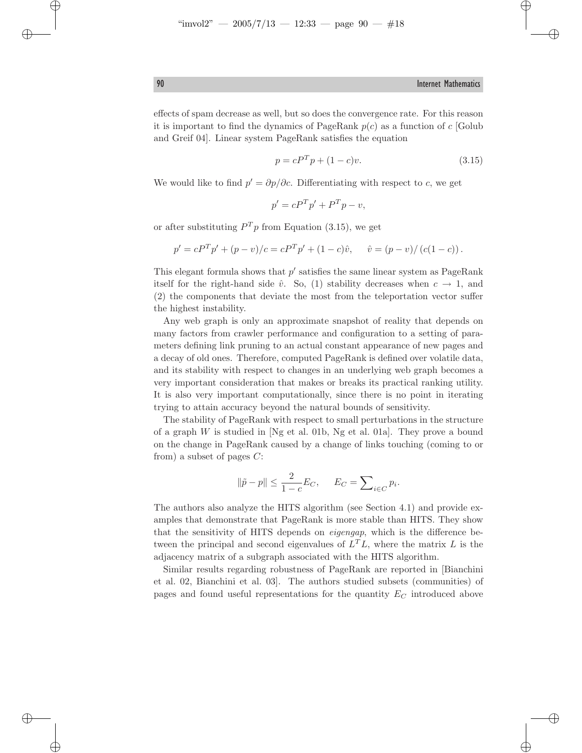effects of spam decrease as well, but so does the convergence rate. For this reason it is important to find the dynamics of PageRank $p(c)$ as a function of $c$ [Golub and Greif 04]. Linear system PageRank satisfies the equation

$$p = cP^T p + (1-c)v. \tag{3.15}$$

We would like to find $p' = \partial p / \partial c$. Differentiating with respect to $c$, we get

$$p' = cP^T p' + P^T p - v,$$

or after substituting $P^T p$ from Equation (3.15), we get

$$p' = cP^T p' + (p - v)/c = cP^T p' + (1-c)\hat{v}, \qquad \hat{v} = (p - v)/\left(c(1-c)\right).$$

This elegant formula shows that $p'$ satisfies the same linear system as PageRank itself for the right-hand side $\hat{v}$. So, (1) stability decreases when $c \to 1$, and (2) the components that deviate the most from the teleportation vector suffer the highest instability.

Any web graph is only an approximate snapshot of reality that depends on many factors from crawler performance and configuration to a setting of parameters defining link pruning to an actual constant appearance of new pages and a decay of old ones. Therefore, computed PageRank is defined over volatile data, and its stability with respect to changes in an underlying web graph becomes a very important consideration that makes or breaks its practical ranking utility. It is also very important computationally, since there is no point in iterating trying to attain accuracy beyond the natural bounds of sensitivity.

The stability of PageRank with respect to small perturbations in the structure of a graph $W$ is studied in [Ng et al. 01b, Ng et al. 01a]. They prove a bound on the change in PageRank caused by a change of links touching (coming to or from) a subset of pages $C$:

$$\|\tilde{p} - p\| \leq \frac{2}{1-c} E_C, \qquad E_C = \sum\nolimits_{i \in C} p_i.$$

The authors also analyze the HITS algorithm (see Section 4.1) and provide examples that demonstrate that PageRank is more stable than HITS. They show that the sensitivity of HITS depends on *eigengap*, which is the difference between the principal and second eigenvalues of $L^T L$, where the matrix $L$ is the adjacency matrix of a subgraph associated with the HITS algorithm.

Similar results regarding robustness of PageRank are reported in [Bianchini et al. 02, Bianchini et al. 03]. The authors studied subsets (communities) of pages and found useful representations for the quantity $E_C$ introduced above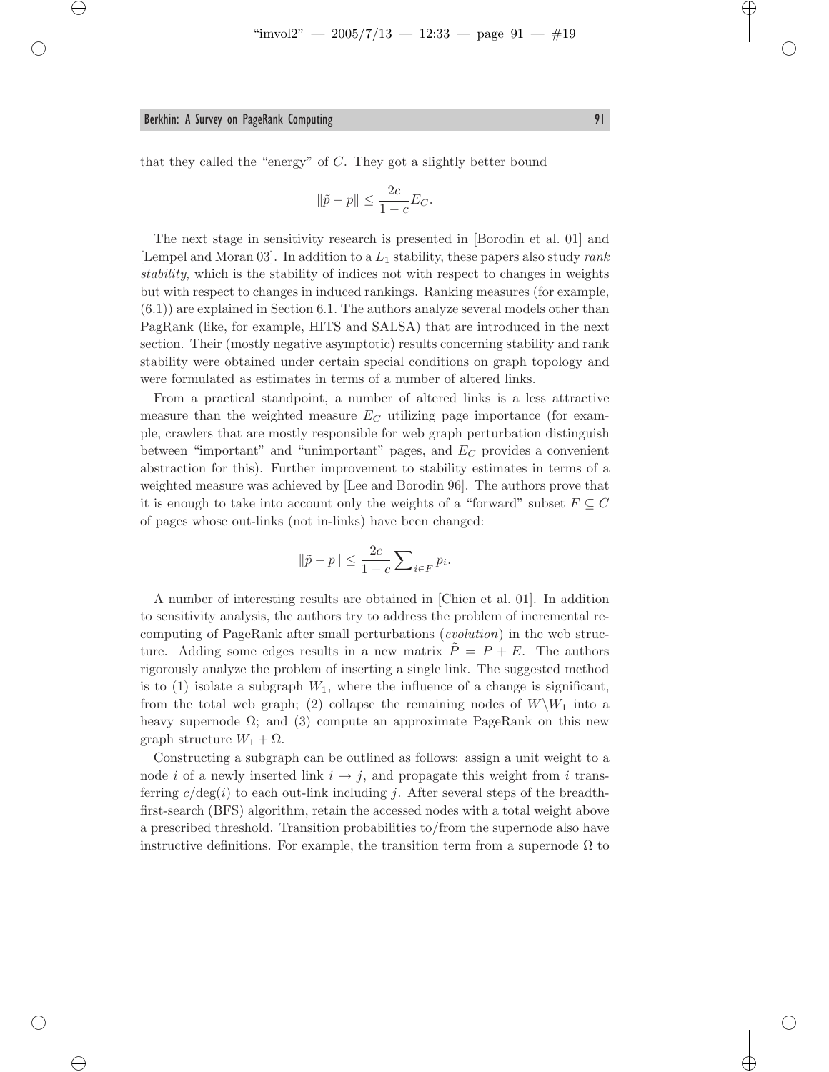that they called the "energy" of $C$. They got a slightly better bound

$$\|\tilde{p} - p\| \leq \frac{2c}{1-c} E_C.$$

The next stage in sensitivity research is presented in [Borodin et al. 01] and [Lempel and Moran 03]. In addition to a $L_1$ stability, these papers also study *rank stability*, which is the stability of indices not with respect to changes in weights but with respect to changes in induced rankings. Ranking measures (for example, (6.1)) are explained in Section 6.1. The authors analyze several models other than PagRank (like, for example, HITS and SALSA) that are introduced in the next section. Their (mostly negative asymptotic) results concerning stability and rank stability were obtained under certain special conditions on graph topology and were formulated as estimates in terms of a number of altered links.

From a practical standpoint, a number of altered links is a less attractive measure than the weighted measure $E_C$ utilizing page importance (for example, crawlers that are mostly responsible for web graph perturbation distinguish between "important" and "unimportant" pages, and $E_C$ provides a convenient abstraction for this). Further improvement to stability estimates in terms of a weighted measure was achieved by [Lee and Borodin 96]. The authors prove that it is enough to take into account only the weights of a "forward" subset $F \subseteq C$ of pages whose out-links (not in-links) have been changed:

$$\|\tilde{p} - p\| \leq \frac{2c}{1-c} \sum\nolimits_{i \in F} p_i.$$

A number of interesting results are obtained in [Chien et al. 01]. In addition to sensitivity analysis, the authors try to address the problem of incremental recomputing of PageRank after small perturbations (*evolution*) in the web structure. Adding some edges results in a new matrix $\tilde{P} = P + E$. The authors rigorously analyze the problem of inserting a single link. The suggested method is to (1) isolate a subgraph $W_1$, where the influence of a change is significant, from the total web graph; (2) collapse the remaining nodes of $W \backslash W_1$ into a heavy supernode $\Omega$; and (3) compute an approximate PageRank on this new graph structure $W_1 + \Omega$.

Constructing a subgraph can be outlined as follows: assign a unit weight to a node $i$ of a newly inserted link $i \to j$, and propagate this weight from $i$ transferring $c/\deg(i)$ to each out-link including $j$. After several steps of the breadth-first-search (BFS) algorithm, retain the accessed nodes with a total weight above a prescribed threshold. Transition probabilities to/from the supernode also have instructive definitions. For example, the transition term from a supernode $\Omega$ to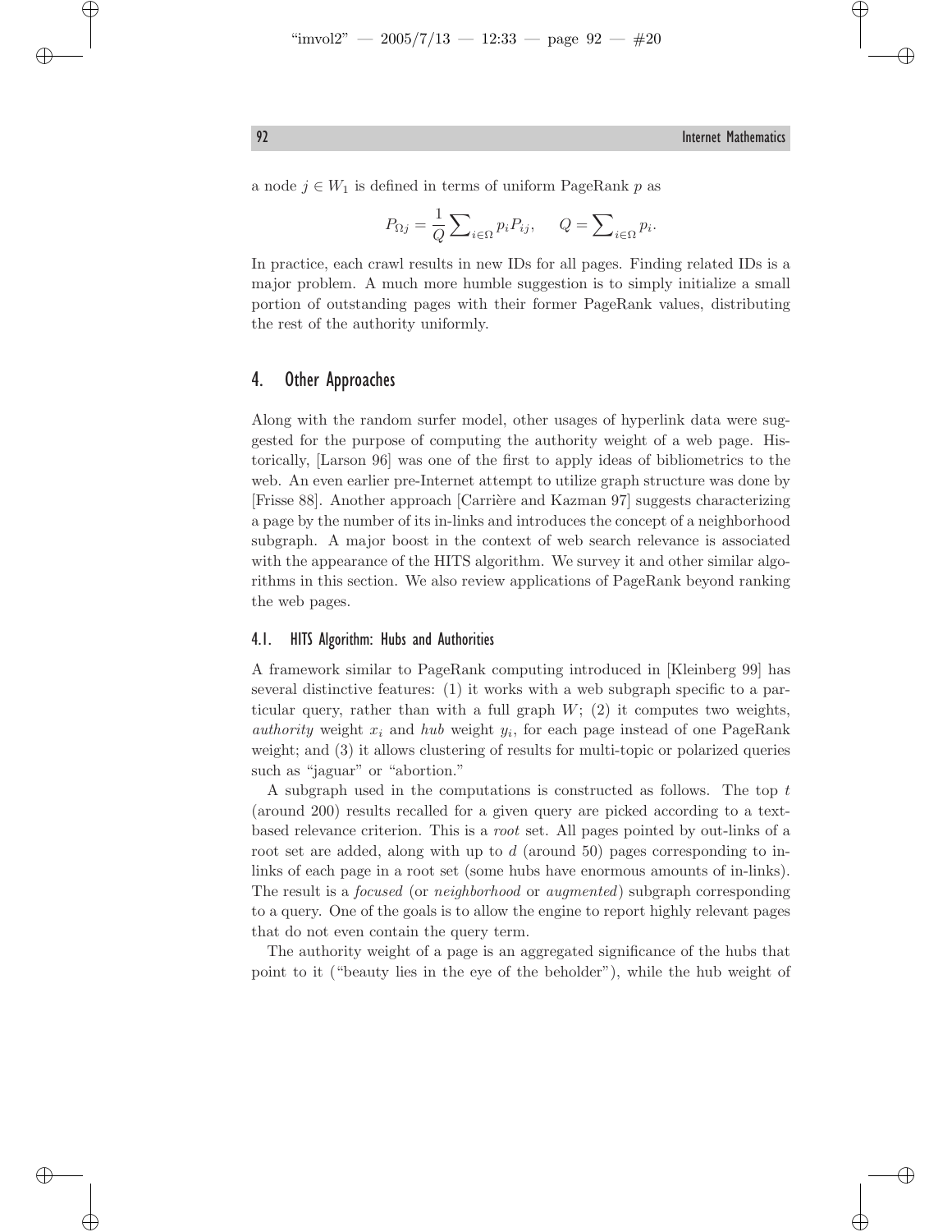a node $j \in W_1$ is defined in terms of uniform PageRank $p$ as

$$P_{\Omega j} = \frac{1}{Q} \sum\nolimits_{i \in \Omega} p_i P_{ij}, \qquad Q = \sum\nolimits_{i \in \Omega} p_i.$$

In practice, each crawl results in new IDs for all pages. Finding related IDs is a major problem. A much more humble suggestion is to simply initialize a small portion of outstanding pages with their former PageRank values, distributing the rest of the authority uniformly.

## 4. Other Approaches

Along with the random surfer model, other usages of hyperlink data were suggested for the purpose of computing the authority weight of a web page. Historically, [Larson 96] was one of the first to apply ideas of bibliometrics to the web. An even earlier pre-Internet attempt to utilize graph structure was done by [Frisse 88]. Another approach [Carrière and Kazman 97] suggests characterizing a page by the number of its in-links and introduces the concept of a neighborhood subgraph. A major boost in the context of web search relevance is associated with the appearance of the HITS algorithm. We survey it and other similar algorithms in this section. We also review applications of PageRank beyond ranking the web pages.

### 4.1. HITS Algorithm: Hubs and Authorities

A framework similar to PageRank computing introduced in [Kleinberg 99] has several distinctive features: (1) it works with a web subgraph specific to a particular query, rather than with a full graph $W$; (2) it computes two weights, *authority* weight $x_i$ and *hub* weight $y_i$, for each page instead of one PageRank weight; and (3) it allows clustering of results for multi-topic or polarized queries such as "jaguar" or "abortion."

A subgraph used in the computations is constructed as follows. The top $t$ (around 200) results recalled for a given query are picked according to a text-based relevance criterion. This is a *root* set. All pages pointed by out-links of a root set are added, along with up to $d$ (around 50) pages corresponding to in-links of each page in a root set (some hubs have enormous amounts of in-links). The result is a *focused* (or *neighborhood* or *augmented*) subgraph corresponding to a query. One of the goals is to allow the engine to report highly relevant pages that do not even contain the query term.

The authority weight of a page is an aggregated significance of the hubs that point to it ("beauty lies in the eye of the beholder"), while the hub weight of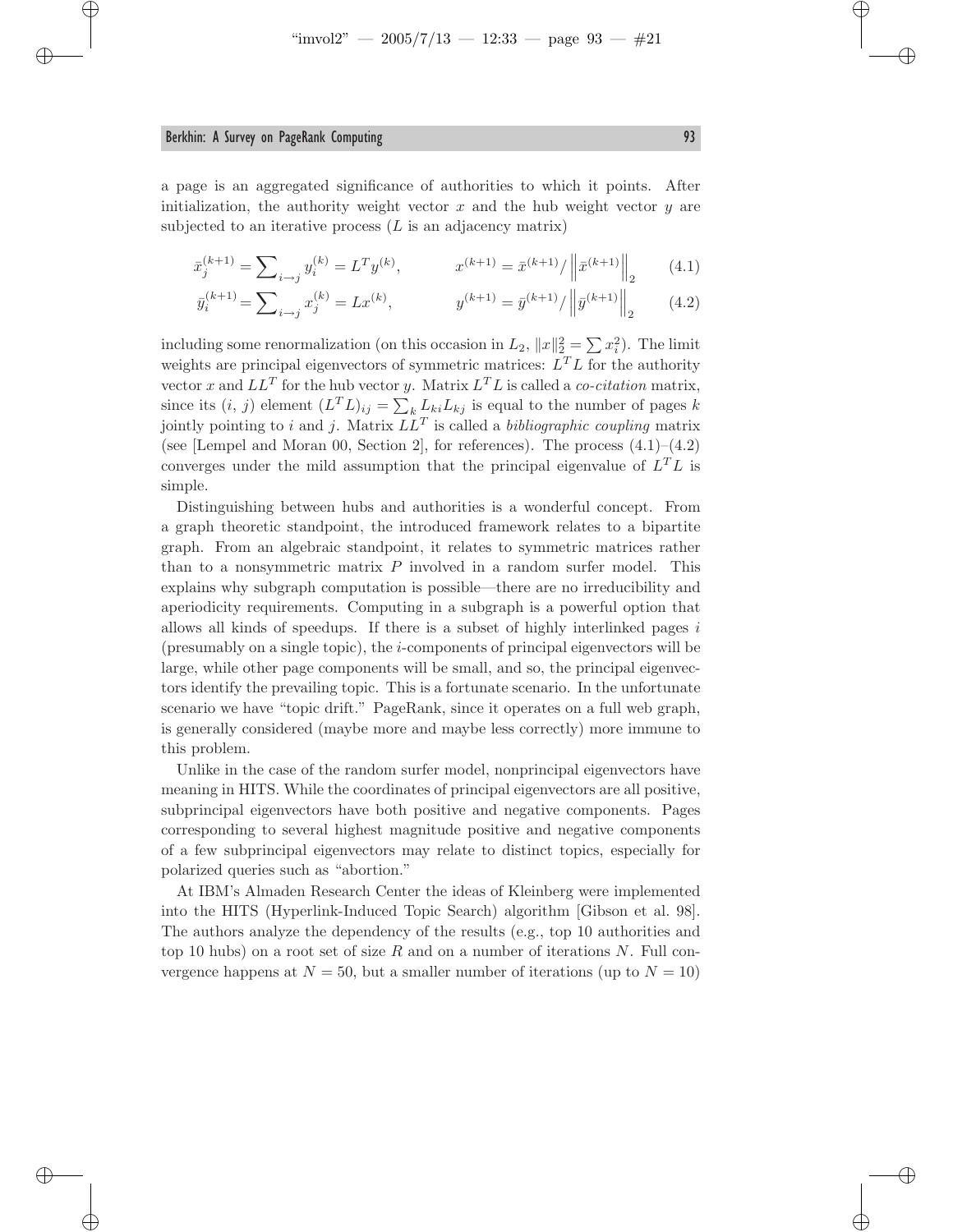a page is an aggregated significance of authorities to which it points. After initialization, the authority weight vector $x$ and the hub weight vector $y$ are subjected to an iterative process ($L$ is an adjacency matrix)

$$\bar{x}_j^{(k+1)} = \sum\nolimits_{i \to j} y_i^{(k)} = L^T y^{(k)}, \qquad x^{(k+1)} = \bar{x}^{(k+1)} / \left\| \bar{x}^{(k+1)} \right\|_2 \tag{4.1}$$

$$\bar{y}_i^{(k+1)} = \sum\nolimits_{i \to j} x_j^{(k)} = L x^{(k)}, \qquad y^{(k+1)} = \bar{y}^{(k+1)} / \left\| \bar{y}^{(k+1)} \right\|_2 \tag{4.2}$$

including some renormalization (on this occasion in $L_2$, $\|x\|_2^2 = \sum x_i^2$). The limit weights are principal eigenvectors of symmetric matrices: $L^T L$ for the authority vector $x$ and $LL^T$ for the hub vector $y$. Matrix $L^T L$ is called a *co-citation* matrix, since its $(i, j)$ element $(L^T L)_{ij} = \sum_k L_{ki} L_{kj}$ is equal to the number of pages $k$ jointly pointing to $i$ and $j$. Matrix $LL^T$ is called a *bibliographic coupling* matrix (see [Lempel and Moran 00, Section 2], for references). The process (4.1)–(4.2) converges under the mild assumption that the principal eigenvalue of $L^T L$ is simple.

Distinguishing between hubs and authorities is a wonderful concept. From a graph theoretic standpoint, the introduced framework relates to a bipartite graph. From an algebraic standpoint, it relates to symmetric matrices rather than to a nonsymmetric matrix $P$ involved in a random surfer model. This explains why subgraph computation is possible—there are no irreducibility and aperiodicity requirements. Computing in a subgraph is a powerful option that allows all kinds of speedups. If there is a subset of highly interlinked pages $i$ (presumably on a single topic), the $i$-components of principal eigenvectors will be large, while other page components will be small, and so, the principal eigenvectors identify the prevailing topic. This is a fortunate scenario. In the unfortunate scenario we have "topic drift." PageRank, since it operates on a full web graph, is generally considered (maybe more and maybe less correctly) more immune to this problem.

Unlike in the case of the random surfer model, nonprincipal eigenvectors have meaning in HITS. While the coordinates of principal eigenvectors are all positive, subprincipal eigenvectors have both positive and negative components. Pages corresponding to several highest magnitude positive and negative components of a few subprincipal eigenvectors may relate to distinct topics, especially for polarized queries such as "abortion."

At IBM's Almaden Research Center the ideas of Kleinberg were implemented into the HITS (Hyperlink-Induced Topic Search) algorithm [Gibson et al. 98]. The authors analyze the dependency of the results (e.g., top 10 authorities and top 10 hubs) on a root set of size $R$ and on a number of iterations $N$. Full convergence happens at $N = 50$, but a smaller number of iterations (up to $N = 10$)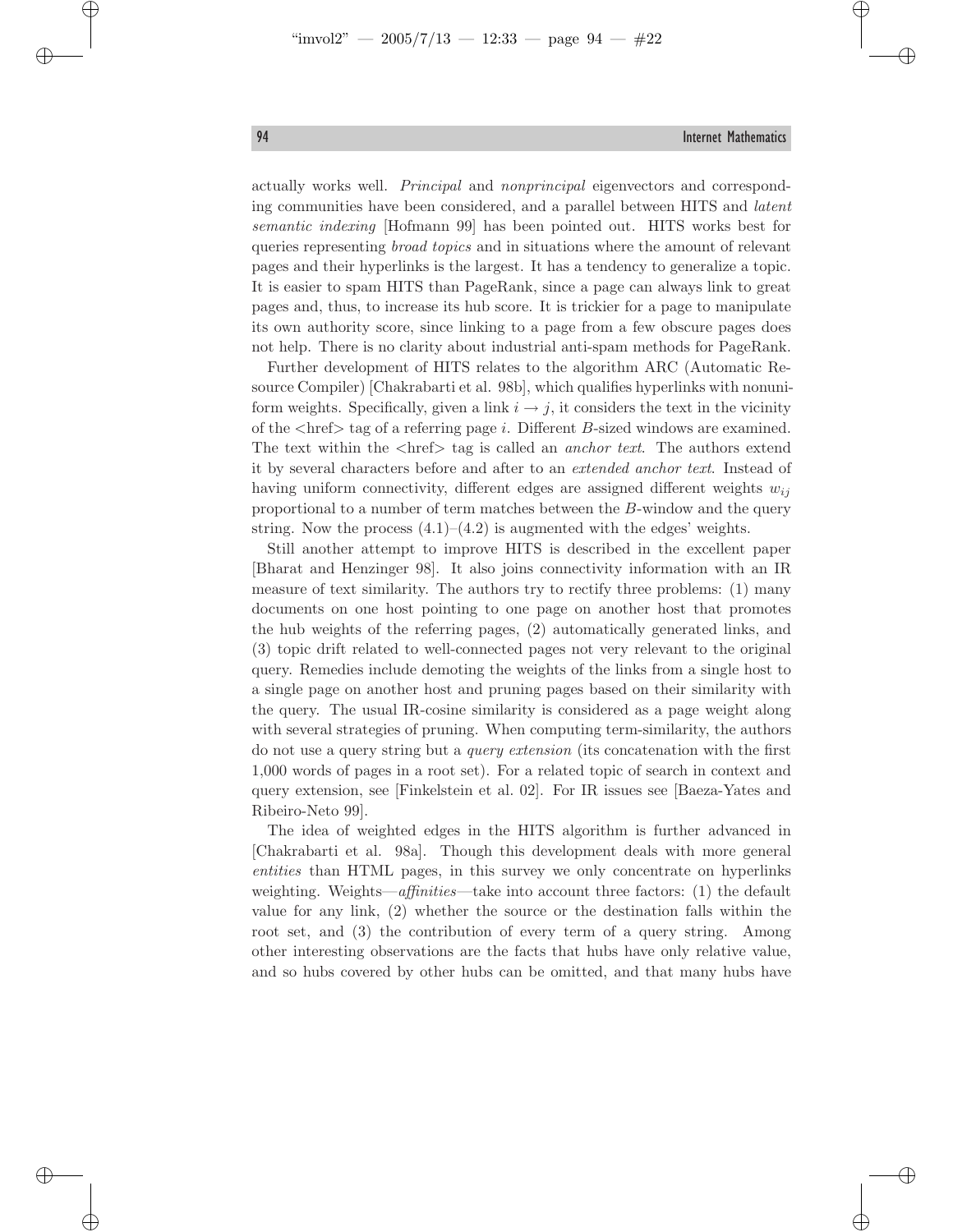actually works well. *Principal* and *nonprincipal* eigenvectors and corresponding communities have been considered, and a parallel between HITS and *latent semantic indexing* [Hofmann 99] has been pointed out. HITS works best for queries representing *broad topics* and in situations where the amount of relevant pages and their hyperlinks is the largest. It has a tendency to generalize a topic. It is easier to spam HITS than PageRank, since a page can always link to great pages and, thus, to increase its hub score. It is trickier for a page to manipulate its own authority score, since linking to a page from a few obscure pages does not help. There is no clarity about industrial anti-spam methods for PageRank.

Further development of HITS relates to the algorithm ARC (Automatic Resource Compiler) [Chakrabarti et al. 98b], which qualifies hyperlinks with nonuniform weights. Specifically, given a link $i \to j$, it considers the text in the vicinity of the <href> tag of a referring page $i$. Different $B$-sized windows are examined. The text within the <href> tag is called an *anchor text*. The authors extend it by several characters before and after to an *extended anchor text*. Instead of having uniform connectivity, different edges are assigned different weights $w_{ij}$ proportional to a number of term matches between the $B$-window and the query string. Now the process (4.1)–(4.2) is augmented with the edges' weights.

Still another attempt to improve HITS is described in the excellent paper [Bharat and Henzinger 98]. It also joins connectivity information with an IR measure of text similarity. The authors try to rectify three problems: (1) many documents on one host pointing to one page on another host that promotes the hub weights of the referring pages, (2) automatically generated links, and (3) topic drift related to well-connected pages not very relevant to the original query. Remedies include demoting the weights of the links from a single host to a single page on another host and pruning pages based on their similarity with the query. The usual IR-cosine similarity is considered as a page weight along with several strategies of pruning. When computing term-similarity, the authors do not use a query string but a *query extension* (its concatenation with the first 1,000 words of pages in a root set). For a related topic of search in context and query extension, see [Finkelstein et al. 02]. For IR issues see [Baeza-Yates and Ribeiro-Neto 99].

The idea of weighted edges in the HITS algorithm is further advanced in [Chakrabarti et al. 98a]. Though this development deals with more general *entities* than HTML pages, in this survey we only concentrate on hyperlinks weighting. Weights—*affinities*—take into account three factors: (1) the default value for any link, (2) whether the source or the destination falls within the root set, and (3) the contribution of every term of a query string. Among other interesting observations are the facts that hubs have only relative value, and so hubs covered by other hubs can be omitted, and that many hubs have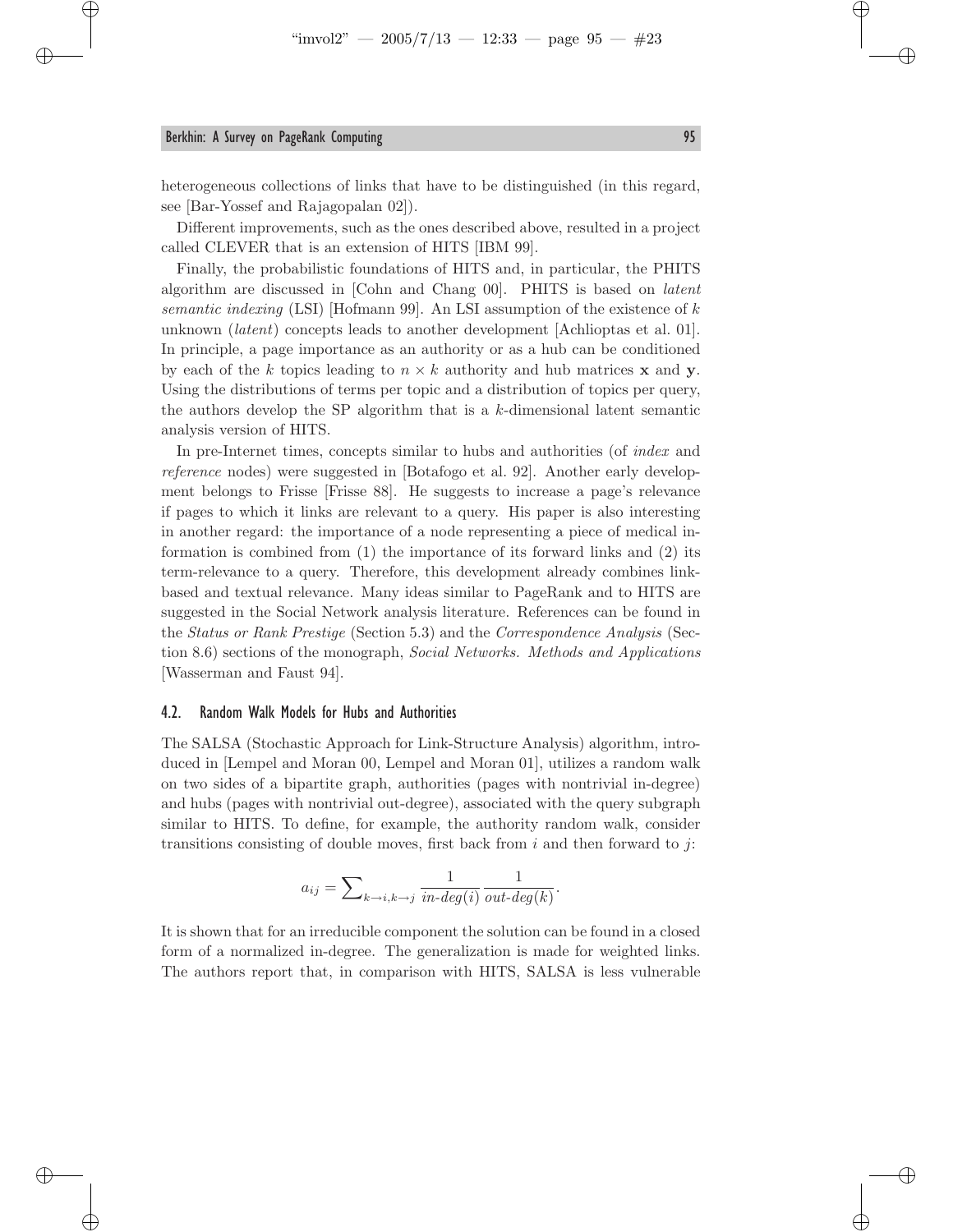heterogeneous collections of links that have to be distinguished (in this regard, see [Bar-Yossef and Rajagopalan 02]).

Different improvements, such as the ones described above, resulted in a project called CLEVER that is an extension of HITS [IBM 99].

Finally, the probabilistic foundations of HITS and, in particular, the PHITS algorithm are discussed in [Cohn and Chang 00]. PHITS is based on *latent semantic indexing* (LSI) [Hofmann 99]. An LSI assumption of the existence of $k$ unknown (*latent*) concepts leads to another development [Achlioptas et al. 01]. In principle, a page importance as an authority or as a hub can be conditioned by each of the $k$ topics leading to $n \times k$ authority and hub matrices $\mathbf{x}$ and $\mathbf{y}$. Using the distributions of terms per topic and a distribution of topics per query, the authors develop the SP algorithm that is a $k$-dimensional latent semantic analysis version of HITS.

In pre-Internet times, concepts similar to hubs and authorities (of *index* and *reference* nodes) were suggested in [Botafogo et al. 92]. Another early development belongs to Frisse [Frisse 88]. He suggests to increase a page's relevance if pages to which it links are relevant to a query. His paper is also interesting in another regard: the importance of a node representing a piece of medical information is combined from (1) the importance of its forward links and (2) its term-relevance to a query. Therefore, this development already combines link-based and textual relevance. Many ideas similar to PageRank and to HITS are suggested in the Social Network analysis literature. References can be found in the *Status or Rank Prestige* (Section 5.3) and the *Correspondence Analysis* (Section 8.6) sections of the monograph, *Social Networks. Methods and Applications* [Wasserman and Faust 94].

### 4.2. Random Walk Models for Hubs and Authorities

The SALSA (Stochastic Approach for Link-Structure Analysis) algorithm, introduced in [Lempel and Moran 00, Lempel and Moran 01], utilizes a random walk on two sides of a bipartite graph, authorities (pages with nontrivial in-degree) and hubs (pages with nontrivial out-degree), associated with the query subgraph similar to HITS. To define, for example, the authority random walk, consider transitions consisting of double moves, first back from $i$ and then forward to $j$:

$$a_{ij} = \sum\nolimits_{k \to i, k \to j} \frac{1}{\textit{in-deg}(i)} \frac{1}{\textit{out-deg}(k)}.$$

It is shown that for an irreducible component the solution can be found in a closed form of a normalized in-degree. The generalization is made for weighted links. The authors report that, in comparison with HITS, SALSA is less vulnerable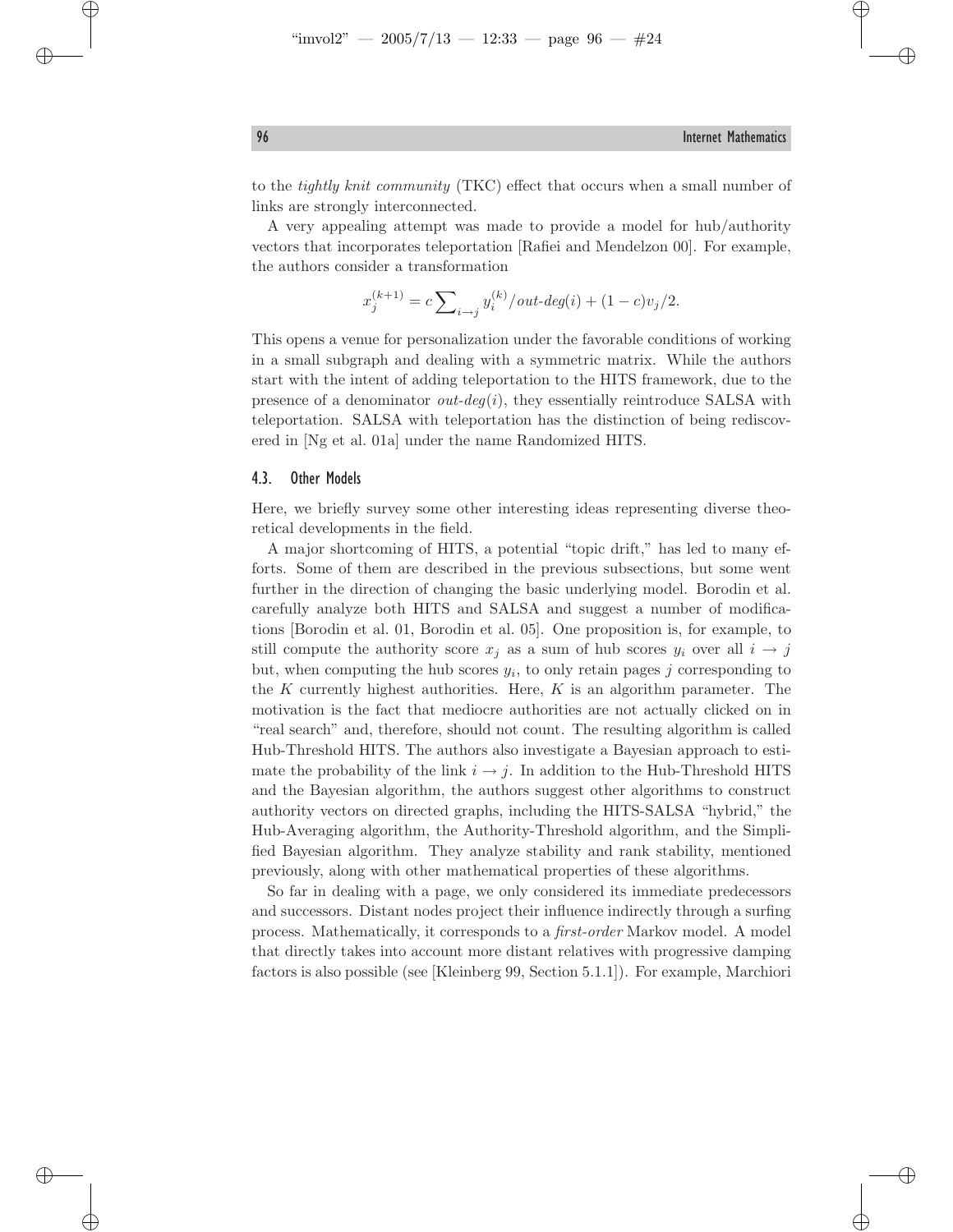to the *tightly knit community* (TKC) effect that occurs when a small number of links are strongly interconnected.

A very appealing attempt was made to provide a model for hub/authority vectors that incorporates teleportation [Rafiei and Mendelzon 00]. For example, the authors consider a transformation

$$x_j^{(k+1)} = c \sum\nolimits_{i \to j} y_i^{(k)} / \mathit{out\text{-}deg}(i) + (1-c)v_j/2.$$

This opens a venue for personalization under the favorable conditions of working in a small subgraph and dealing with a symmetric matrix. While the authors start with the intent of adding teleportation to the HITS framework, due to the presence of a denominator $\mathit{out\text{-}deg}(i)$, they essentially reintroduce SALSA with teleportation. SALSA with teleportation has the distinction of being rediscovered in [Ng et al. 01a] under the name Randomized HITS.

### 4.3. Other Models

Here, we briefly survey some other interesting ideas representing diverse theoretical developments in the field.

A major shortcoming of HITS, a potential "topic drift," has led to many efforts. Some of them are described in the previous subsections, but some went further in the direction of changing the basic underlying model. Borodin et al. carefully analyze both HITS and SALSA and suggest a number of modifications [Borodin et al. 01, Borodin et al. 05]. One proposition is, for example, to still compute the authority score $x_j$ as a sum of hub scores $y_i$ over all $i \to j$ but, when computing the hub scores $y_i$, to only retain pages $j$ corresponding to the $K$ currently highest authorities. Here, $K$ is an algorithm parameter. The motivation is the fact that mediocre authorities are not actually clicked on in "real search" and, therefore, should not count. The resulting algorithm is called Hub-Threshold HITS. The authors also investigate a Bayesian approach to estimate the probability of the link $i \to j$. In addition to the Hub-Threshold HITS and the Bayesian algorithm, the authors suggest other algorithms to construct authority vectors on directed graphs, including the HITS-SALSA "hybrid," the Hub-Averaging algorithm, the Authority-Threshold algorithm, and the Simplified Bayesian algorithm. They analyze stability and rank stability, mentioned previously, along with other mathematical properties of these algorithms.

So far in dealing with a page, we only considered its immediate predecessors and successors. Distant nodes project their influence indirectly through a surfing process. Mathematically, it corresponds to a *first-order* Markov model. A model that directly takes into account more distant relatives with progressive damping factors is also possible (see [Kleinberg 99, Section 5.1.1]). For example, Marchiori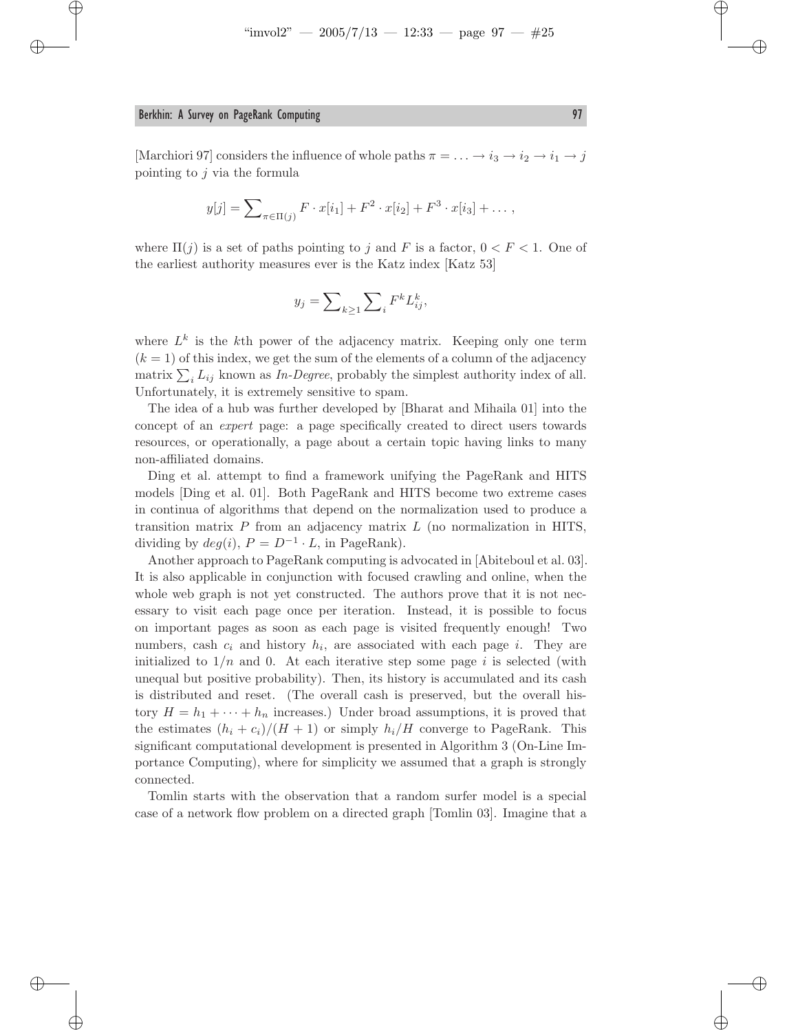[Marchiori 97] considers the influence of whole paths $\pi = \ldots \to i_3 \to i_2 \to i_1 \to j$ pointing to $j$ via the formula

$$y[j] = \sum\nolimits_{\pi \in \Pi(j)} F \cdot x[i_1] + F^2 \cdot x[i_2] + F^3 \cdot x[i_3] + \ldots ,$$

where $\Pi(j)$ is a set of paths pointing to $j$ and $F$ is a factor, $0 < F < 1$. One of the earliest authority measures ever is the Katz index [Katz 53]

$$y_j = \sum\nolimits_{k \geq 1} \sum\nolimits_{i} F^k L^k_{ij},$$

where $L^k$ is the $k$th power of the adjacency matrix. Keeping only one term ($k = 1$) of this index, we get the sum of the elements of a column of the adjacency matrix $\sum_i L_{ij}$ known as *In-Degree*, probably the simplest authority index of all. Unfortunately, it is extremely sensitive to spam.

The idea of a hub was further developed by [Bharat and Mihaila 01] into the concept of an *expert* page: a page specifically created to direct users towards resources, or operationally, a page about a certain topic having links to many non-affiliated domains.

Ding et al. attempt to find a framework unifying the PageRank and HITS models [Ding et al. 01]. Both PageRank and HITS become two extreme cases in continua of algorithms that depend on the normalization used to produce a transition matrix $P$ from an adjacency matrix $L$ (no normalization in HITS, dividing by $deg(i)$, $P = D^{-1} \cdot L$, in PageRank).

Another approach to PageRank computing is advocated in [Abiteboul et al. 03]. It is also applicable in conjunction with focused crawling and online, when the whole web graph is not yet constructed. The authors prove that it is not necessary to visit each page once per iteration. Instead, it is possible to focus on important pages as soon as each page is visited frequently enough! Two numbers, cash $c_i$ and history $h_i$, are associated with each page $i$. They are initialized to $1/n$ and 0. At each iterative step some page $i$ is selected (with unequal but positive probability). Then, its history is accumulated and its cash is distributed and reset. (The overall cash is preserved, but the overall history $H = h_1 + \cdots + h_n$ increases.) Under broad assumptions, it is proved that the estimates $(h_i + c_i)/(H + 1)$ or simply $h_i/H$ converge to PageRank. This significant computational development is presented in Algorithm 3 (On-Line Importance Computing), where for simplicity we assumed that a graph is strongly connected.

Tomlin starts with the observation that a random surfer model is a special case of a network flow problem on a directed graph [Tomlin 03]. Imagine that a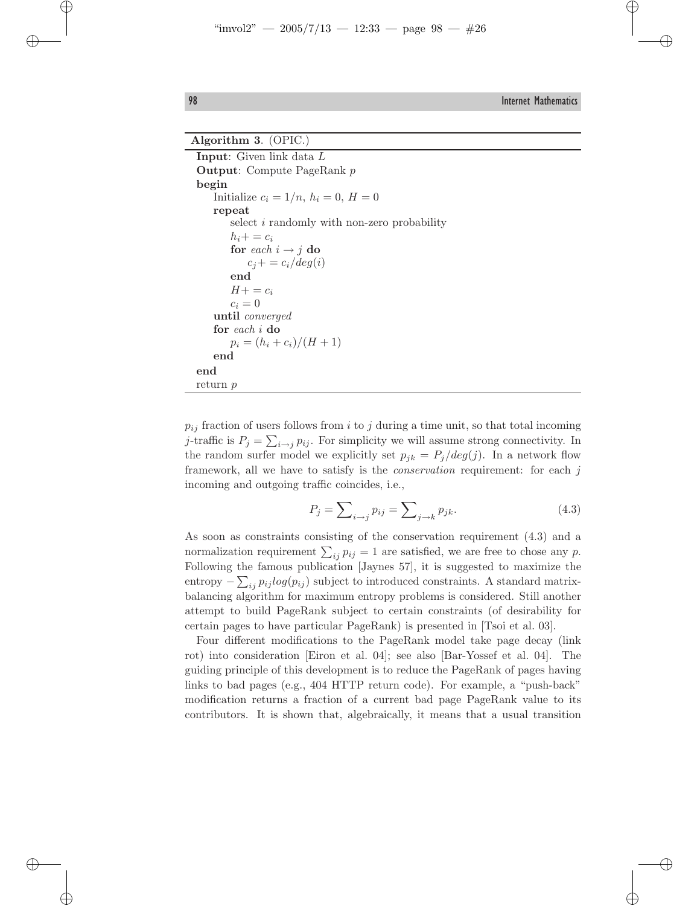**Algorithm 3.** (OPIC.)

```
Input: Given link data L
Output: Compute PageRank p
begin
    Initialize c_i = 1/n, h_i = 0, H = 0
    repeat
        select i randomly with non-zero probability
        h_i += c_i
        for each i → j do
            c_j += c_i/deg(i)
        end
        H += c_i
        c_i = 0
    until converged
    for each i do
        p_i = (h_i + c_i)/(H + 1)
    end
end
return p
```

$p_{ij}$ fraction of users follows from $i$ to $j$ during a time unit, so that total incoming $j$-traffic is $P_j = \sum_{i \to j} p_{ij}$. For simplicity we will assume strong connectivity. In the random surfer model we explicitly set $p_{jk} = P_j/deg(j)$. In a network flow framework, all we have to satisfy is the *conservation* requirement: for each $j$ incoming and outgoing traffic coincides, i.e.,

$$P_j = \sum_{i \to j} p_{ij} = \sum_{j \to k} p_{jk}. \tag{4.3}$$

As soon as constraints consisting of the conservation requirement (4.3) and a normalization requirement $\sum_{ij} p_{ij} = 1$ are satisfied, we are free to chose any $p$. Following the famous publication [Jaynes 57], it is suggested to maximize the entropy $-\sum_{ij} p_{ij} log(p_{ij})$ subject to introduced constraints. A standard matrix-balancing algorithm for maximum entropy problems is considered. Still another attempt to build PageRank subject to certain constraints (of desirability for certain pages to have particular PageRank) is presented in [Tsoi et al. 03].

Four different modifications to the PageRank model take page decay (link rot) into consideration [Eiron et al. 04]; see also [Bar-Yossef et al. 04]. The guiding principle of this development is to reduce the PageRank of pages having links to bad pages (e.g., 404 HTTP return code). For example, a "push-back" modification returns a fraction of a current bad page PageRank value to its contributors. It is shown that, algebraically, it means that a usual transition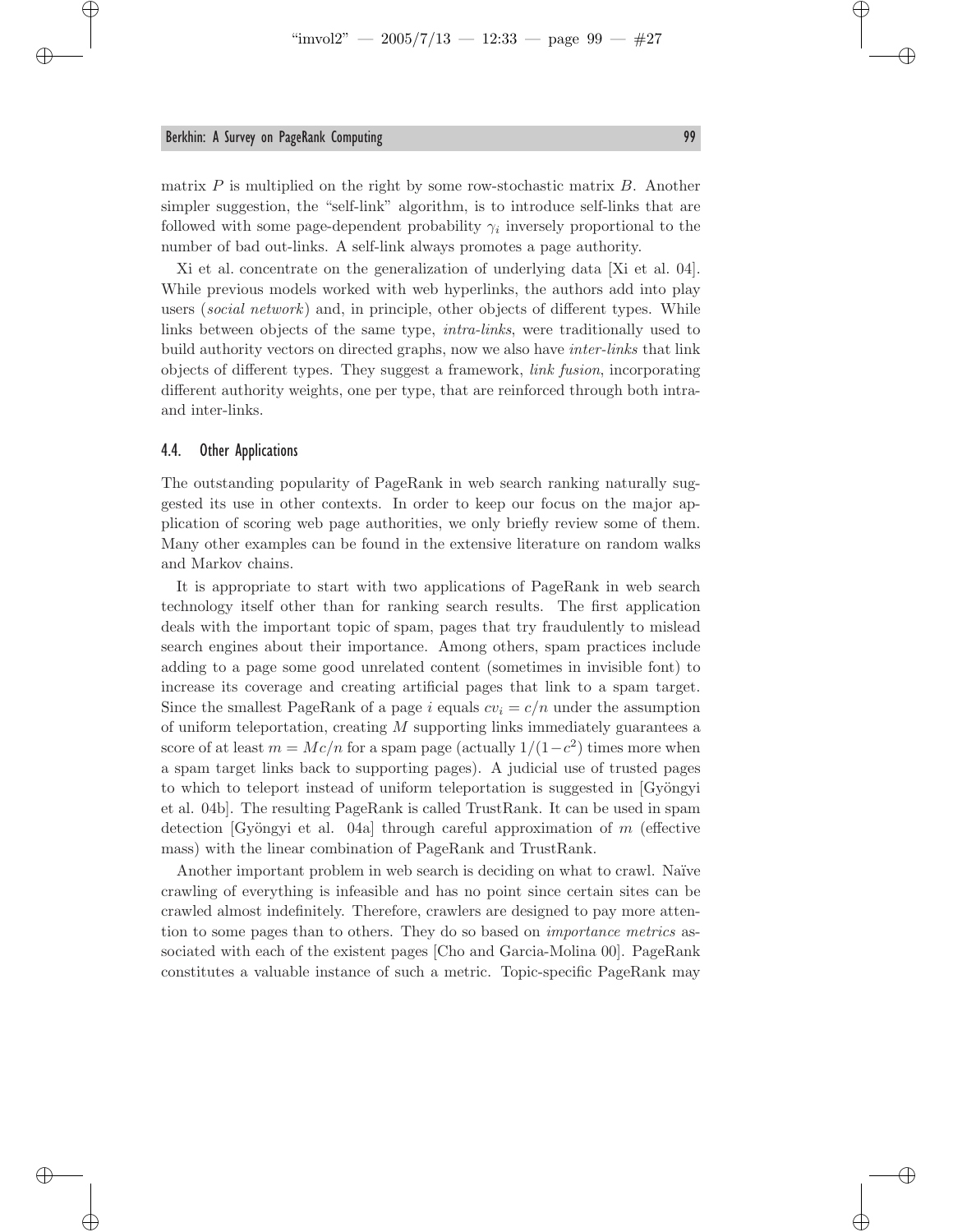matrix $P$ is multiplied on the right by some row-stochastic matrix $B$. Another simpler suggestion, the "self-link" algorithm, is to introduce self-links that are followed with some page-dependent probability $\gamma_i$ inversely proportional to the number of bad out-links. A self-link always promotes a page authority.

Xi et al. concentrate on the generalization of underlying data [Xi et al. 04]. While previous models worked with web hyperlinks, the authors add into play users (*social network*) and, in principle, other objects of different types. While links between objects of the same type, *intra-links*, were traditionally used to build authority vectors on directed graphs, now we also have *inter-links* that link objects of different types. They suggest a framework, *link fusion*, incorporating different authority weights, one per type, that are reinforced through both intra- and inter-links.

## 4.4. Other Applications

The outstanding popularity of PageRank in web search ranking naturally suggested its use in other contexts. In order to keep our focus on the major application of scoring web page authorities, we only briefly review some of them. Many other examples can be found in the extensive literature on random walks and Markov chains.

It is appropriate to start with two applications of PageRank in web search technology itself other than for ranking search results. The first application deals with the important topic of spam, pages that try fraudulently to mislead search engines about their importance. Among others, spam practices include adding to a page some good unrelated content (sometimes in invisible font) to increase its coverage and creating artificial pages that link to a spam target. Since the smallest PageRank of a page $i$ equals $cv_i = c/n$ under the assumption of uniform teleportation, creating $M$ supporting links immediately guarantees a score of at least $m = Mc/n$ for a spam page (actually $1/(1-c^2)$ times more when a spam target links back to supporting pages). A judicial use of trusted pages to which to teleport instead of uniform teleportation is suggested in [Gyöngyi et al. 04b]. The resulting PageRank is called TrustRank. It can be used in spam detection [Gyöngyi et al. 04a] through careful approximation of $m$ (effective mass) with the linear combination of PageRank and TrustRank.

Another important problem in web search is deciding on what to crawl. Naïve crawling of everything is infeasible and has no point since certain sites can be crawled almost indefinitely. Therefore, crawlers are designed to pay more attention to some pages than to others. They do so based on *importance metrics* associated with each of the existent pages [Cho and Garcia-Molina 00]. PageRank constitutes a valuable instance of such a metric. Topic-specific PageRank may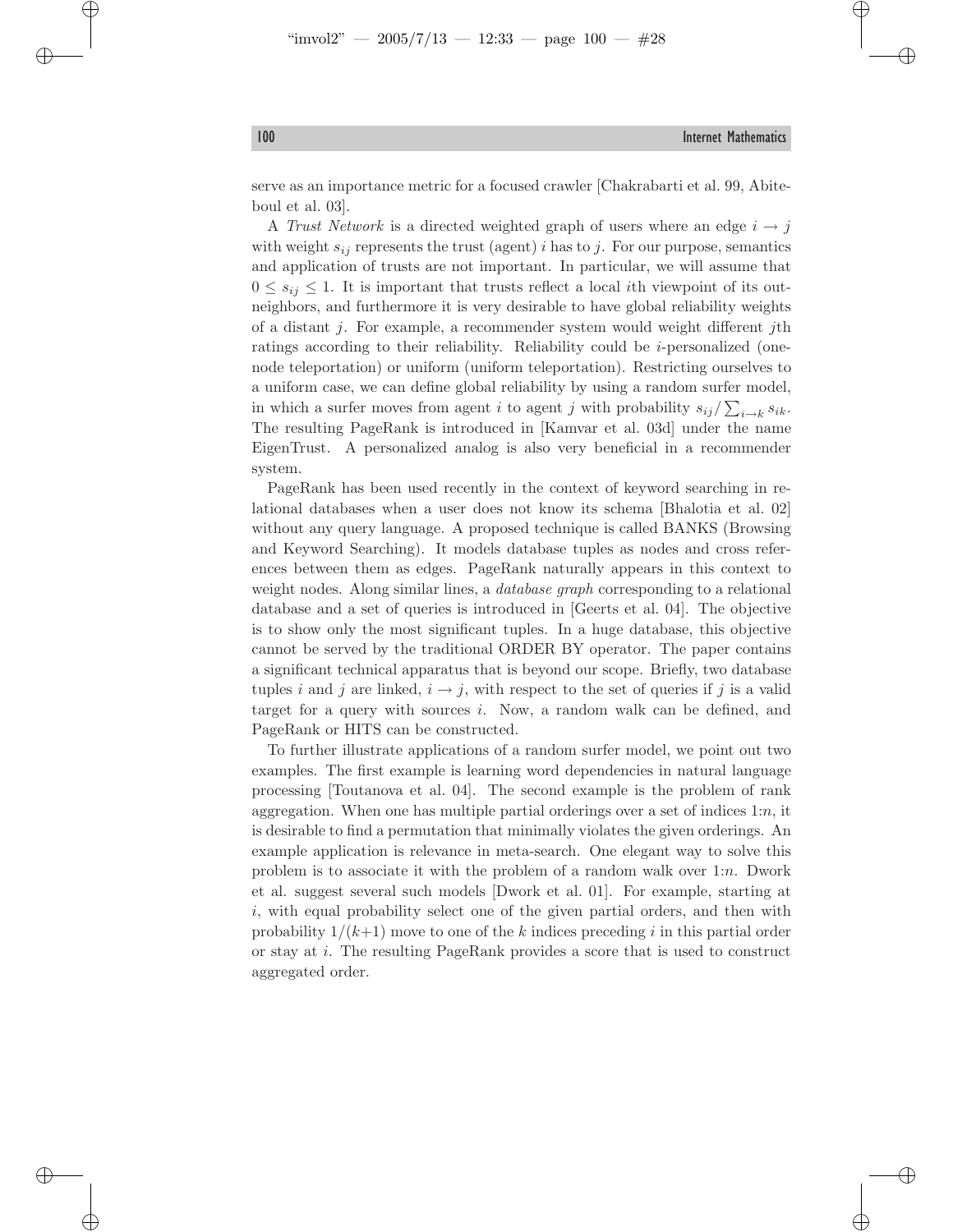serve as an importance metric for a focused crawler [Chakrabarti et al. 99, Abiteboul et al. 03].

A *Trust Network* is a directed weighted graph of users where an edge $i \rightarrow j$ with weight $s_{ij}$ represents the trust (agent) $i$ has to $j$. For our purpose, semantics and application of trusts are not important. In particular, we will assume that $0 \leq s_{ij} \leq 1$. It is important that trusts reflect a local $i$th viewpoint of its out-neighbors, and furthermore it is very desirable to have global reliability weights of a distant $j$. For example, a recommender system would weight different $j$th ratings according to their reliability. Reliability could be $i$-personalized (one-node teleportation) or uniform (uniform teleportation). Restricting ourselves to a uniform case, we can define global reliability by using a random surfer model, in which a surfer moves from agent $i$ to agent $j$ with probability $s_{ij}/\sum_{i \rightarrow k} s_{ik}$. The resulting PageRank is introduced in [Kamvar et al. 03d] under the name EigenTrust. A personalized analog is also very beneficial in a recommender system.

PageRank has been used recently in the context of keyword searching in relational databases when a user does not know its schema [Bhalotia et al. 02] without any query language. A proposed technique is called BANKS (Browsing and Keyword Searching). It models database tuples as nodes and cross references between them as edges. PageRank naturally appears in this context to weight nodes. Along similar lines, a *database graph* corresponding to a relational database and a set of queries is introduced in [Geerts et al. 04]. The objective is to show only the most significant tuples. In a huge database, this objective cannot be served by the traditional ORDER BY operator. The paper contains a significant technical apparatus that is beyond our scope. Briefly, two database tuples $i$ and $j$ are linked, $i \rightarrow j$, with respect to the set of queries if $j$ is a valid target for a query with sources $i$. Now, a random walk can be defined, and PageRank or HITS can be constructed.

To further illustrate applications of a random surfer model, we point out two examples. The first example is learning word dependencies in natural language processing [Toutanova et al. 04]. The second example is the problem of rank aggregation. When one has multiple partial orderings over a set of indices $1{:}n$, it is desirable to find a permutation that minimally violates the given orderings. An example application is relevance in meta-search. One elegant way to solve this problem is to associate it with the problem of a random walk over $1{:}n$. Dwork et al. suggest several such models [Dwork et al. 01]. For example, starting at $i$, with equal probability select one of the given partial orders, and then with probability $1/(k{+}1)$ move to one of the $k$ indices preceding $i$ in this partial order or stay at $i$. The resulting PageRank provides a score that is used to construct aggregated order.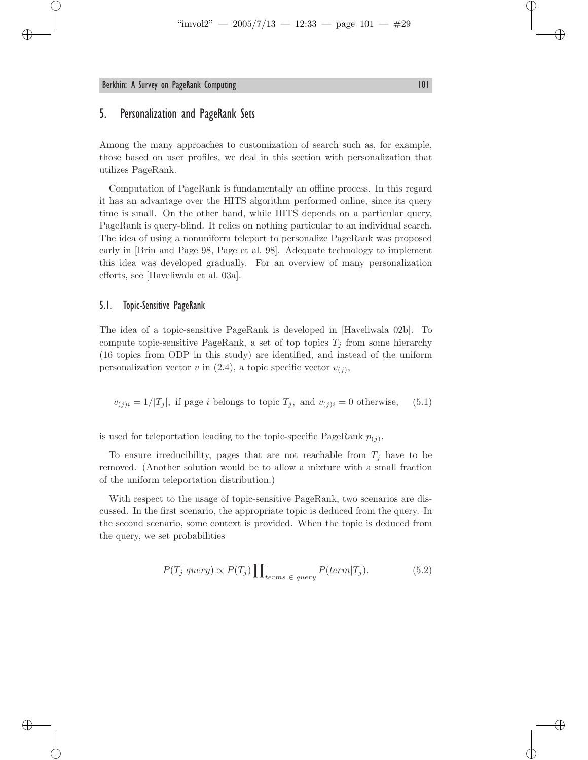## 5. Personalization and PageRank Sets

Among the many approaches to customization of search such as, for example, those based on user profiles, we deal in this section with personalization that utilizes PageRank.

Computation of PageRank is fundamentally an offline process. In this regard it has an advantage over the HITS algorithm performed online, since its query time is small. On the other hand, while HITS depends on a particular query, PageRank is query-blind. It relies on nothing particular to an individual search. The idea of using a nonuniform teleport to personalize PageRank was proposed early in [Brin and Page 98, Page et al. 98]. Adequate technology to implement this idea was developed gradually. For an overview of many personalization efforts, see [Haveliwala et al. 03a].

### 5.1. Topic-Sensitive PageRank

The idea of a topic-sensitive PageRank is developed in [Haveliwala 02b]. To compute topic-sensitive PageRank, a set of top topics $T_j$ from some hierarchy (16 topics from ODP in this study) are identified, and instead of the uniform personalization vector $v$ in (2.4), a topic specific vector $v_{(j)}$,

$$v_{(j)i} = 1/|T_j|, \text{ if page } i \text{ belongs to topic } T_j, \text{ and } v_{(j)i} = 0 \text{ otherwise,} \qquad (5.1)$$

is used for teleportation leading to the topic-specific PageRank $p_{(j)}$.

To ensure irreducibility, pages that are not reachable from $T_j$ have to be removed. (Another solution would be to allow a mixture with a small fraction of the uniform teleportation distribution.)

With respect to the usage of topic-sensitive PageRank, two scenarios are discussed. In the first scenario, the appropriate topic is deduced from the query. In the second scenario, some context is provided. When the topic is deduced from the query, we set probabilities

$$P(T_j|query) \propto P(T_j) \prod_{terms \in query} P(term|T_j). \qquad (5.2)$$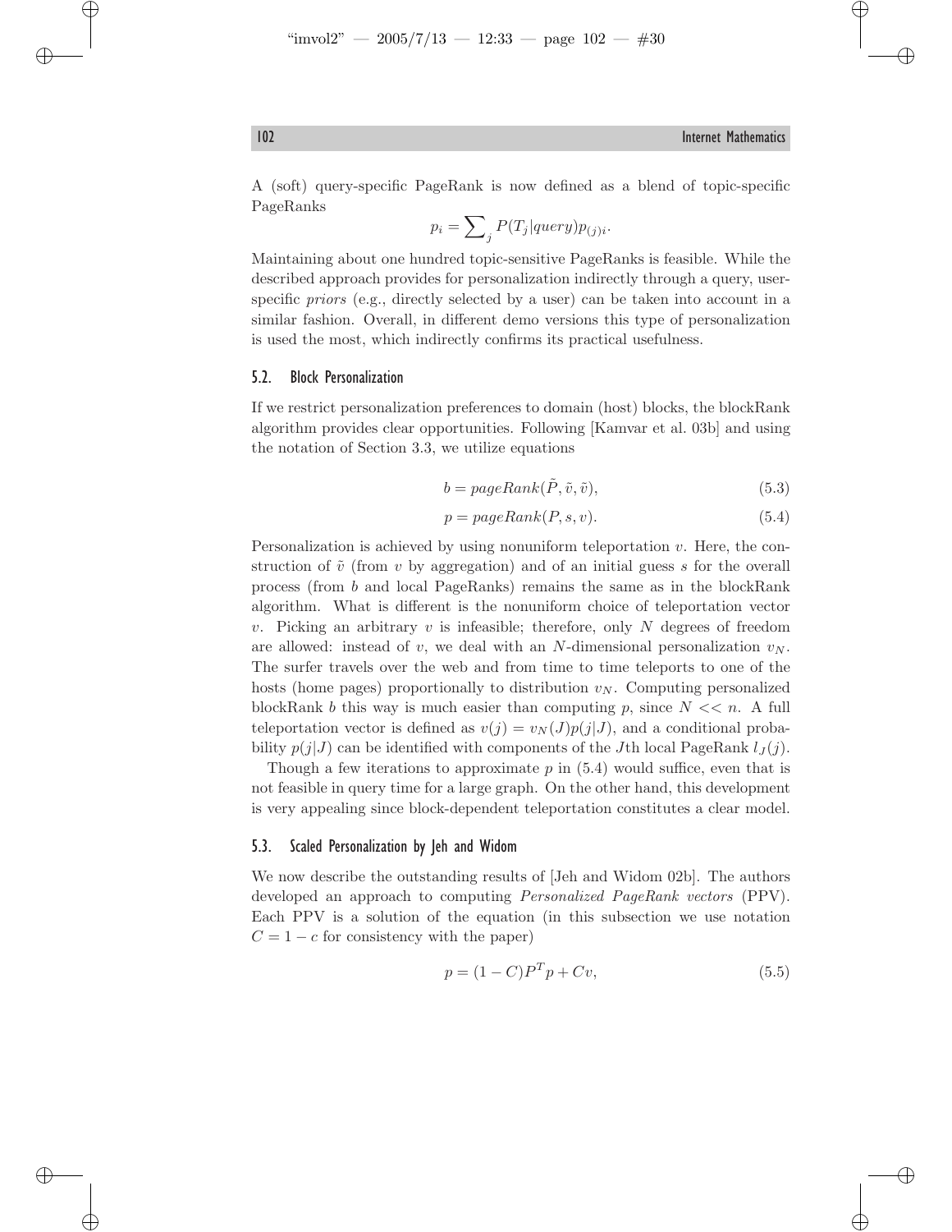A (soft) query-specific PageRank is now defined as a blend of topic-specific PageRanks

$$p_i = \sum_j P(T_j|query)p_{(j)i}.$$

Maintaining about one hundred topic-sensitive PageRanks is feasible. While the described approach provides for personalization indirectly through a query, user-specific *priors* (e.g., directly selected by a user) can be taken into account in a similar fashion. Overall, in different demo versions this type of personalization is used the most, which indirectly confirms its practical usefulness.

### 5.2. Block Personalization

If we restrict personalization preferences to domain (host) blocks, the blockRank algorithm provides clear opportunities. Following [Kamvar et al. 03b] and using the notation of Section 3.3, we utilize equations

$$b = pageRank(\tilde{P}, \tilde{v}, \tilde{v}), \tag{5.3}$$

$$p = pageRank(P, s, v). \tag{5.4}$$

Personalization is achieved by using nonuniform teleportation $v$. Here, the construction of $\tilde{v}$ (from $v$ by aggregation) and of an initial guess $s$ for the overall process (from $b$ and local PageRanks) remains the same as in the blockRank algorithm. What is different is the nonuniform choice of teleportation vector $v$. Picking an arbitrary $v$ is infeasible; therefore, only $N$ degrees of freedom are allowed: instead of $v$, we deal with an $N$-dimensional personalization $v_N$. The surfer travels over the web and from time to time teleports to one of the hosts (home pages) proportionally to distribution $v_N$. Computing personalized blockRank $b$ this way is much easier than computing $p$, since $N << n$. A full teleportation vector is defined as $v(j) = v_N(J)p(j|J)$, and a conditional probability $p(j|J)$ can be identified with components of the $J$th local PageRank $l_J(j)$.

Though a few iterations to approximate $p$ in (5.4) would suffice, even that is not feasible in query time for a large graph. On the other hand, this development is very appealing since block-dependent teleportation constitutes a clear model.

### 5.3. Scaled Personalization by Jeh and Widom

We now describe the outstanding results of [Jeh and Widom 02b]. The authors developed an approach to computing *Personalized PageRank vectors* (PPV). Each PPV is a solution of the equation (in this subsection we use notation $C = 1 - c$ for consistency with the paper)

$$p = (1 - C)P^T p + Cv, \tag{5.5}$$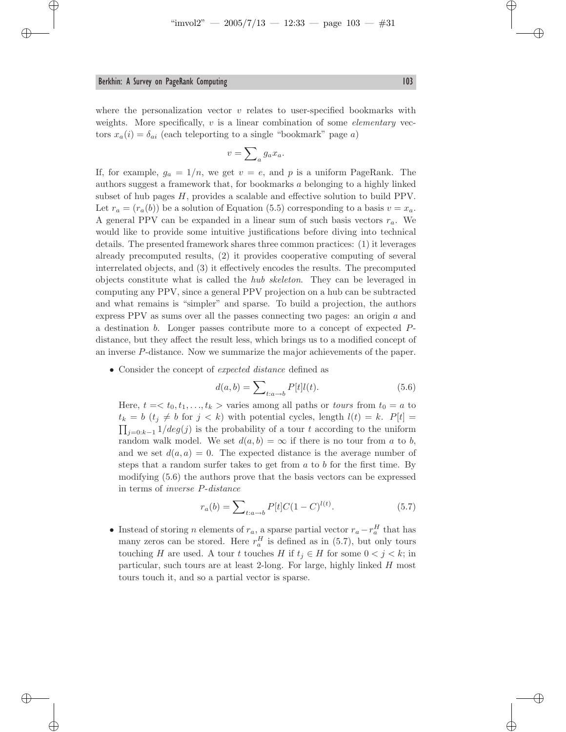where the personalization vector $v$ relates to user-specified bookmarks with weights. More specifically, $v$ is a linear combination of some *elementary* vectors $x_a(i) = \delta_{ai}$ (each teleporting to a single "bookmark" page $a$)

$$v = \sum\nolimits_a g_a x_a.$$

If, for example, $g_a = 1/n$, we get $v = e$, and $p$ is a uniform PageRank. The authors suggest a framework that, for bookmarks $a$ belonging to a highly linked subset of hub pages $H$, provides a scalable and effective solution to build PPV. Let $r_a = (r_a(b))$ be a solution of Equation (5.5) corresponding to a basis $v = x_a$. A general PPV can be expanded in a linear sum of such basis vectors $r_a$. We would like to provide some intuitive justifications before diving into technical details. The presented framework shares three common practices: (1) it leverages already precomputed results, (2) it provides cooperative computing of several interrelated objects, and (3) it effectively encodes the results. The precomputed objects constitute what is called the *hub skeleton*. They can be leveraged in computing any PPV, since a general PPV projection on a hub can be subtracted and what remains is "simpler" and sparse. To build a projection, the authors express PPV as sums over all the passes connecting two pages: an origin $a$ and a destination $b$. Longer passes contribute more to a concept of expected $P$-distance, but they affect the result less, which brings us to a modified concept of an inverse $P$-distance. Now we summarize the major achievements of the paper.

- Consider the concept of *expected distance* defined as

$$d(a, b) = \sum\nolimits_{t:a \to b} P[t]l(t). \tag{5.6}$$

  Here, $t =< t_0, t_1, \ldots, t_k >$ varies among all paths or *tours* from $t_0 = a$ to $t_k = b$ ($t_j \neq b$ for $j < k$) with potential cycles, length $l(t) = k$. $P[t] = \prod_{j=0:k-1} 1/deg(j)$ is the probability of a tour $t$ according to the uniform random walk model. We set $d(a, b) = \infty$ if there is no tour from $a$ to $b$, and we set $d(a, a) = 0$. The expected distance is the average number of steps that a random surfer takes to get from $a$ to $b$ for the first time. By modifying (5.6) the authors prove that the basis vectors can be expressed in terms of *inverse P-distance*

$$r_a(b) = \sum\nolimits_{t:a \to b} P[t]C(1 - C)^{l(t)}. \tag{5.7}$$

- Instead of storing $n$ elements of $r_a$, a sparse partial vector $r_a - r_a^H$ that has many zeros can be stored. Here $r_a^H$ is defined as in (5.7), but only tours touching $H$ are used. A tour $t$ touches $H$ if $t_j \in H$ for some $0 < j < k$; in particular, such tours are at least 2-long. For large, highly linked $H$ most tours touch it, and so a partial vector is sparse.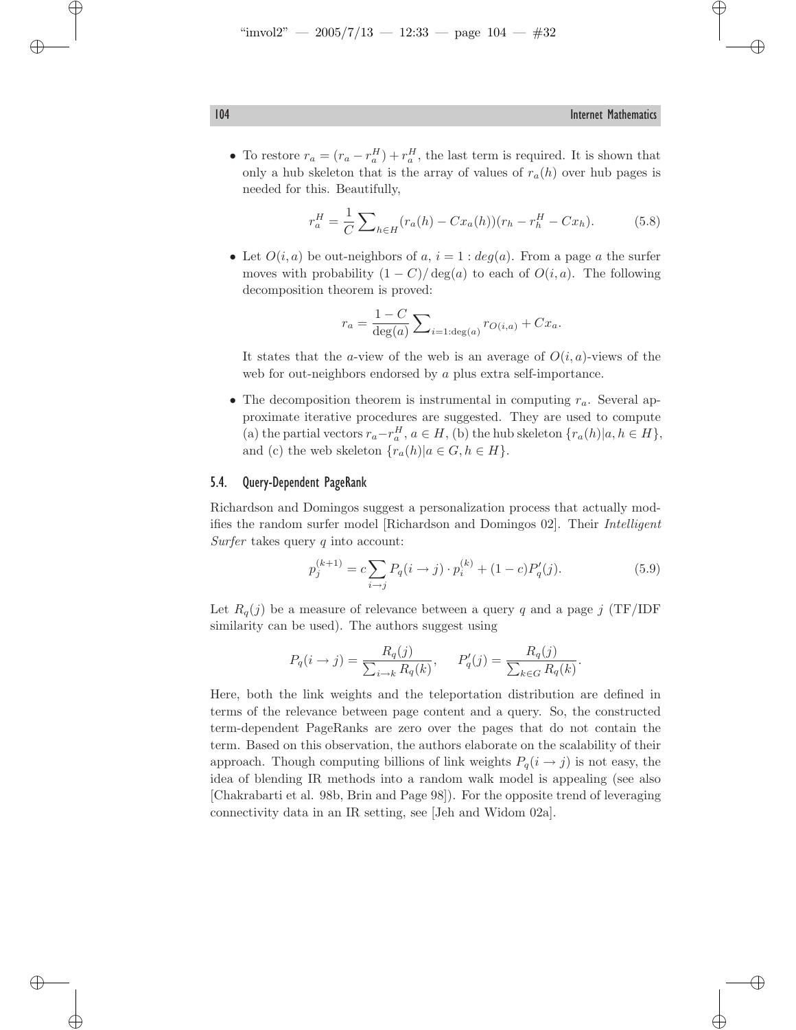- To restore $r_a = (r_a - r_a^H) + r_a^H$, the last term is required. It is shown that only a hub skeleton that is the array of values of $r_a(h)$ over hub pages is needed for this. Beautifully,

$$r_a^H = \frac{1}{C} \sum_{h \in H} (r_a(h) - Cx_a(h))(r_h - r_h^H - Cx_h). \tag{5.8}$$

- Let $O(i, a)$ be out-neighbors of $a$, $i = 1 : deg(a)$. From a page $a$ the surfer moves with probability $(1 - C)/\deg(a)$ to each of $O(i, a)$. The following decomposition theorem is proved:

$$r_a = \frac{1 - C}{\deg(a)} \sum_{i=1:\deg(a)} r_{O(i,a)} + Cx_a.$$

  It states that the $a$-view of the web is an average of $O(i, a)$-views of the web for out-neighbors endorsed by $a$ plus extra self-importance.

- The decomposition theorem is instrumental in computing $r_a$. Several approximate iterative procedures are suggested. They are used to compute (a) the partial vectors $r_a - r_a^H$, $a \in H$, (b) the hub skeleton $\{r_a(h) | a, h \in H\}$, and (c) the web skeleton $\{r_a(h) | a \in G, h \in H\}$.

### 5.4. Query-Dependent PageRank

Richardson and Domingos suggest a personalization process that actually modifies the random surfer model [Richardson and Domingos 02]. Their *Intelligent Surfer* takes query $q$ into account:

$$p_j^{(k+1)} = c \sum_{i \to j} P_q(i \to j) \cdot p_i^{(k)} + (1 - c) P_q'(j). \tag{5.9}$$

Let $R_q(j)$ be a measure of relevance between a query $q$ and a page $j$ (TF/IDF similarity can be used). The authors suggest using

$$P_q(i \to j) = \frac{R_q(j)}{\sum_{i \to k} R_q(k)}, \qquad P_q'(j) = \frac{R_q(j)}{\sum_{k \in G} R_q(k)}.$$

Here, both the link weights and the teleportation distribution are defined in terms of the relevance between page content and a query. So, the constructed term-dependent PageRanks are zero over the pages that do not contain the term. Based on this observation, the authors elaborate on the scalability of their approach. Though computing billions of link weights $P_q(i \to j)$ is not easy, the idea of blending IR methods into a random walk model is appealing (see also [Chakrabarti et al. 98b, Brin and Page 98]). For the opposite trend of leveraging connectivity data in an IR setting, see [Jeh and Widom 02a].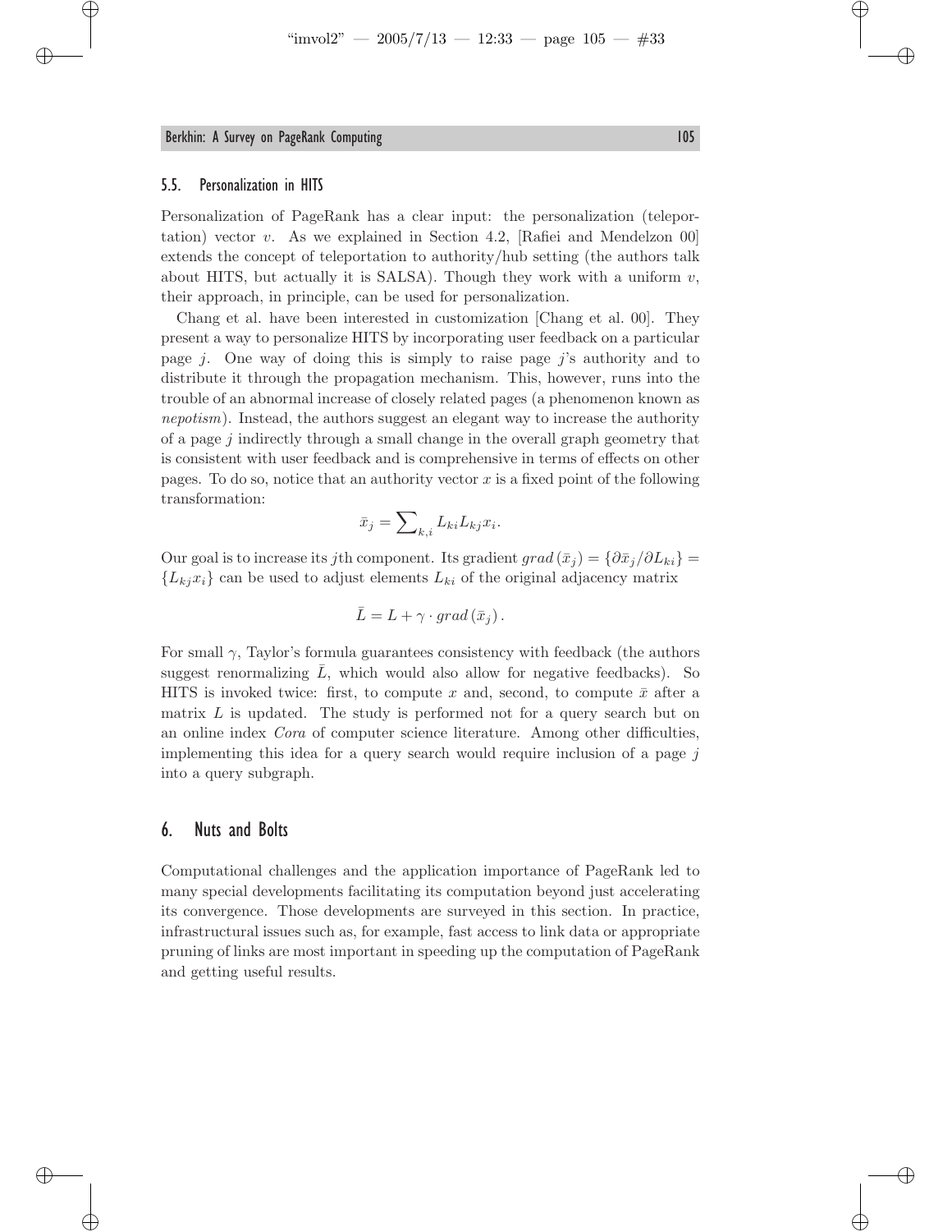### 5.5. Personalization in HITS

Personalization of PageRank has a clear input: the personalization (teleportation) vector $v$. As we explained in Section 4.2, [Rafiei and Mendelzon 00] extends the concept of teleportation to authority/hub setting (the authors talk about HITS, but actually it is SALSA). Though they work with a uniform $v$, their approach, in principle, can be used for personalization.

Chang et al. have been interested in customization [Chang et al. 00]. They present a way to personalize HITS by incorporating user feedback on a particular page $j$. One way of doing this is simply to raise page $j$'s authority and to distribute it through the propagation mechanism. This, however, runs into the trouble of an abnormal increase of closely related pages (a phenomenon known as *nepotism*). Instead, the authors suggest an elegant way to increase the authority of a page $j$ indirectly through a small change in the overall graph geometry that is consistent with user feedback and is comprehensive in terms of effects on other pages. To do so, notice that an authority vector $x$ is a fixed point of the following transformation:

$$\bar{x}_j = \sum_{k,i} L_{ki} L_{kj} x_i.$$

Our goal is to increase its $j$th component. Its gradient $grad(\bar{x}_j) = \{\partial \bar{x}_j / \partial L_{ki}\} = \{L_{kj} x_i\}$ can be used to adjust elements $L_{ki}$ of the original adjacency matrix

$$\bar{L} = L + \gamma \cdot grad(\bar{x}_j).$$

For small $\gamma$, Taylor's formula guarantees consistency with feedback (the authors suggest renormalizing $\bar{L}$, which would also allow for negative feedbacks). So HITS is invoked twice: first, to compute $x$ and, second, to compute $\bar{x}$ after a matrix $L$ is updated. The study is performed not for a query search but on an online index *Cora* of computer science literature. Among other difficulties, implementing this idea for a query search would require inclusion of a page $j$ into a query subgraph.

## 6. Nuts and Bolts

Computational challenges and the application importance of PageRank led to many special developments facilitating its computation beyond just accelerating its convergence. Those developments are surveyed in this section. In practice, infrastructural issues such as, for example, fast access to link data or appropriate pruning of links are most important in speeding up the computation of PageRank and getting useful results.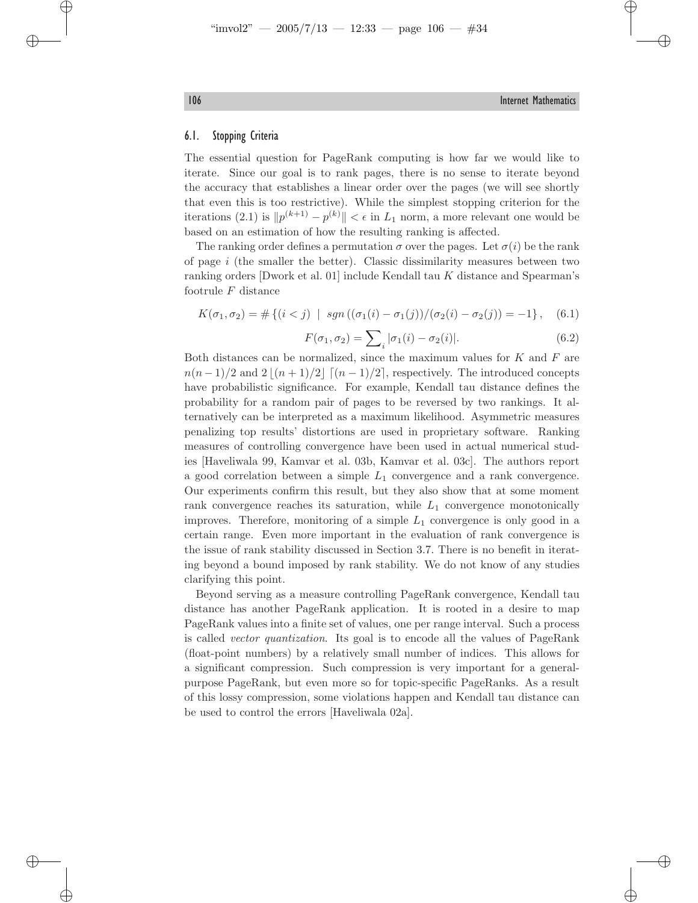## 6.1. Stopping Criteria

The essential question for PageRank computing is how far we would like to iterate. Since our goal is to rank pages, there is no sense to iterate beyond the accuracy that establishes a linear order over the pages (we will see shortly that even this is too restrictive). While the simplest stopping criterion for the iterations (2.1) is $\|p^{(k+1)} - p^{(k)}\| < \epsilon$ in $L_1$ norm, a more relevant one would be based on an estimation of how the resulting ranking is affected.

The ranking order defines a permutation $\sigma$ over the pages. Let $\sigma(i)$ be the rank of page $i$ (the smaller the better). Classic dissimilarity measures between two ranking orders [Dwork et al. 01] include Kendall tau $K$ distance and Spearman's footrule $F$ distance

$$K(\sigma_1, \sigma_2) = \# \{(i < j) \mid sgn\left((\sigma_1(i) - \sigma_1(j))/(\sigma_2(i) - \sigma_2(j)\right) = -1\}, \quad (6.1)$$

$$F(\sigma_1, \sigma_2) = \sum_i |\sigma_1(i) - \sigma_2(i)|. \quad (6.2)$$

Both distances can be normalized, since the maximum values for $K$ and $F$ are $n(n-1)/2$ and $2\lfloor (n+1)/2 \rfloor \lceil (n-1)/2 \rceil$, respectively. The introduced concepts have probabilistic significance. For example, Kendall tau distance defines the probability for a random pair of pages to be reversed by two rankings. It alternatively can be interpreted as a maximum likelihood. Asymmetric measures penalizing top results' distortions are used in proprietary software. Ranking measures of controlling convergence have been used in actual numerical studies [Haveliwala 99, Kamvar et al. 03b, Kamvar et al. 03c]. The authors report a good correlation between a simple $L_1$ convergence and a rank convergence. Our experiments confirm this result, but they also show that at some moment rank convergence reaches its saturation, while $L_1$ convergence monotonically improves. Therefore, monitoring of a simple $L_1$ convergence is only good in a certain range. Even more important in the evaluation of rank convergence is the issue of rank stability discussed in Section 3.7. There is no benefit in iterating beyond a bound imposed by rank stability. We do not know of any studies clarifying this point.

Beyond serving as a measure controlling PageRank convergence, Kendall tau distance has another PageRank application. It is rooted in a desire to map PageRank values into a finite set of values, one per range interval. Such a process is called *vector quantization*. Its goal is to encode all the values of PageRank (float-point numbers) by a relatively small number of indices. This allows for a significant compression. Such compression is very important for a general-purpose PageRank, but even more so for topic-specific PageRanks. As a result of this lossy compression, some violations happen and Kendall tau distance can be used to control the errors [Haveliwala 02a].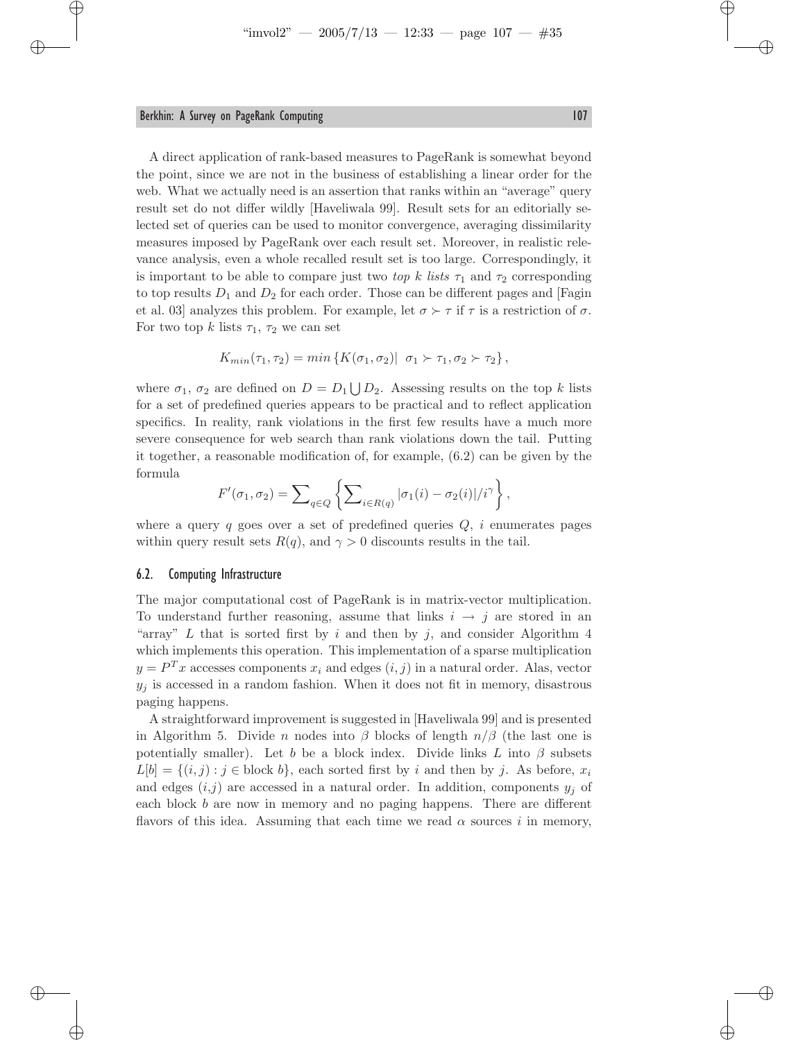A direct application of rank-based measures to PageRank is somewhat beyond the point, since we are not in the business of establishing a linear order for the web. What we actually need is an assertion that ranks within an "average" query result set do not differ wildly [Haveliwala 99]. Result sets for an editorially selected set of queries can be used to monitor convergence, averaging dissimilarity measures imposed by PageRank over each result set. Moreover, in realistic relevance analysis, even a whole recalled result set is too large. Correspondingly, it is important to be able to compare just two *top k lists* $\tau_1$ and $\tau_2$ corresponding to top results $D_1$ and $D_2$ for each order. Those can be different pages and [Fagin et al. 03] analyzes this problem. For example, let $\sigma \succ \tau$ if $\tau$ is a restriction of $\sigma$. For two top $k$ lists $\tau_1$, $\tau_2$ we can set

$$K_{min}(\tau_1, \tau_2) = min\left\{K(\sigma_1, \sigma_2) |\ \sigma_1 \succ \tau_1, \sigma_2 \succ \tau_2\right\},$$

where $\sigma_1$, $\sigma_2$ are defined on $D = D_1 \bigcup D_2$. Assessing results on the top $k$ lists for a set of predefined queries appears to be practical and to reflect application specifics. In reality, rank violations in the first few results have a much more severe consequence for web search than rank violations down the tail. Putting it together, a reasonable modification of, for example, (6.2) can be given by the formula

$$F'(\sigma_1, \sigma_2) = \sum\nolimits_{q \in Q} \left\{ \sum\nolimits_{i \in R(q)} |\sigma_1(i) - \sigma_2(i)| / i^{\gamma} \right\},$$

where a query $q$ goes over a set of predefined queries $Q$, $i$ enumerates pages within query result sets $R(q)$, and $\gamma > 0$ discounts results in the tail.

### 6.2. Computing Infrastructure

The major computational cost of PageRank is in matrix-vector multiplication. To understand further reasoning, assume that links $i \to j$ are stored in an "array" $L$ that is sorted first by $i$ and then by $j$, and consider Algorithm 4 which implements this operation. This implementation of a sparse multiplication $y = P^T x$ accesses components $x_i$ and edges $(i, j)$ in a natural order. Alas, vector $y_j$ is accessed in a random fashion. When it does not fit in memory, disastrous paging happens.

A straightforward improvement is suggested in [Haveliwala 99] and is presented in Algorithm 5. Divide $n$ nodes into $\beta$ blocks of length $n/\beta$ (the last one is potentially smaller). Let $b$ be a block index. Divide links $L$ into $\beta$ subsets $L[b] = \{(i, j) : j \in \text{block } b\}$, each sorted first by $i$ and then by $j$. As before, $x_i$ and edges $(i,j)$ are accessed in a natural order. In addition, components $y_j$ of each block $b$ are now in memory and no paging happens. There are different flavors of this idea. Assuming that each time we read $\alpha$ sources $i$ in memory,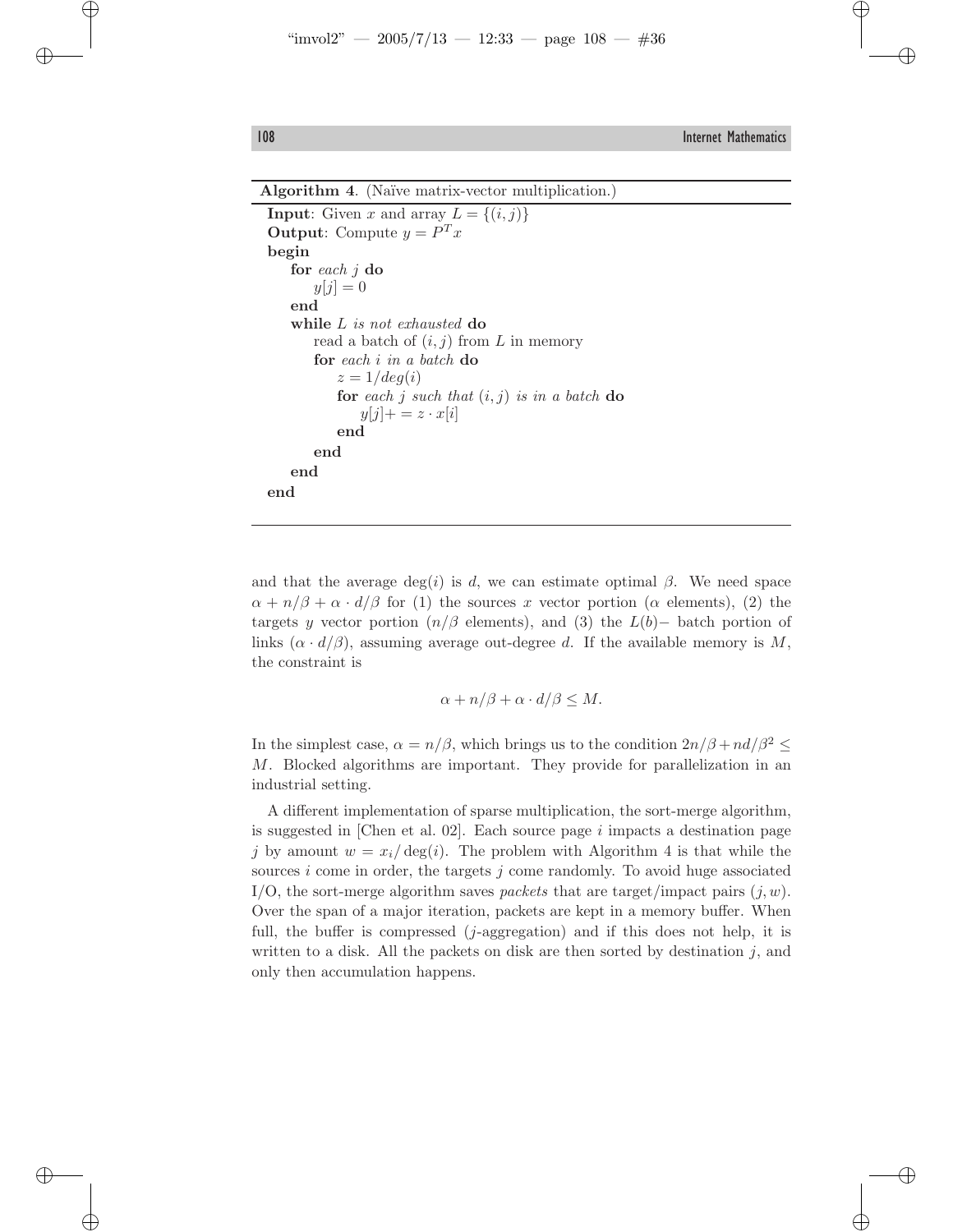**Algorithm 4**. (Naïve matrix-vector multiplication.)

```
Input: Given x and array L = {(i, j)}
Output: Compute y = P^T x
begin
    for each j do
        y[j] = 0
    end
    while L is not exhausted do
        read a batch of (i, j) from L in memory
        for each i in a batch do
            z = 1/deg(i)
            for each j such that (i, j) is in a batch do
                y[j] += z · x[i]
            end
        end
    end
end
```

and that the average deg$(i)$ is $d$, we can estimate optimal $\beta$. We need space $\alpha + n/\beta + \alpha \cdot d/\beta$ for (1) the sources $x$ vector portion ($\alpha$ elements), (2) the targets $y$ vector portion ($n/\beta$ elements), and (3) the $L(b)-$ batch portion of links ($\alpha \cdot d/\beta$), assuming average out-degree $d$. If the available memory is $M$, the constraint is

$$\alpha + n/\beta + \alpha \cdot d/\beta \leq M.$$

In the simplest case, $\alpha = n/\beta$, which brings us to the condition $2n/\beta + nd/\beta^2 \leq M$. Blocked algorithms are important. They provide for parallelization in an industrial setting.

A different implementation of sparse multiplication, the sort-merge algorithm, is suggested in [Chen et al. 02]. Each source page $i$ impacts a destination page $j$ by amount $w = x_i/\deg(i)$. The problem with Algorithm 4 is that while the sources $i$ come in order, the targets $j$ come randomly. To avoid huge associated I/O, the sort-merge algorithm saves *packets* that are target/impact pairs $(j, w)$. Over the span of a major iteration, packets are kept in a memory buffer. When full, the buffer is compressed ($j$-aggregation) and if this does not help, it is written to a disk. All the packets on disk are then sorted by destination $j$, and only then accumulation happens.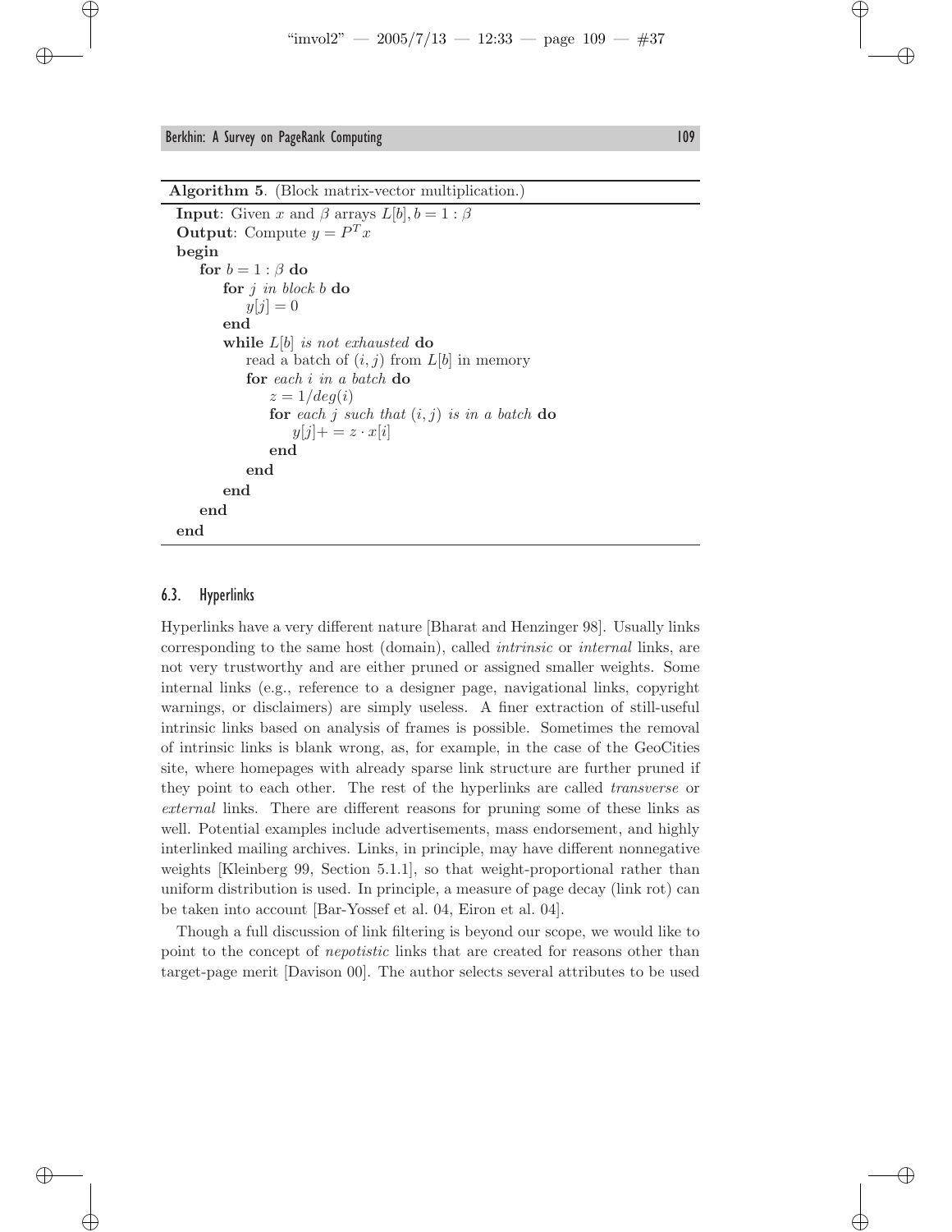**Algorithm 5**. (Block matrix-vector multiplication.)

**Input**: Given $x$ and $\beta$ arrays $L[b], b = 1 : \beta$
**Output**: Compute $y = P^T x$
**begin**
  **for** $b = 1 : \beta$ **do**
    **for** *j in block b* **do**
      $y[j] = 0$
    **end**
    **while** *L[b] is not exhausted* **do**
      read a batch of $(i, j)$ from $L[b]$ in memory
      **for** *each i in a batch* **do**
        $z = 1/deg(i)$
        **for** *each j such that (i, j) is in a batch* **do**
          $y[j] += z \cdot x[i]$
        **end**
      **end**
    **end**
  **end**
**end**

### 6.3. Hyperlinks

Hyperlinks have a very different nature [Bharat and Henzinger 98]. Usually links corresponding to the same host (domain), called *intrinsic* or *internal* links, are not very trustworthy and are either pruned or assigned smaller weights. Some internal links (e.g., reference to a designer page, navigational links, copyright warnings, or disclaimers) are simply useless. A finer extraction of still-useful intrinsic links based on analysis of frames is possible. Sometimes the removal of intrinsic links is blank wrong, as, for example, in the case of the GeoCities site, where homepages with already sparse link structure are further pruned if they point to each other. The rest of the hyperlinks are called *transverse* or *external* links. There are different reasons for pruning some of these links as well. Potential examples include advertisements, mass endorsement, and highly interlinked mailing archives. Links, in principle, may have different nonnegative weights [Kleinberg 99, Section 5.1.1], so that weight-proportional rather than uniform distribution is used. In principle, a measure of page decay (link rot) can be taken into account [Bar-Yossef et al. 04, Eiron et al. 04].

Though a full discussion of link filtering is beyond our scope, we would like to point to the concept of *nepotistic* links that are created for reasons other than target-page merit [Davison 00]. The author selects several attributes to be used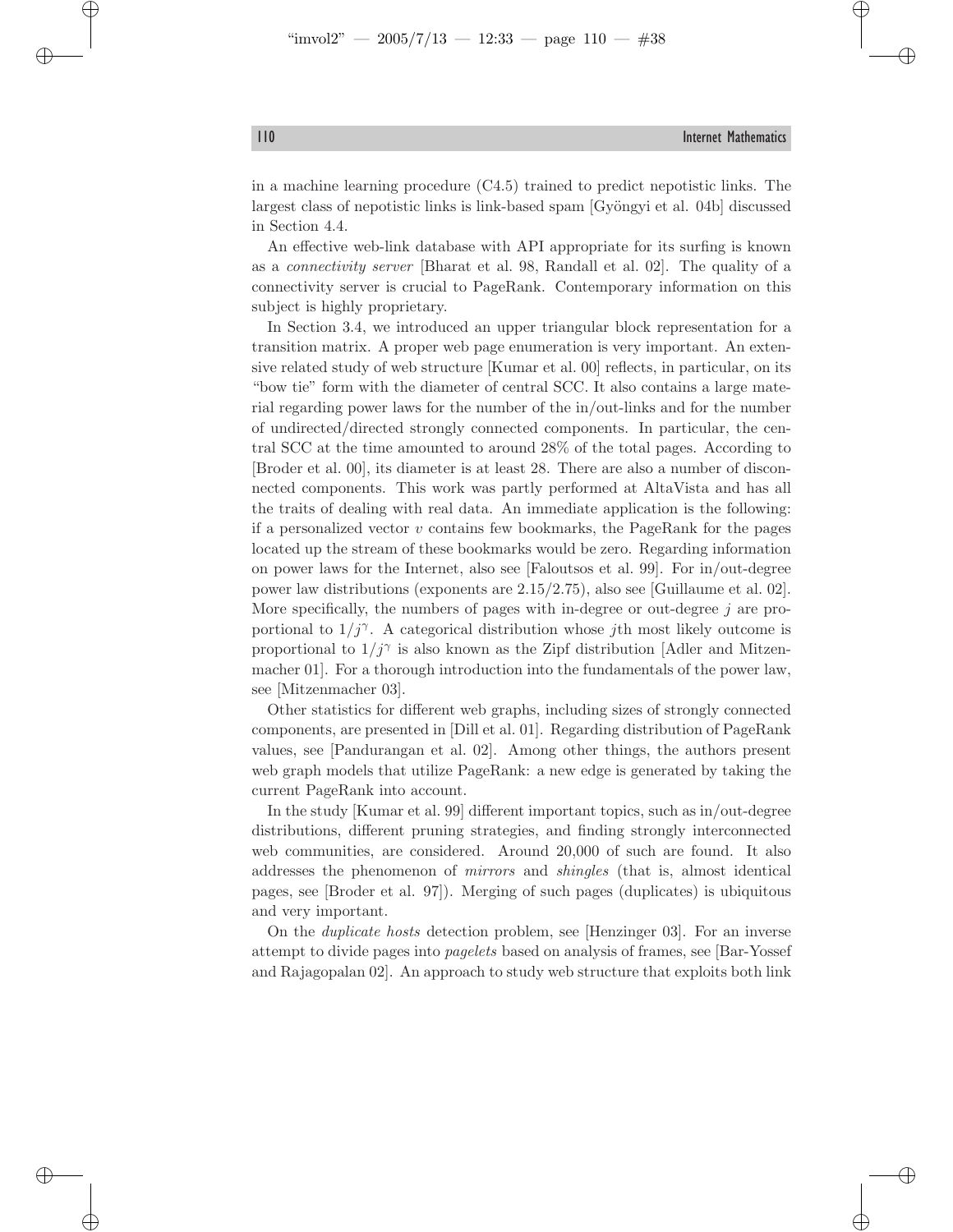in a machine learning procedure (C4.5) trained to predict nepotistic links. The largest class of nepotistic links is link-based spam [Gyöngyi et al. 04b] discussed in Section 4.4.

An effective web-link database with API appropriate for its surfing is known as a *connectivity server* [Bharat et al. 98, Randall et al. 02]. The quality of a connectivity server is crucial to PageRank. Contemporary information on this subject is highly proprietary.

In Section 3.4, we introduced an upper triangular block representation for a transition matrix. A proper web page enumeration is very important. An extensive related study of web structure [Kumar et al. 00] reflects, in particular, on its "bow tie" form with the diameter of central SCC. It also contains a large material regarding power laws for the number of the in/out-links and for the number of undirected/directed strongly connected components. In particular, the central SCC at the time amounted to around 28% of the total pages. According to [Broder et al. 00], its diameter is at least 28. There are also a number of disconnected components. This work was partly performed at AltaVista and has all the traits of dealing with real data. An immediate application is the following: if a personalized vector $v$ contains few bookmarks, the PageRank for the pages located up the stream of these bookmarks would be zero. Regarding information on power laws for the Internet, also see [Faloutsos et al. 99]. For in/out-degree power law distributions (exponents are 2.15/2.75), also see [Guillaume et al. 02]. More specifically, the numbers of pages with in-degree or out-degree $j$ are proportional to $1/j^{\gamma}$. A categorical distribution whose $j$th most likely outcome is proportional to $1/j^{\gamma}$ is also known as the Zipf distribution [Adler and Mitzenmacher 01]. For a thorough introduction into the fundamentals of the power law, see [Mitzenmacher 03].

Other statistics for different web graphs, including sizes of strongly connected components, are presented in [Dill et al. 01]. Regarding distribution of PageRank values, see [Pandurangan et al. 02]. Among other things, the authors present web graph models that utilize PageRank: a new edge is generated by taking the current PageRank into account.

In the study [Kumar et al. 99] different important topics, such as in/out-degree distributions, different pruning strategies, and finding strongly interconnected web communities, are considered. Around 20,000 of such are found. It also addresses the phenomenon of *mirrors* and *shingles* (that is, almost identical pages, see [Broder et al. 97]). Merging of such pages (duplicates) is ubiquitous and very important.

On the *duplicate hosts* detection problem, see [Henzinger 03]. For an inverse attempt to divide pages into *pagelets* based on analysis of frames, see [Bar-Yossef and Rajagopalan 02]. An approach to study web structure that exploits both link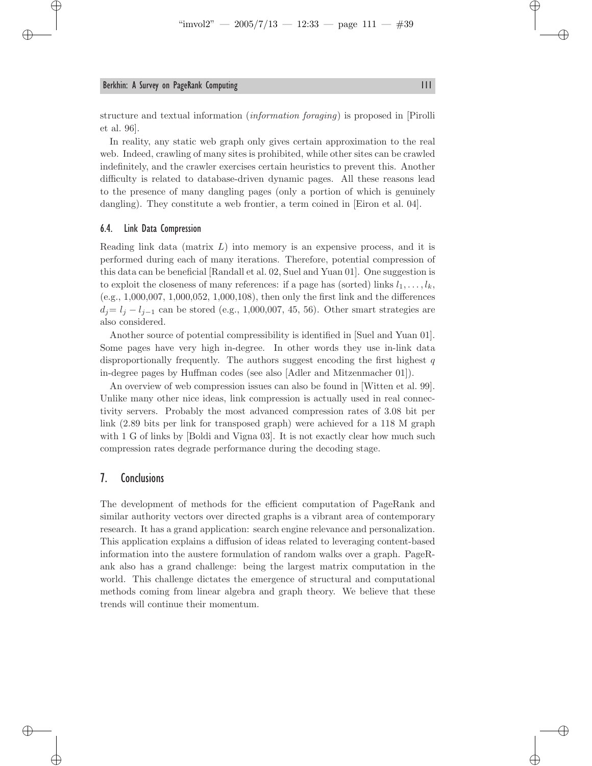structure and textual information (*information foraging*) is proposed in [Pirolli et al. 96].

In reality, any static web graph only gives certain approximation to the real web. Indeed, crawling of many sites is prohibited, while other sites can be crawled indefinitely, and the crawler exercises certain heuristics to prevent this. Another difficulty is related to database-driven dynamic pages. All these reasons lead to the presence of many dangling pages (only a portion of which is genuinely dangling). They constitute a web frontier, a term coined in [Eiron et al. 04].

### 6.4. Link Data Compression

Reading link data (matrix $L$) into memory is an expensive process, and it is performed during each of many iterations. Therefore, potential compression of this data can be beneficial [Randall et al. 02, Suel and Yuan 01]. One suggestion is to exploit the closeness of many references: if a page has (sorted) links $l_1, \ldots, l_k$, (e.g., 1,000,007, 1,000,052, 1,000,108), then only the first link and the differences $d_j = l_j - l_{j-1}$ can be stored (e.g., 1,000,007, 45, 56). Other smart strategies are also considered.

Another source of potential compressibility is identified in [Suel and Yuan 01]. Some pages have very high in-degree. In other words they use in-link data disproportionally frequently. The authors suggest encoding the first highest $q$ in-degree pages by Huffman codes (see also [Adler and Mitzenmacher 01]).

An overview of web compression issues can also be found in [Witten et al. 99]. Unlike many other nice ideas, link compression is actually used in real connectivity servers. Probably the most advanced compression rates of 3.08 bit per link (2.89 bits per link for transposed graph) were achieved for a 118 M graph with 1 G of links by [Boldi and Vigna 03]. It is not exactly clear how much such compression rates degrade performance during the decoding stage.

## 7. Conclusions

The development of methods for the efficient computation of PageRank and similar authority vectors over directed graphs is a vibrant area of contemporary research. It has a grand application: search engine relevance and personalization. This application explains a diffusion of ideas related to leveraging content-based information into the austere formulation of random walks over a graph. PageRank also has a grand challenge: being the largest matrix computation in the world. This challenge dictates the emergence of structural and computational methods coming from linear algebra and graph theory. We believe that these trends will continue their momentum.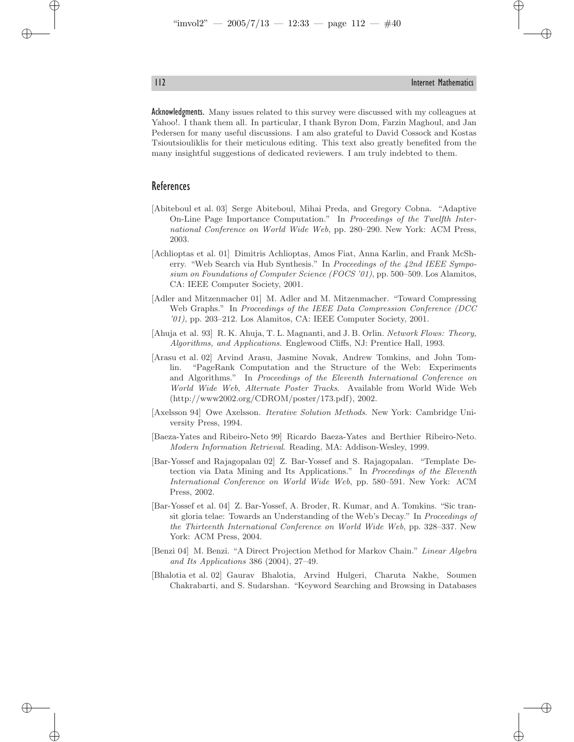**Acknowledgments.** Many issues related to this survey were discussed with my colleagues at Yahoo!. I thank them all. In particular, I thank Byron Dom, Farzin Maghoul, and Jan Pedersen for many useful discussions. I am also grateful to David Cossock and Kostas Tsioutsiouliklis for their meticulous editing. This text also greatly benefited from the many insightful suggestions of dedicated reviewers. I am truly indebted to them.

## References

[Abiteboul et al. 03] Serge Abiteboul, Mihai Preda, and Gregory Cobna. "Adaptive On-Line Page Importance Computation." In *Proceedings of the Twelfth International Conference on World Wide Web*, pp. 280–290. New York: ACM Press, 2003.

[Achlioptas et al. 01] Dimitris Achlioptas, Amos Fiat, Anna Karlin, and Frank McSherry. "Web Search via Hub Synthesis." In *Proceedings of the 42nd IEEE Symposium on Foundations of Computer Science (FOCS '01)*, pp. 500–509. Los Alamitos, CA: IEEE Computer Society, 2001.

[Adler and Mitzenmacher 01] M. Adler and M. Mitzenmacher. "Toward Compressing Web Graphs." In *Proceedings of the IEEE Data Compression Conference (DCC '01)*, pp. 203–212. Los Alamitos, CA: IEEE Computer Society, 2001.

[Ahuja et al. 93] R. K. Ahuja, T. L. Magnanti, and J. B. Orlin. *Network Flows: Theory, Algorithms, and Applications*. Englewood Cliffs, NJ: Prentice Hall, 1993.

[Arasu et al. 02] Arvind Arasu, Jasmine Novak, Andrew Tomkins, and John Tomlin. "PageRank Computation and the Structure of the Web: Experiments and Algorithms." In *Proceedings of the Eleventh International Conference on World Wide Web, Alternate Poster Tracks*. Available from World Wide Web (http://www2002.org/CDROM/poster/173.pdf), 2002.

[Axelsson 94] Owe Axelsson. *Iterative Solution Methods*. New York: Cambridge University Press, 1994.

[Baeza-Yates and Ribeiro-Neto 99] Ricardo Baeza-Yates and Berthier Ribeiro-Neto. *Modern Information Retrieval*. Reading, MA: Addison-Wesley, 1999.

[Bar-Yossef and Rajagopalan 02] Z. Bar-Yossef and S. Rajagopalan. "Template Detection via Data Mining and Its Applications." In *Proceedings of the Eleventh International Conference on World Wide Web*, pp. 580–591. New York: ACM Press, 2002.

[Bar-Yossef et al. 04] Z. Bar-Yossef, A. Broder, R. Kumar, and A. Tomkins. "Sic transit gloria telae: Towards an Understanding of the Web's Decay." In *Proceedings of the Thirteenth International Conference on World Wide Web*, pp. 328–337. New York: ACM Press, 2004.

[Benzi 04] M. Benzi. "A Direct Projection Method for Markov Chain." *Linear Algebra and Its Applications* 386 (2004), 27–49.

[Bhalotia et al. 02] Gaurav Bhalotia, Arvind Hulgeri, Charuta Nakhe, Soumen Chakrabarti, and S. Sudarshan. "Keyword Searching and Browsing in Databases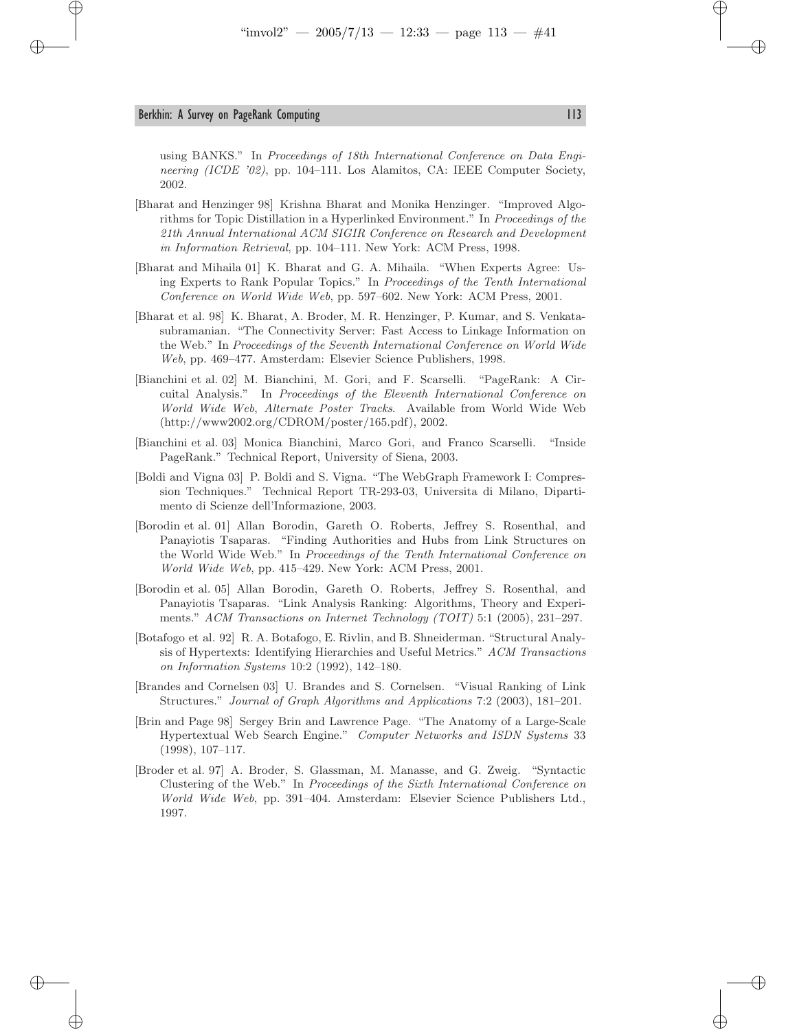using BANKS." In *Proceedings of 18th International Conference on Data Engineering (ICDE '02)*, pp. 104–111. Los Alamitos, CA: IEEE Computer Society, 2002.

[Bharat and Henzinger 98] Krishna Bharat and Monika Henzinger. "Improved Algorithms for Topic Distillation in a Hyperlinked Environment." In *Proceedings of the 21th Annual International ACM SIGIR Conference on Research and Development in Information Retrieval*, pp. 104–111. New York: ACM Press, 1998.

[Bharat and Mihaila 01] K. Bharat and G. A. Mihaila. "When Experts Agree: Using Experts to Rank Popular Topics." In *Proceedings of the Tenth International Conference on World Wide Web*, pp. 597–602. New York: ACM Press, 2001.

[Bharat et al. 98] K. Bharat, A. Broder, M. R. Henzinger, P. Kumar, and S. Venkatasubramanian. "The Connectivity Server: Fast Access to Linkage Information on the Web." In *Proceedings of the Seventh International Conference on World Wide Web*, pp. 469–477. Amsterdam: Elsevier Science Publishers, 1998.

[Bianchini et al. 02] M. Bianchini, M. Gori, and F. Scarselli. "PageRank: A Circuital Analysis." In *Proceedings of the Eleventh International Conference on World Wide Web, Alternate Poster Tracks*. Available from World Wide Web (http://www2002.org/CDROM/poster/165.pdf), 2002.

[Bianchini et al. 03] Monica Bianchini, Marco Gori, and Franco Scarselli. "Inside PageRank." Technical Report, University of Siena, 2003.

[Boldi and Vigna 03] P. Boldi and S. Vigna. "The WebGraph Framework I: Compression Techniques." Technical Report TR-293-03, Universita di Milano, Dipartimento di Scienze dell'Informazione, 2003.

[Borodin et al. 01] Allan Borodin, Gareth O. Roberts, Jeffrey S. Rosenthal, and Panayiotis Tsaparas. "Finding Authorities and Hubs from Link Structures on the World Wide Web." In *Proceedings of the Tenth International Conference on World Wide Web*, pp. 415–429. New York: ACM Press, 2001.

[Borodin et al. 05] Allan Borodin, Gareth O. Roberts, Jeffrey S. Rosenthal, and Panayiotis Tsaparas. "Link Analysis Ranking: Algorithms, Theory and Experiments." *ACM Transactions on Internet Technology (TOIT)* 5:1 (2005), 231–297.

[Botafogo et al. 92] R. A. Botafogo, E. Rivlin, and B. Shneiderman. "Structural Analysis of Hypertexts: Identifying Hierarchies and Useful Metrics." *ACM Transactions on Information Systems* 10:2 (1992), 142–180.

[Brandes and Cornelsen 03] U. Brandes and S. Cornelsen. "Visual Ranking of Link Structures." *Journal of Graph Algorithms and Applications* 7:2 (2003), 181–201.

[Brin and Page 98] Sergey Brin and Lawrence Page. "The Anatomy of a Large-Scale Hypertextual Web Search Engine." *Computer Networks and ISDN Systems* 33 (1998), 107–117.

[Broder et al. 97] A. Broder, S. Glassman, M. Manasse, and G. Zweig. "Syntactic Clustering of the Web." In *Proceedings of the Sixth International Conference on World Wide Web*, pp. 391–404. Amsterdam: Elsevier Science Publishers Ltd., 1997.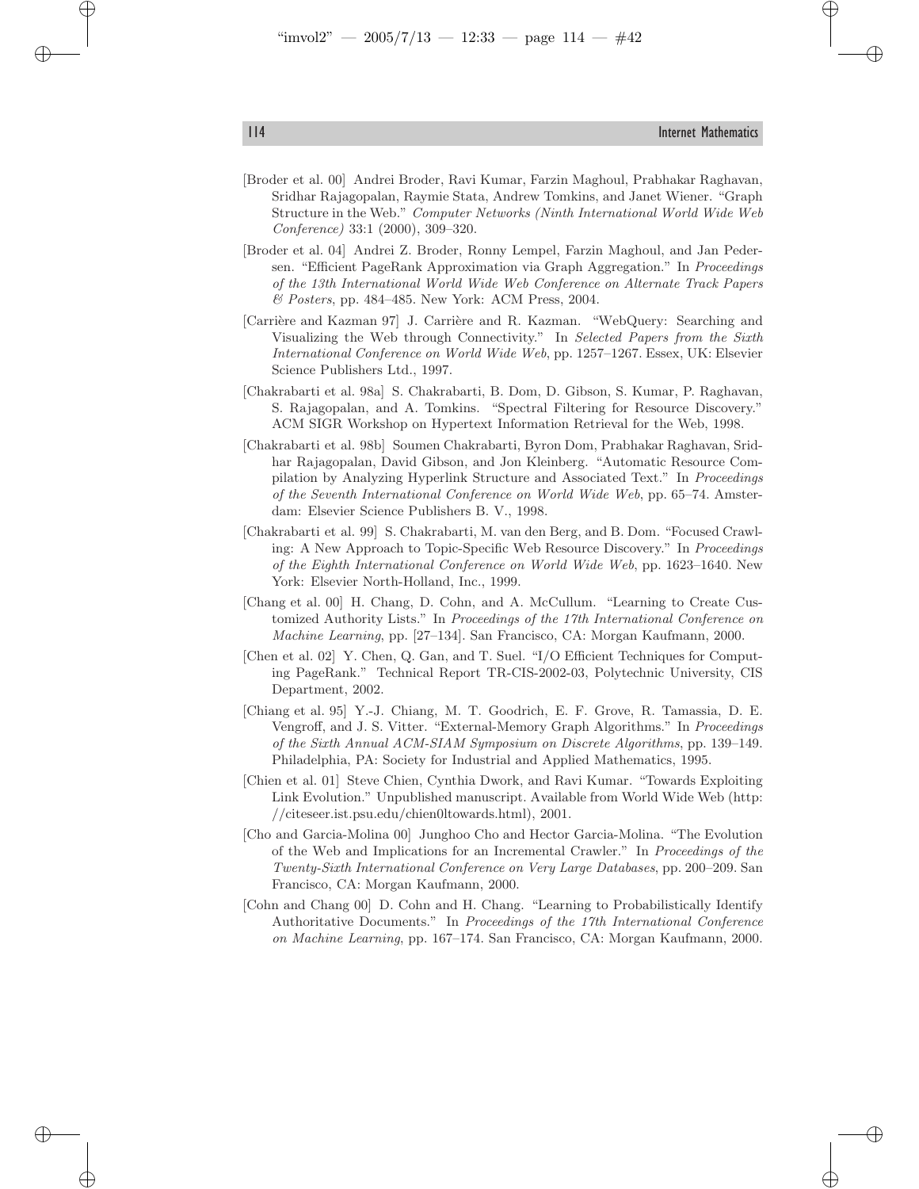[Broder et al. 00] Andrei Broder, Ravi Kumar, Farzin Maghoul, Prabhakar Raghavan, Sridhar Rajagopalan, Raymie Stata, Andrew Tomkins, and Janet Wiener. "Graph Structure in the Web." *Computer Networks (Ninth International World Wide Web Conference)* 33:1 (2000), 309–320.

[Broder et al. 04] Andrei Z. Broder, Ronny Lempel, Farzin Maghoul, and Jan Pedersen. "Efficient PageRank Approximation via Graph Aggregation." In *Proceedings of the 13th International World Wide Web Conference on Alternate Track Papers & Posters*, pp. 484–485. New York: ACM Press, 2004.

[Carrière and Kazman 97] J. Carrière and R. Kazman. "WebQuery: Searching and Visualizing the Web through Connectivity." In *Selected Papers from the Sixth International Conference on World Wide Web*, pp. 1257–1267. Essex, UK: Elsevier Science Publishers Ltd., 1997.

[Chakrabarti et al. 98a] S. Chakrabarti, B. Dom, D. Gibson, S. Kumar, P. Raghavan, S. Rajagopalan, and A. Tomkins. "Spectral Filtering for Resource Discovery." ACM SIGR Workshop on Hypertext Information Retrieval for the Web, 1998.

[Chakrabarti et al. 98b] Soumen Chakrabarti, Byron Dom, Prabhakar Raghavan, Sridhar Rajagopalan, David Gibson, and Jon Kleinberg. "Automatic Resource Compilation by Analyzing Hyperlink Structure and Associated Text." In *Proceedings of the Seventh International Conference on World Wide Web*, pp. 65–74. Amsterdam: Elsevier Science Publishers B. V., 1998.

[Chakrabarti et al. 99] S. Chakrabarti, M. van den Berg, and B. Dom. "Focused Crawling: A New Approach to Topic-Specific Web Resource Discovery." In *Proceedings of the Eighth International Conference on World Wide Web*, pp. 1623–1640. New York: Elsevier North-Holland, Inc., 1999.

[Chang et al. 00] H. Chang, D. Cohn, and A. McCullum. "Learning to Create Customized Authority Lists." In *Proceedings of the 17th International Conference on Machine Learning*, pp. [27–134]. San Francisco, CA: Morgan Kaufmann, 2000.

[Chen et al. 02] Y. Chen, Q. Gan, and T. Suel. "I/O Efficient Techniques for Computing PageRank." Technical Report TR-CIS-2002-03, Polytechnic University, CIS Department, 2002.

[Chiang et al. 95] Y.-J. Chiang, M. T. Goodrich, E. F. Grove, R. Tamassia, D. E. Vengroff, and J. S. Vitter. "External-Memory Graph Algorithms." In *Proceedings of the Sixth Annual ACM-SIAM Symposium on Discrete Algorithms*, pp. 139–149. Philadelphia, PA: Society for Industrial and Applied Mathematics, 1995.

[Chien et al. 01] Steve Chien, Cynthia Dwork, and Ravi Kumar. "Towards Exploiting Link Evolution." Unpublished manuscript. Available from World Wide Web (http://citeseer.ist.psu.edu/chien0ltowards.html), 2001.

[Cho and Garcia-Molina 00] Junghoo Cho and Hector Garcia-Molina. "The Evolution of the Web and Implications for an Incremental Crawler." In *Proceedings of the Twenty-Sixth International Conference on Very Large Databases*, pp. 200–209. San Francisco, CA: Morgan Kaufmann, 2000.

[Cohn and Chang 00] D. Cohn and H. Chang. "Learning to Probabilistically Identify Authoritative Documents." In *Proceedings of the 17th International Conference on Machine Learning*, pp. 167–174. San Francisco, CA: Morgan Kaufmann, 2000.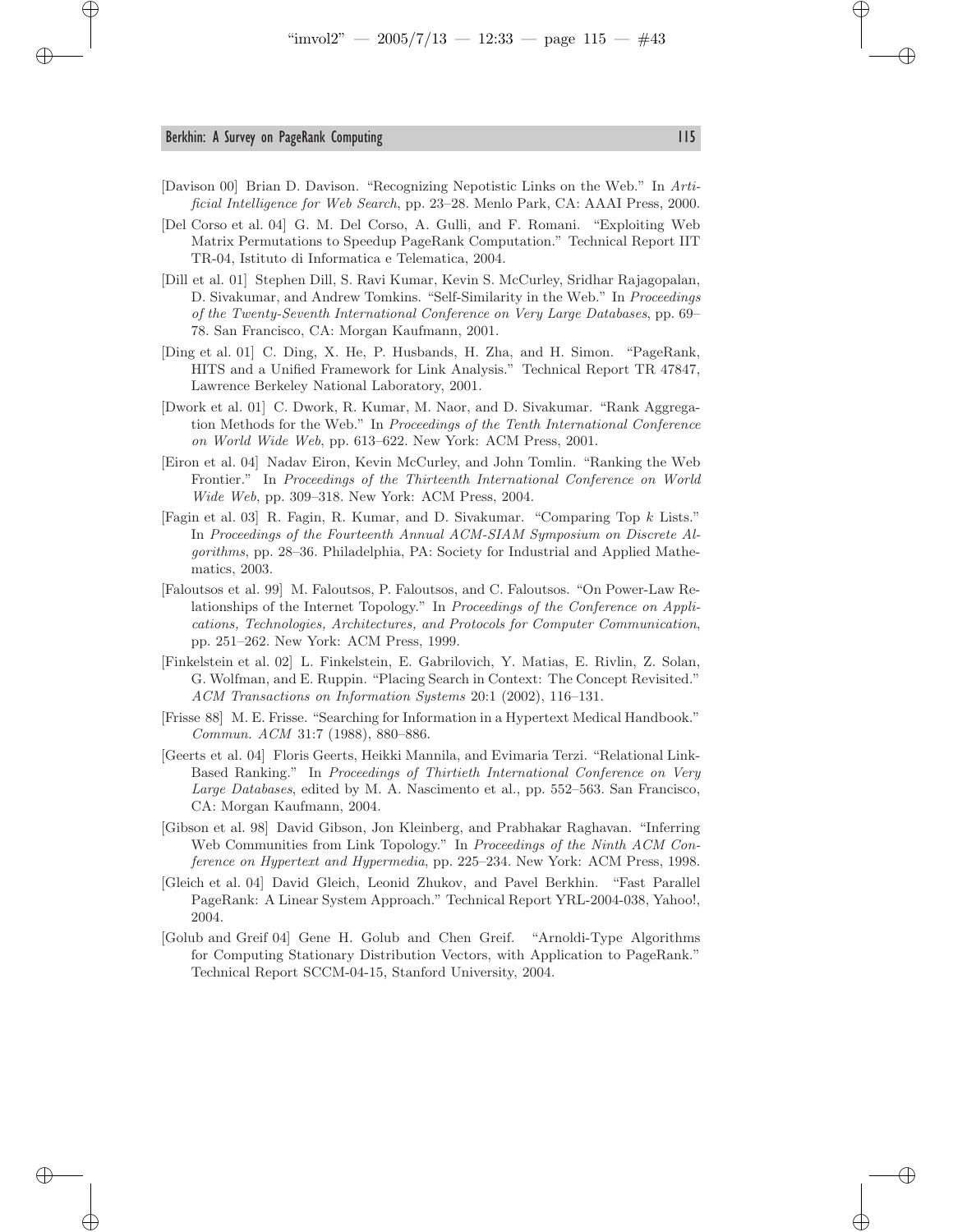[Davison 00] Brian D. Davison. "Recognizing Nepotistic Links on the Web." In *Artificial Intelligence for Web Search*, pp. 23–28. Menlo Park, CA: AAAI Press, 2000.

[Del Corso et al. 04] G. M. Del Corso, A. Gulli, and F. Romani. "Exploiting Web Matrix Permutations to Speedup PageRank Computation." Technical Report IIT TR-04, Istituto di Informatica e Telematica, 2004.

[Dill et al. 01] Stephen Dill, S. Ravi Kumar, Kevin S. McCurley, Sridhar Rajagopalan, D. Sivakumar, and Andrew Tomkins. "Self-Similarity in the Web." In *Proceedings of the Twenty-Seventh International Conference on Very Large Databases*, pp. 69–78. San Francisco, CA: Morgan Kaufmann, 2001.

[Ding et al. 01] C. Ding, X. He, P. Husbands, H. Zha, and H. Simon. "PageRank, HITS and a Unified Framework for Link Analysis." Technical Report TR 47847, Lawrence Berkeley National Laboratory, 2001.

[Dwork et al. 01] C. Dwork, R. Kumar, M. Naor, and D. Sivakumar. "Rank Aggregation Methods for the Web." In *Proceedings of the Tenth International Conference on World Wide Web*, pp. 613–622. New York: ACM Press, 2001.

[Eiron et al. 04] Nadav Eiron, Kevin McCurley, and John Tomlin. "Ranking the Web Frontier." In *Proceedings of the Thirteenth International Conference on World Wide Web*, pp. 309–318. New York: ACM Press, 2004.

[Fagin et al. 03] R. Fagin, R. Kumar, and D. Sivakumar. "Comparing Top $k$ Lists." In *Proceedings of the Fourteenth Annual ACM-SIAM Symposium on Discrete Algorithms*, pp. 28–36. Philadelphia, PA: Society for Industrial and Applied Mathematics, 2003.

[Faloutsos et al. 99] M. Faloutsos, P. Faloutsos, and C. Faloutsos. "On Power-Law Relationships of the Internet Topology." In *Proceedings of the Conference on Applications, Technologies, Architectures, and Protocols for Computer Communication*, pp. 251–262. New York: ACM Press, 1999.

[Finkelstein et al. 02] L. Finkelstein, E. Gabrilovich, Y. Matias, E. Rivlin, Z. Solan, G. Wolfman, and E. Ruppin. "Placing Search in Context: The Concept Revisited." *ACM Transactions on Information Systems* 20:1 (2002), 116–131.

[Frisse 88] M. E. Frisse. "Searching for Information in a Hypertext Medical Handbook." *Commun. ACM* 31:7 (1988), 880–886.

[Geerts et al. 04] Floris Geerts, Heikki Mannila, and Evimaria Terzi. "Relational Link-Based Ranking." In *Proceedings of Thirtieth International Conference on Very Large Databases*, edited by M. A. Nascimento et al., pp. 552–563. San Francisco, CA: Morgan Kaufmann, 2004.

[Gibson et al. 98] David Gibson, Jon Kleinberg, and Prabhakar Raghavan. "Inferring Web Communities from Link Topology." In *Proceedings of the Ninth ACM Conference on Hypertext and Hypermedia*, pp. 225–234. New York: ACM Press, 1998.

[Gleich et al. 04] David Gleich, Leonid Zhukov, and Pavel Berkhin. "Fast Parallel PageRank: A Linear System Approach." Technical Report YRL-2004-038, Yahoo!, 2004.

[Golub and Greif 04] Gene H. Golub and Chen Greif. "Arnoldi-Type Algorithms for Computing Stationary Distribution Vectors, with Application to PageRank." Technical Report SCCM-04-15, Stanford University, 2004.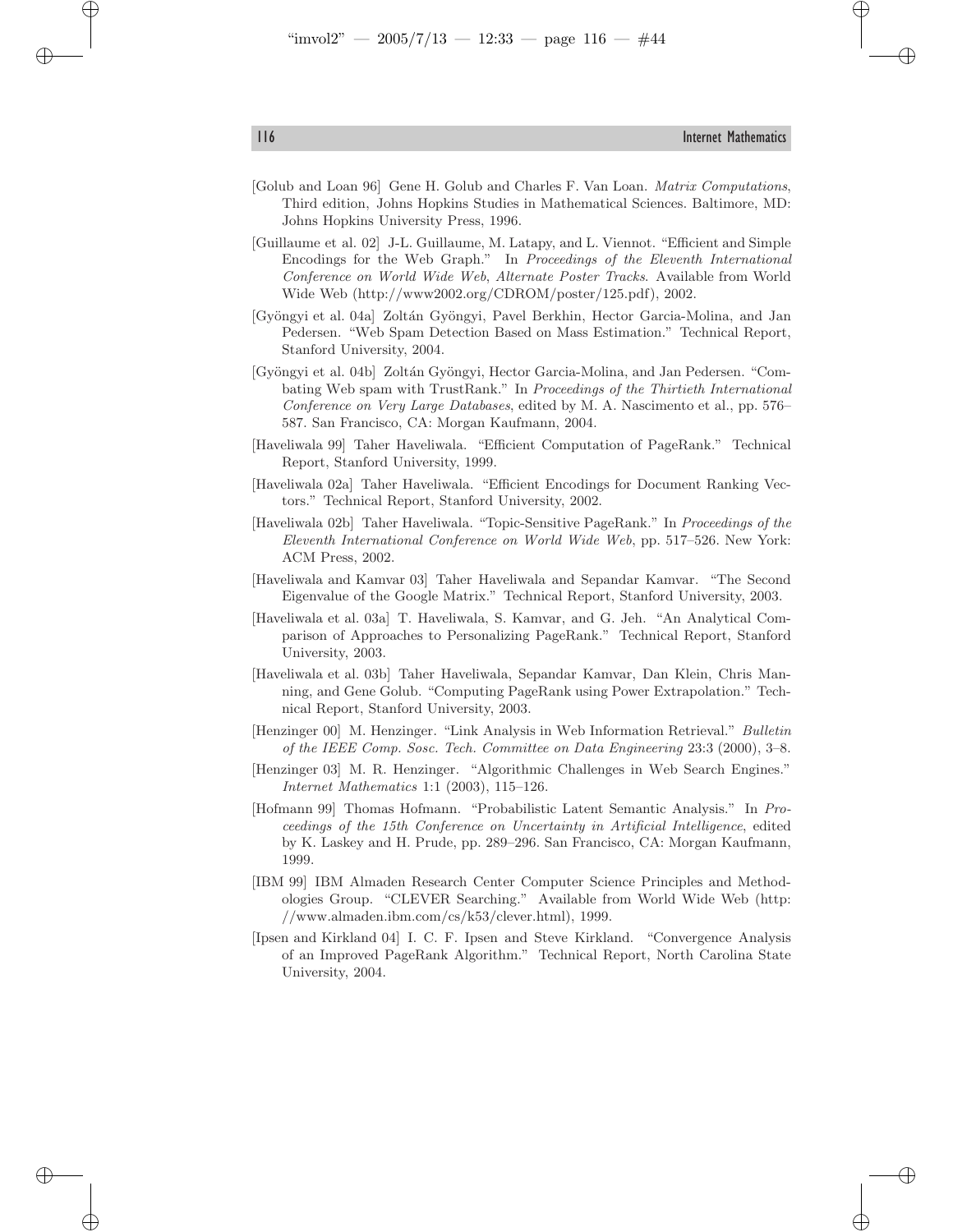[Golub and Loan 96] Gene H. Golub and Charles F. Van Loan. *Matrix Computations*, Third edition, Johns Hopkins Studies in Mathematical Sciences. Baltimore, MD: Johns Hopkins University Press, 1996.

[Guillaume et al. 02] J-L. Guillaume, M. Latapy, and L. Viennot. "Efficient and Simple Encodings for the Web Graph." In *Proceedings of the Eleventh International Conference on World Wide Web, Alternate Poster Tracks*. Available from World Wide Web (http://www2002.org/CDROM/poster/125.pdf), 2002.

[Gyöngyi et al. 04a] Zoltán Gyöngyi, Pavel Berkhin, Hector Garcia-Molina, and Jan Pedersen. "Web Spam Detection Based on Mass Estimation." Technical Report, Stanford University, 2004.

[Gyöngyi et al. 04b] Zoltán Gyöngyi, Hector Garcia-Molina, and Jan Pedersen. "Combating Web spam with TrustRank." In *Proceedings of the Thirtieth International Conference on Very Large Databases*, edited by M. A. Nascimento et al., pp. 576–587. San Francisco, CA: Morgan Kaufmann, 2004.

[Haveliwala 99] Taher Haveliwala. "Efficient Computation of PageRank." Technical Report, Stanford University, 1999.

[Haveliwala 02a] Taher Haveliwala. "Efficient Encodings for Document Ranking Vectors." Technical Report, Stanford University, 2002.

[Haveliwala 02b] Taher Haveliwala. "Topic-Sensitive PageRank." In *Proceedings of the Eleventh International Conference on World Wide Web*, pp. 517–526. New York: ACM Press, 2002.

[Haveliwala and Kamvar 03] Taher Haveliwala and Sepandar Kamvar. "The Second Eigenvalue of the Google Matrix." Technical Report, Stanford University, 2003.

[Haveliwala et al. 03a] T. Haveliwala, S. Kamvar, and G. Jeh. "An Analytical Comparison of Approaches to Personalizing PageRank." Technical Report, Stanford University, 2003.

[Haveliwala et al. 03b] Taher Haveliwala, Sepandar Kamvar, Dan Klein, Chris Manning, and Gene Golub. "Computing PageRank using Power Extrapolation." Technical Report, Stanford University, 2003.

[Henzinger 00] M. Henzinger. "Link Analysis in Web Information Retrieval." *Bulletin of the IEEE Comp. Sosc. Tech. Committee on Data Engineering* 23:3 (2000), 3–8.

[Henzinger 03] M. R. Henzinger. "Algorithmic Challenges in Web Search Engines." *Internet Mathematics* 1:1 (2003), 115–126.

[Hofmann 99] Thomas Hofmann. "Probabilistic Latent Semantic Analysis." In *Proceedings of the 15th Conference on Uncertainty in Artificial Intelligence*, edited by K. Laskey and H. Prude, pp. 289–296. San Francisco, CA: Morgan Kaufmann, 1999.

[IBM 99] IBM Almaden Research Center Computer Science Principles and Methodologies Group. "CLEVER Searching." Available from World Wide Web (http://www.almaden.ibm.com/cs/k53/clever.html), 1999.

[Ipsen and Kirkland 04] I. C. F. Ipsen and Steve Kirkland. "Convergence Analysis of an Improved PageRank Algorithm." Technical Report, North Carolina State University, 2004.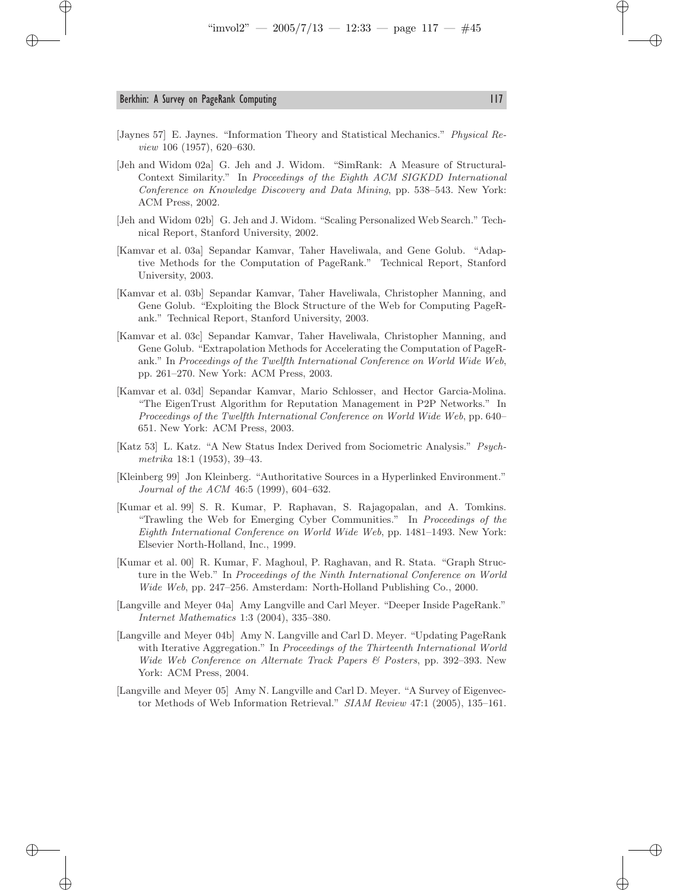[Jaynes 57] E. Jaynes. "Information Theory and Statistical Mechanics." *Physical Review* 106 (1957), 620–630.

[Jeh and Widom 02a] G. Jeh and J. Widom. "SimRank: A Measure of Structural-Context Similarity." In *Proceedings of the Eighth ACM SIGKDD International Conference on Knowledge Discovery and Data Mining*, pp. 538–543. New York: ACM Press, 2002.

[Jeh and Widom 02b] G. Jeh and J. Widom. "Scaling Personalized Web Search." Technical Report, Stanford University, 2002.

[Kamvar et al. 03a] Sepandar Kamvar, Taher Haveliwala, and Gene Golub. "Adaptive Methods for the Computation of PageRank." Technical Report, Stanford University, 2003.

[Kamvar et al. 03b] Sepandar Kamvar, Taher Haveliwala, Christopher Manning, and Gene Golub. "Exploiting the Block Structure of the Web for Computing PageRank." Technical Report, Stanford University, 2003.

[Kamvar et al. 03c] Sepandar Kamvar, Taher Haveliwala, Christopher Manning, and Gene Golub. "Extrapolation Methods for Accelerating the Computation of PageRank." In *Proceedings of the Twelfth International Conference on World Wide Web*, pp. 261–270. New York: ACM Press, 2003.

[Kamvar et al. 03d] Sepandar Kamvar, Mario Schlosser, and Hector Garcia-Molina. "The EigenTrust Algorithm for Reputation Management in P2P Networks." In *Proceedings of the Twelfth International Conference on World Wide Web*, pp. 640–651. New York: ACM Press, 2003.

[Katz 53] L. Katz. "A New Status Index Derived from Sociometric Analysis." *Psychmetrika* 18:1 (1953), 39–43.

[Kleinberg 99] Jon Kleinberg. "Authoritative Sources in a Hyperlinked Environment." *Journal of the ACM* 46:5 (1999), 604–632.

[Kumar et al. 99] S. R. Kumar, P. Raphavan, S. Rajagopalan, and A. Tomkins. "Trawling the Web for Emerging Cyber Communities." In *Proceedings of the Eighth International Conference on World Wide Web*, pp. 1481–1493. New York: Elsevier North-Holland, Inc., 1999.

[Kumar et al. 00] R. Kumar, F. Maghoul, P. Raghavan, and R. Stata. "Graph Structure in the Web." In *Proceedings of the Ninth International Conference on World Wide Web*, pp. 247–256. Amsterdam: North-Holland Publishing Co., 2000.

[Langville and Meyer 04a] Amy Langville and Carl Meyer. "Deeper Inside PageRank." *Internet Mathematics* 1:3 (2004), 335–380.

[Langville and Meyer 04b] Amy N. Langville and Carl D. Meyer. "Updating PageRank with Iterative Aggregation." In *Proceedings of the Thirteenth International World Wide Web Conference on Alternate Track Papers & Posters*, pp. 392–393. New York: ACM Press, 2004.

[Langville and Meyer 05] Amy N. Langville and Carl D. Meyer. "A Survey of Eigenvector Methods of Web Information Retrieval." *SIAM Review* 47:1 (2005), 135–161.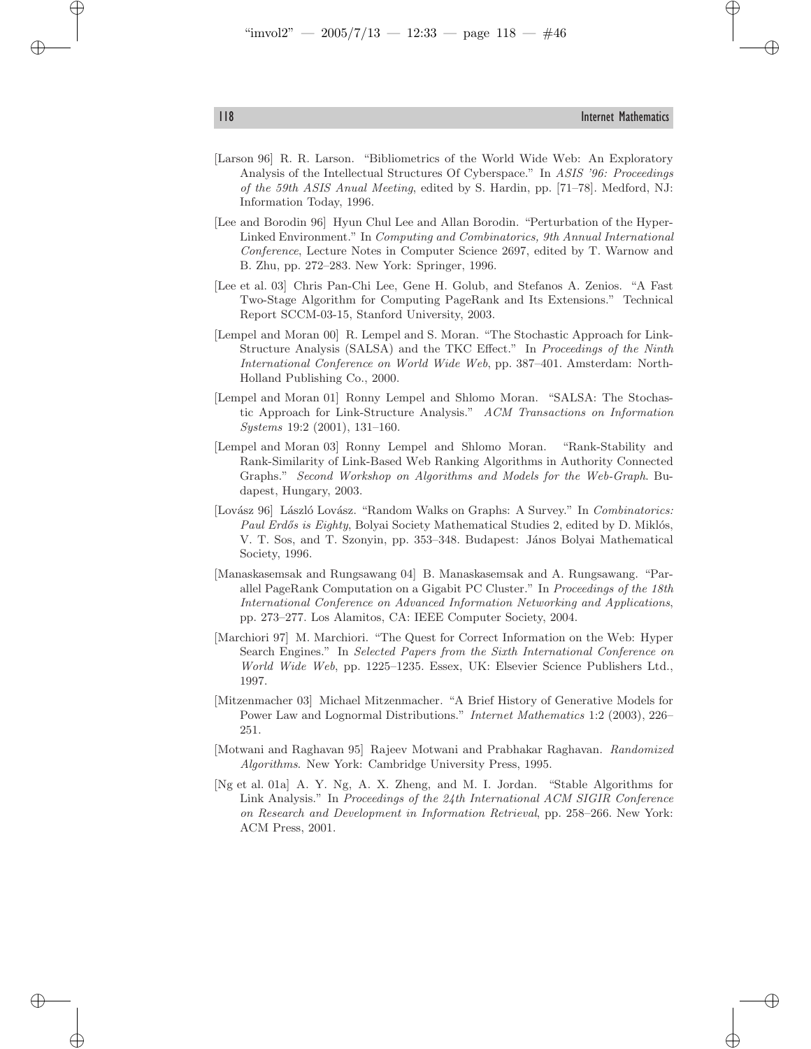[Larson 96] R. R. Larson. "Bibliometrics of the World Wide Web: An Exploratory Analysis of the Intellectual Structures Of Cyberspace." In *ASIS '96: Proceedings of the 59th ASIS Anual Meeting*, edited by S. Hardin, pp. [71–78]. Medford, NJ: Information Today, 1996.

[Lee and Borodin 96] Hyun Chul Lee and Allan Borodin. "Perturbation of the Hyper-Linked Environment." In *Computing and Combinatorics, 9th Annual International Conference*, Lecture Notes in Computer Science 2697, edited by T. Warnow and B. Zhu, pp. 272–283. New York: Springer, 1996.

[Lee et al. 03] Chris Pan-Chi Lee, Gene H. Golub, and Stefanos A. Zenios. "A Fast Two-Stage Algorithm for Computing PageRank and Its Extensions." Technical Report SCCM-03-15, Stanford University, 2003.

[Lempel and Moran 00] R. Lempel and S. Moran. "The Stochastic Approach for Link-Structure Analysis (SALSA) and the TKC Effect." In *Proceedings of the Ninth International Conference on World Wide Web*, pp. 387–401. Amsterdam: North-Holland Publishing Co., 2000.

[Lempel and Moran 01] Ronny Lempel and Shlomo Moran. "SALSA: The Stochastic Approach for Link-Structure Analysis." *ACM Transactions on Information Systems* 19:2 (2001), 131–160.

[Lempel and Moran 03] Ronny Lempel and Shlomo Moran. "Rank-Stability and Rank-Similarity of Link-Based Web Ranking Algorithms in Authority Connected Graphs." *Second Workshop on Algorithms and Models for the Web-Graph*. Budapest, Hungary, 2003.

[Lovász 96] László Lovász. "Random Walks on Graphs: A Survey." In *Combinatorics: Paul Erdős is Eighty*, Bolyai Society Mathematical Studies 2, edited by D. Miklós, V. T. Sos, and T. Szonyin, pp. 353–348. Budapest: János Bolyai Mathematical Society, 1996.

[Manaskasemsak and Rungsawang 04] B. Manaskasemsak and A. Rungsawang. "Parallel PageRank Computation on a Gigabit PC Cluster." In *Proceedings of the 18th International Conference on Advanced Information Networking and Applications*, pp. 273–277. Los Alamitos, CA: IEEE Computer Society, 2004.

[Marchiori 97] M. Marchiori. "The Quest for Correct Information on the Web: Hyper Search Engines." In *Selected Papers from the Sixth International Conference on World Wide Web*, pp. 1225–1235. Essex, UK: Elsevier Science Publishers Ltd., 1997.

[Mitzenmacher 03] Michael Mitzenmacher. "A Brief History of Generative Models for Power Law and Lognormal Distributions." *Internet Mathematics* 1:2 (2003), 226–251.

[Motwani and Raghavan 95] Rajeev Motwani and Prabhakar Raghavan. *Randomized Algorithms*. New York: Cambridge University Press, 1995.

[Ng et al. 01a] A. Y. Ng, A. X. Zheng, and M. I. Jordan. "Stable Algorithms for Link Analysis." In *Proceedings of the 24th International ACM SIGIR Conference on Research and Development in Information Retrieval*, pp. 258–266. New York: ACM Press, 2001.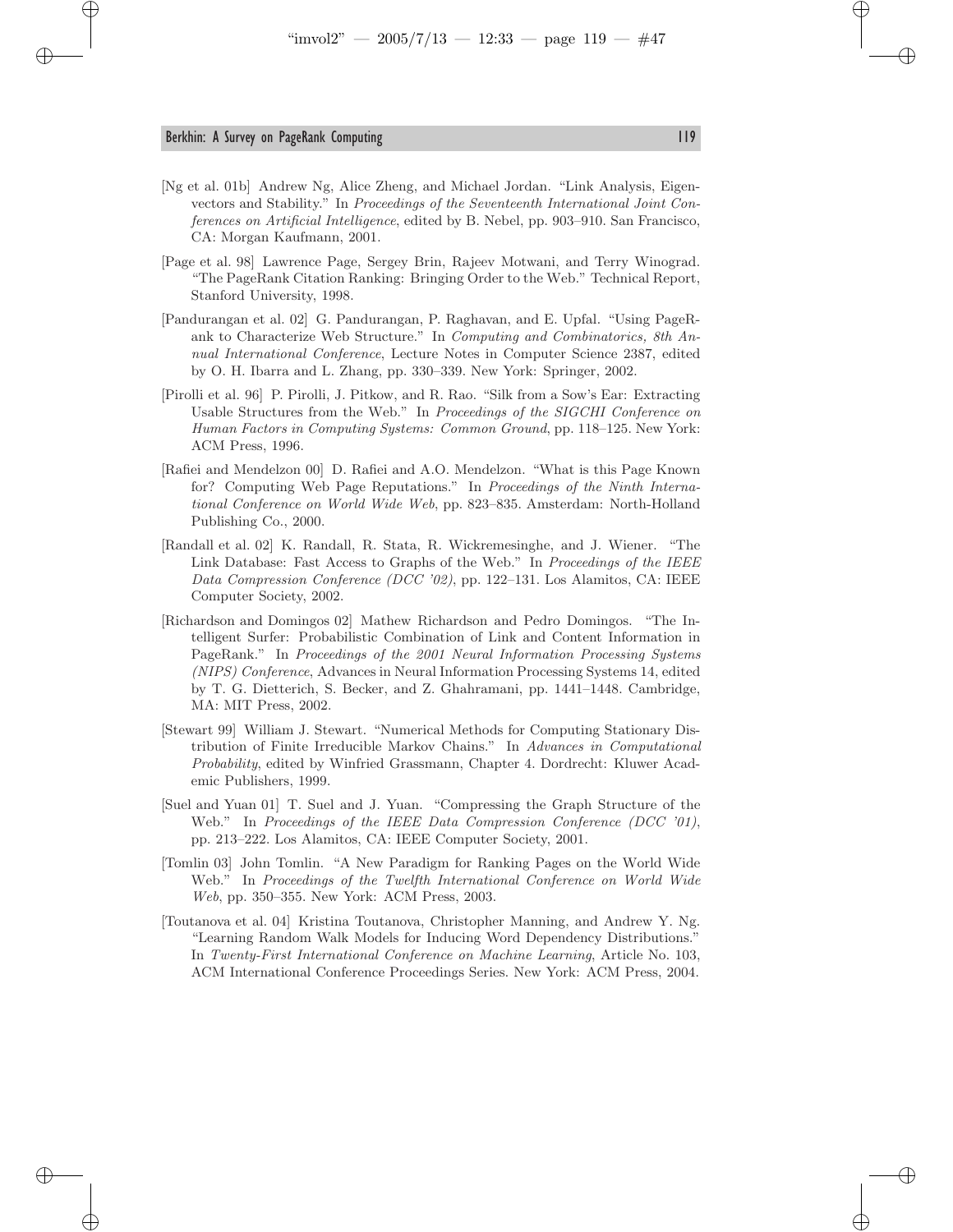[Ng et al. 01b] Andrew Ng, Alice Zheng, and Michael Jordan. "Link Analysis, Eigenvectors and Stability." In *Proceedings of the Seventeenth International Joint Conferences on Artificial Intelligence*, edited by B. Nebel, pp. 903–910. San Francisco, CA: Morgan Kaufmann, 2001.

[Page et al. 98] Lawrence Page, Sergey Brin, Rajeev Motwani, and Terry Winograd. "The PageRank Citation Ranking: Bringing Order to the Web." Technical Report, Stanford University, 1998.

[Pandurangan et al. 02] G. Pandurangan, P. Raghavan, and E. Upfal. "Using PageRank to Characterize Web Structure." In *Computing and Combinatorics, 8th Annual International Conference*, Lecture Notes in Computer Science 2387, edited by O. H. Ibarra and L. Zhang, pp. 330–339. New York: Springer, 2002.

[Pirolli et al. 96] P. Pirolli, J. Pitkow, and R. Rao. "Silk from a Sow's Ear: Extracting Usable Structures from the Web." In *Proceedings of the SIGCHI Conference on Human Factors in Computing Systems: Common Ground*, pp. 118–125. New York: ACM Press, 1996.

[Rafiei and Mendelzon 00] D. Rafiei and A.O. Mendelzon. "What is this Page Known for? Computing Web Page Reputations." In *Proceedings of the Ninth International Conference on World Wide Web*, pp. 823–835. Amsterdam: North-Holland Publishing Co., 2000.

[Randall et al. 02] K. Randall, R. Stata, R. Wickremesinghe, and J. Wiener. "The Link Database: Fast Access to Graphs of the Web." In *Proceedings of the IEEE Data Compression Conference (DCC '02)*, pp. 122–131. Los Alamitos, CA: IEEE Computer Society, 2002.

[Richardson and Domingos 02] Mathew Richardson and Pedro Domingos. "The Intelligent Surfer: Probabilistic Combination of Link and Content Information in PageRank." In *Proceedings of the 2001 Neural Information Processing Systems (NIPS) Conference*, Advances in Neural Information Processing Systems 14, edited by T. G. Dietterich, S. Becker, and Z. Ghahramani, pp. 1441–1448. Cambridge, MA: MIT Press, 2002.

[Stewart 99] William J. Stewart. "Numerical Methods for Computing Stationary Distribution of Finite Irreducible Markov Chains." In *Advances in Computational Probability*, edited by Winfried Grassmann, Chapter 4. Dordrecht: Kluwer Academic Publishers, 1999.

[Suel and Yuan 01] T. Suel and J. Yuan. "Compressing the Graph Structure of the Web." In *Proceedings of the IEEE Data Compression Conference (DCC '01)*, pp. 213–222. Los Alamitos, CA: IEEE Computer Society, 2001.

[Tomlin 03] John Tomlin. "A New Paradigm for Ranking Pages on the World Wide Web." In *Proceedings of the Twelfth International Conference on World Wide Web*, pp. 350–355. New York: ACM Press, 2003.

[Toutanova et al. 04] Kristina Toutanova, Christopher Manning, and Andrew Y. Ng. "Learning Random Walk Models for Inducing Word Dependency Distributions." In *Twenty-First International Conference on Machine Learning*, Article No. 103, ACM International Conference Proceedings Series. New York: ACM Press, 2004.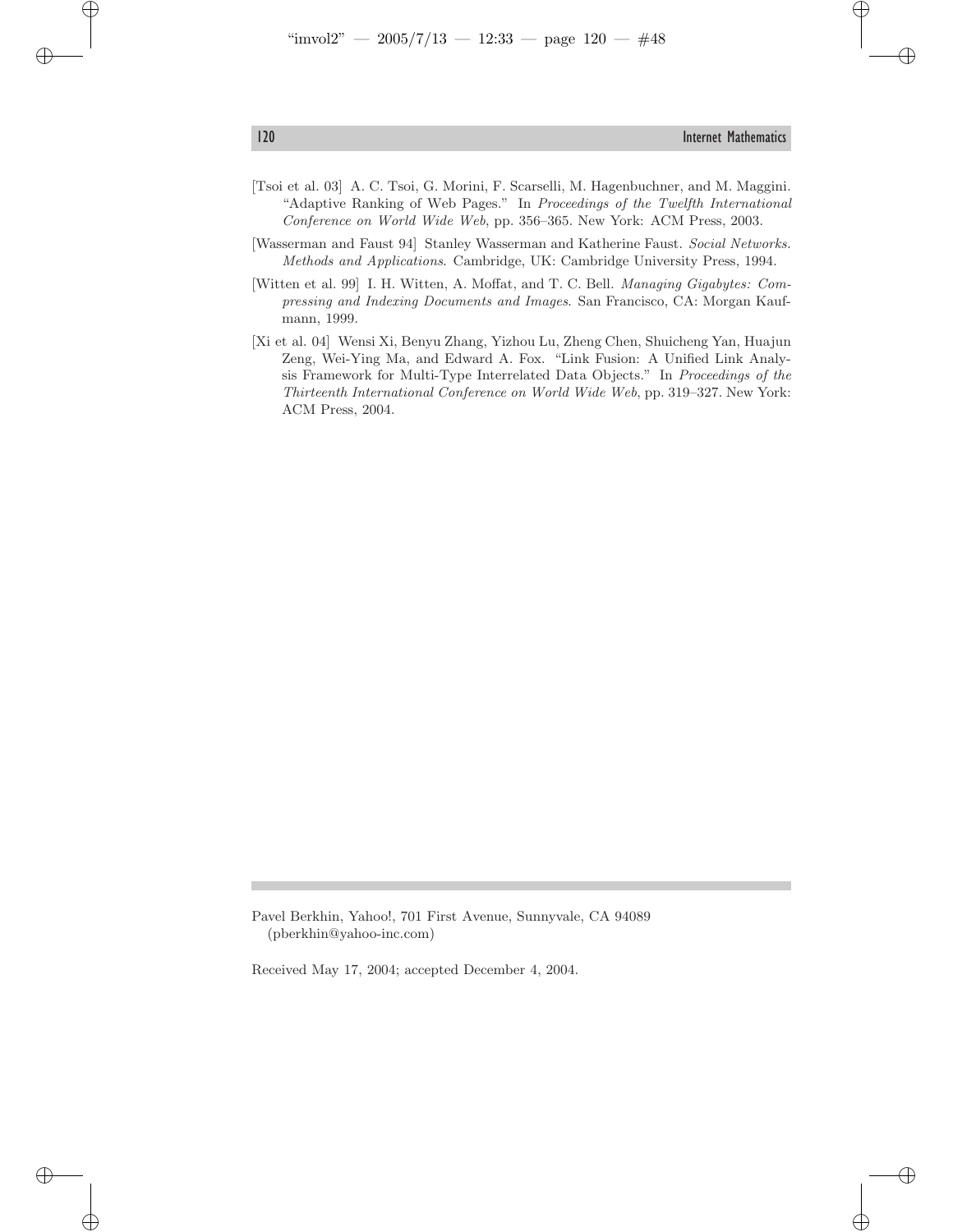[Tsoi et al. 03] A. C. Tsoi, G. Morini, F. Scarselli, M. Hagenbuchner, and M. Maggini. "Adaptive Ranking of Web Pages." In *Proceedings of the Twelfth International Conference on World Wide Web*, pp. 356–365. New York: ACM Press, 2003.

[Wasserman and Faust 94] Stanley Wasserman and Katherine Faust. *Social Networks. Methods and Applications*. Cambridge, UK: Cambridge University Press, 1994.

[Witten et al. 99] I. H. Witten, A. Moffat, and T. C. Bell. *Managing Gigabytes: Compressing and Indexing Documents and Images*. San Francisco, CA: Morgan Kaufmann, 1999.

[Xi et al. 04] Wensi Xi, Benyu Zhang, Yizhou Lu, Zheng Chen, Shuicheng Yan, Huajun Zeng, Wei-Ying Ma, and Edward A. Fox. "Link Fusion: A Unified Link Analysis Framework for Multi-Type Interrelated Data Objects." In *Proceedings of the Thirteenth International Conference on World Wide Web*, pp. 319–327. New York: ACM Press, 2004.

---

Pavel Berkhin, Yahoo!, 701 First Avenue, Sunnyvale, CA 94089 (pberkhin@yahoo-inc.com)

Received May 17, 2004; accepted December 4, 2004.